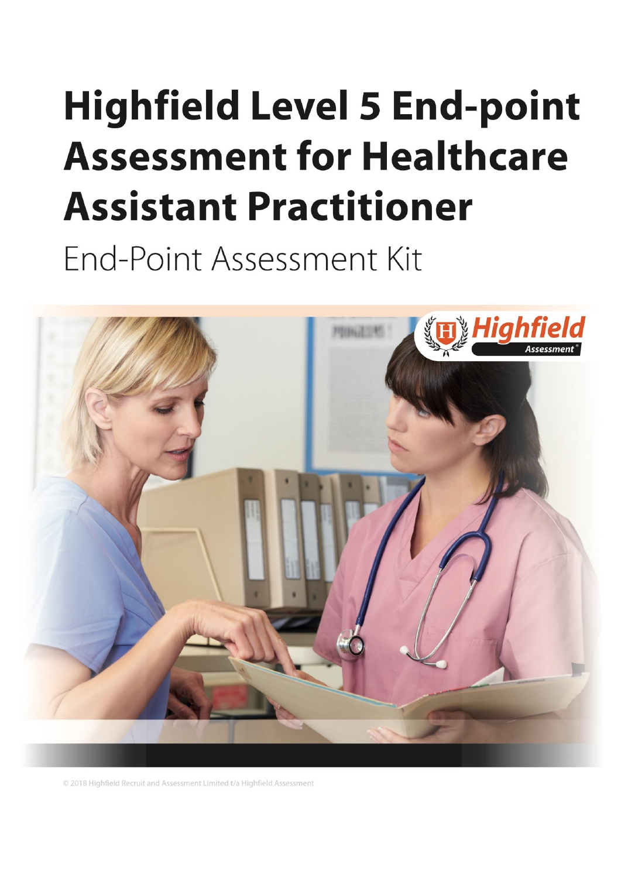# Highfield Level 5 End-point Assessment for Healthcare Assistant Practitioner

End-Point Assessment Kit

© 2018 Highfield Recruit and Assessment Limited t/a Highfield Assessment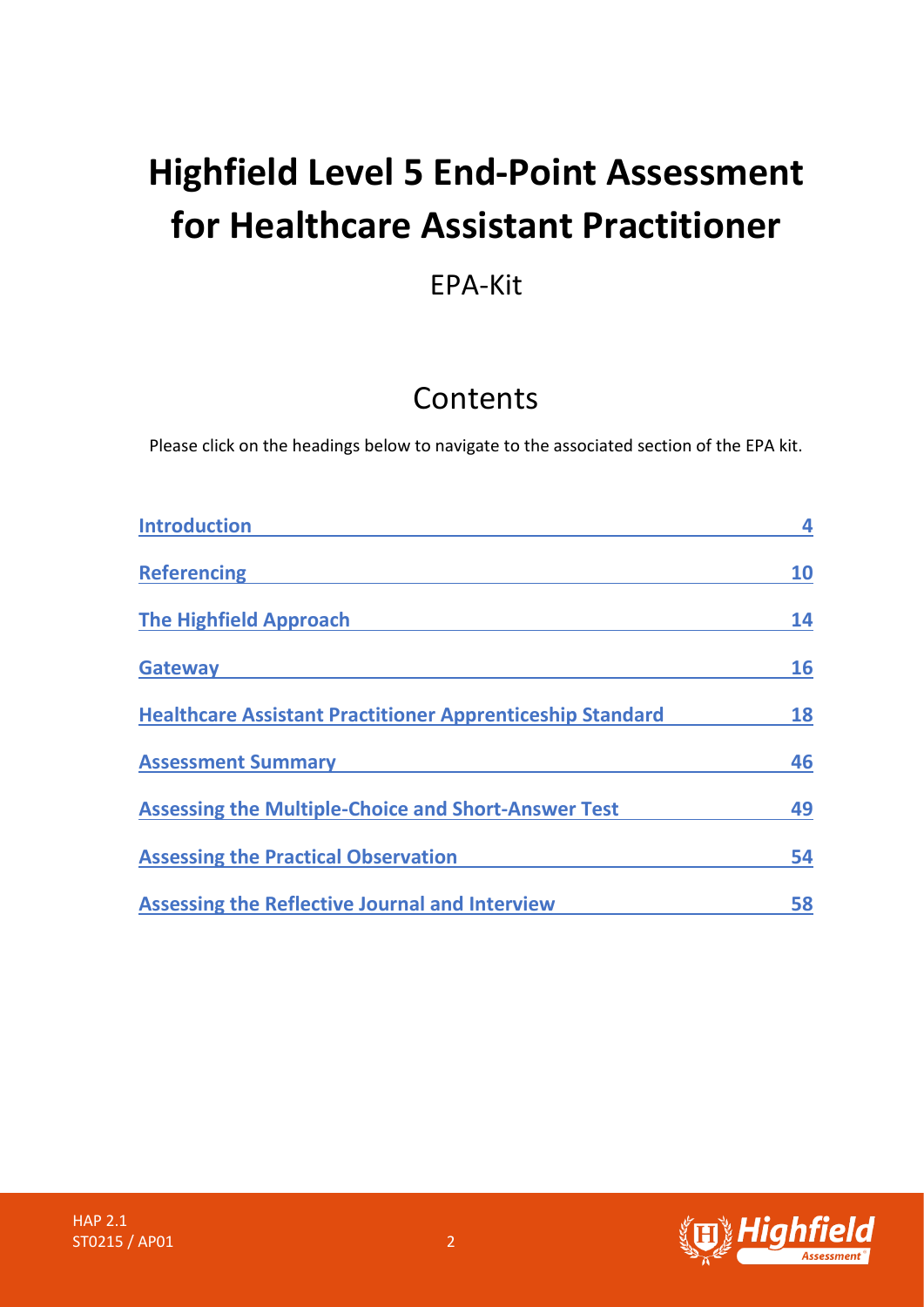# Highfield Level 5 End-Point Assessment for Healthcare Assistant Practitioner

EPA-Kit

## Contents

Please click on the headings below to navigate to the associated section of the EPA kit.

| | |
|---|---|
| Introduction | 4 |
| Referencing | 10 |
| The Highfield Approach | 14 |
| Gateway | 16 |
| Healthcare Assistant Practitioner Apprenticeship Standard | 18 |
| Assessment Summary | 46 |
| Assessing the Multiple-Choice and Short-Answer Test | 49 |
| Assessing the Practical Observation | 54 |
| Assessing the Reflective Journal and Interview | 58 |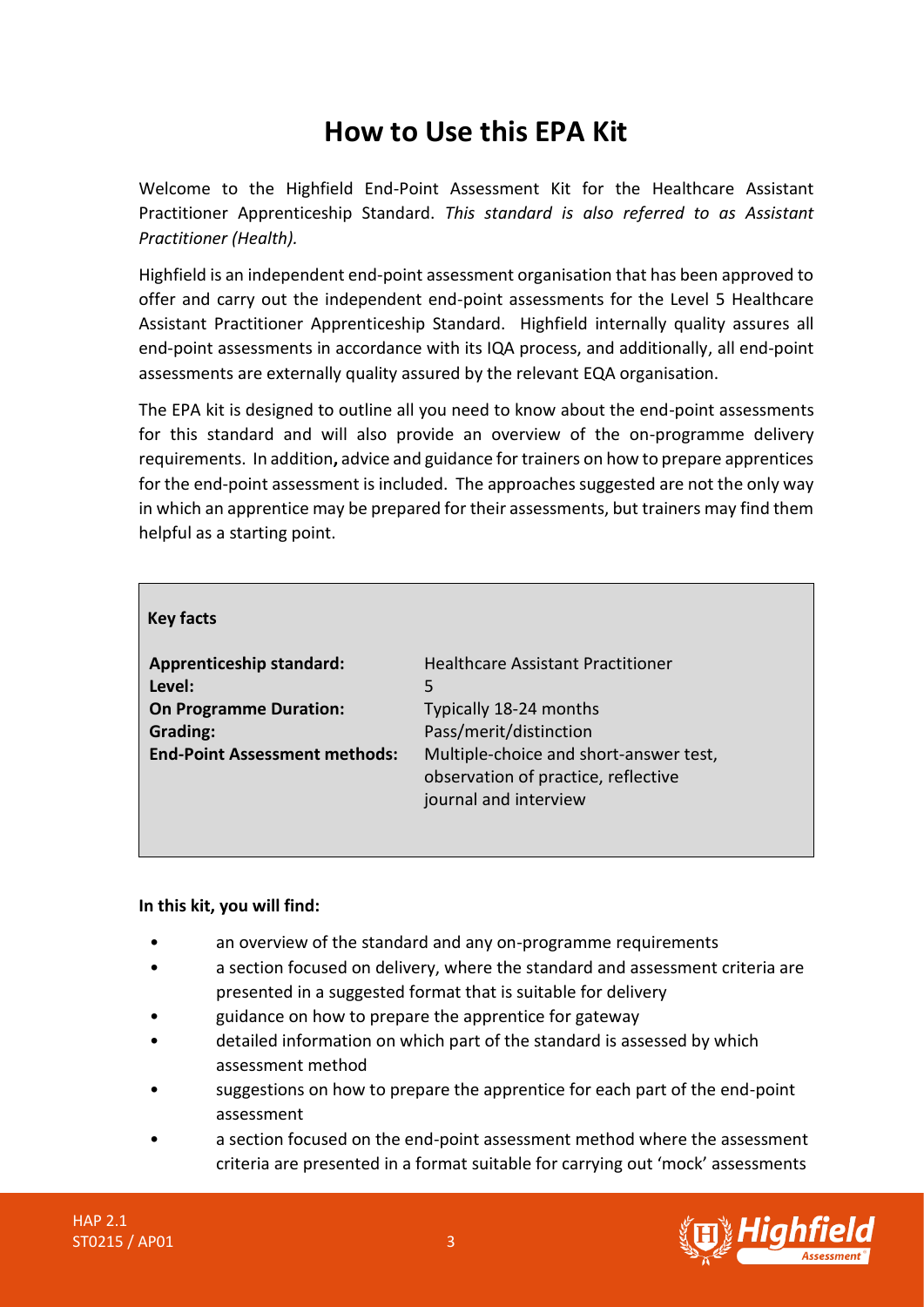# How to Use this EPA Kit

Welcome to the Highfield End-Point Assessment Kit for the Healthcare Assistant Practitioner Apprenticeship Standard. *This standard is also referred to as Assistant Practitioner (Health).*

Highfield is an independent end-point assessment organisation that has been approved to offer and carry out the independent end-point assessments for the Level 5 Healthcare Assistant Practitioner Apprenticeship Standard. Highfield internally quality assures all end-point assessments in accordance with its IQA process, and additionally, all end-point assessments are externally quality assured by the relevant EQA organisation.

The EPA kit is designed to outline all you need to know about the end-point assessments for this standard and will also provide an overview of the on-programme delivery requirements. In addition**,** advice and guidance for trainers on how to prepare apprentices for the end-point assessment is included. The approaches suggested are not the only way in which an apprentice may be prepared for their assessments, but trainers may find them helpful as a starting point.

**Key facts**

| | |
|---|---|
| **Apprenticeship standard:** | Healthcare Assistant Practitioner |
| **Level:** | 5 |
| **On Programme Duration:** | Typically 18-24 months |
| **Grading:** | Pass/merit/distinction |
| **End-Point Assessment methods:** | Multiple-choice and short-answer test, observation of practice, reflective journal and interview |

**In this kit, you will find:**

- an overview of the standard and any on-programme requirements
- a section focused on delivery, where the standard and assessment criteria are presented in a suggested format that is suitable for delivery
- guidance on how to prepare the apprentice for gateway
- detailed information on which part of the standard is assessed by which assessment method
- suggestions on how to prepare the apprentice for each part of the end-point assessment
- a section focused on the end-point assessment method where the assessment criteria are presented in a format suitable for carrying out 'mock' assessments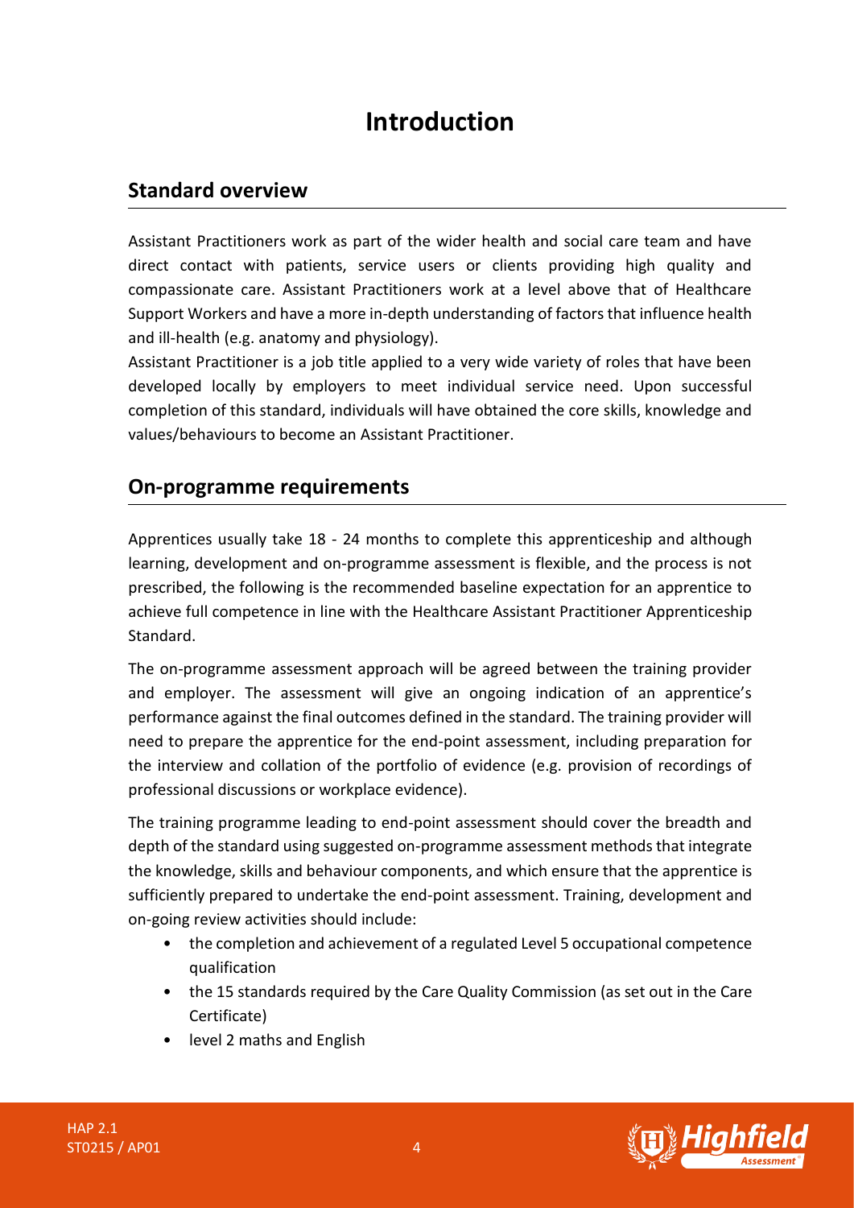# Introduction

## Standard overview

Assistant Practitioners work as part of the wider health and social care team and have direct contact with patients, service users or clients providing high quality and compassionate care. Assistant Practitioners work at a level above that of Healthcare Support Workers and have a more in-depth understanding of factors that influence health and ill-health (e.g. anatomy and physiology).

Assistant Practitioner is a job title applied to a very wide variety of roles that have been developed locally by employers to meet individual service need. Upon successful completion of this standard, individuals will have obtained the core skills, knowledge and values/behaviours to become an Assistant Practitioner.

## On-programme requirements

Apprentices usually take 18 - 24 months to complete this apprenticeship and although learning, development and on-programme assessment is flexible, and the process is not prescribed, the following is the recommended baseline expectation for an apprentice to achieve full competence in line with the Healthcare Assistant Practitioner Apprenticeship Standard.

The on-programme assessment approach will be agreed between the training provider and employer. The assessment will give an ongoing indication of an apprentice's performance against the final outcomes defined in the standard. The training provider will need to prepare the apprentice for the end-point assessment, including preparation for the interview and collation of the portfolio of evidence (e.g. provision of recordings of professional discussions or workplace evidence).

The training programme leading to end-point assessment should cover the breadth and depth of the standard using suggested on-programme assessment methods that integrate the knowledge, skills and behaviour components, and which ensure that the apprentice is sufficiently prepared to undertake the end-point assessment. Training, development and on-going review activities should include:

- the completion and achievement of a regulated Level 5 occupational competence qualification
- the 15 standards required by the Care Quality Commission (as set out in the Care Certificate)
- level 2 maths and English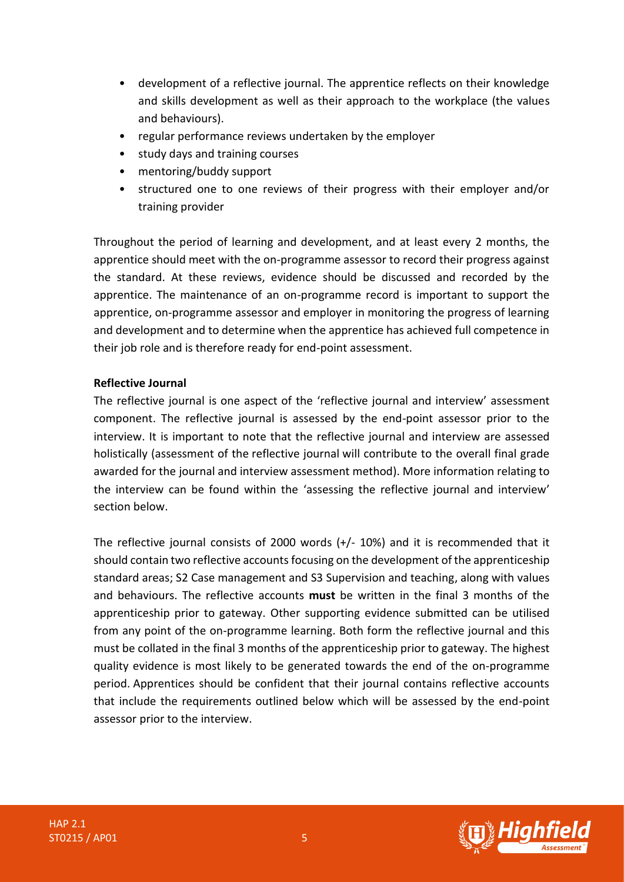- development of a reflective journal. The apprentice reflects on their knowledge and skills development as well as their approach to the workplace (the values and behaviours).
- regular performance reviews undertaken by the employer
- study days and training courses
- mentoring/buddy support
- structured one to one reviews of their progress with their employer and/or training provider

Throughout the period of learning and development, and at least every 2 months, the apprentice should meet with the on-programme assessor to record their progress against the standard. At these reviews, evidence should be discussed and recorded by the apprentice. The maintenance of an on-programme record is important to support the apprentice, on-programme assessor and employer in monitoring the progress of learning and development and to determine when the apprentice has achieved full competence in their job role and is therefore ready for end-point assessment.

**Reflective Journal**

The reflective journal is one aspect of the 'reflective journal and interview' assessment component. The reflective journal is assessed by the end-point assessor prior to the interview. It is important to note that the reflective journal and interview are assessed holistically (assessment of the reflective journal will contribute to the overall final grade awarded for the journal and interview assessment method). More information relating to the interview can be found within the 'assessing the reflective journal and interview' section below.

The reflective journal consists of 2000 words (+/- 10%) and it is recommended that it should contain two reflective accounts focusing on the development of the apprenticeship standard areas; S2 Case management and S3 Supervision and teaching, along with values and behaviours. The reflective accounts **must** be written in the final 3 months of the apprenticeship prior to gateway. Other supporting evidence submitted can be utilised from any point of the on-programme learning. Both form the reflective journal and this must be collated in the final 3 months of the apprenticeship prior to gateway. The highest quality evidence is most likely to be generated towards the end of the on-programme period. Apprentices should be confident that their journal contains reflective accounts that include the requirements outlined below which will be assessed by the end-point assessor prior to the interview.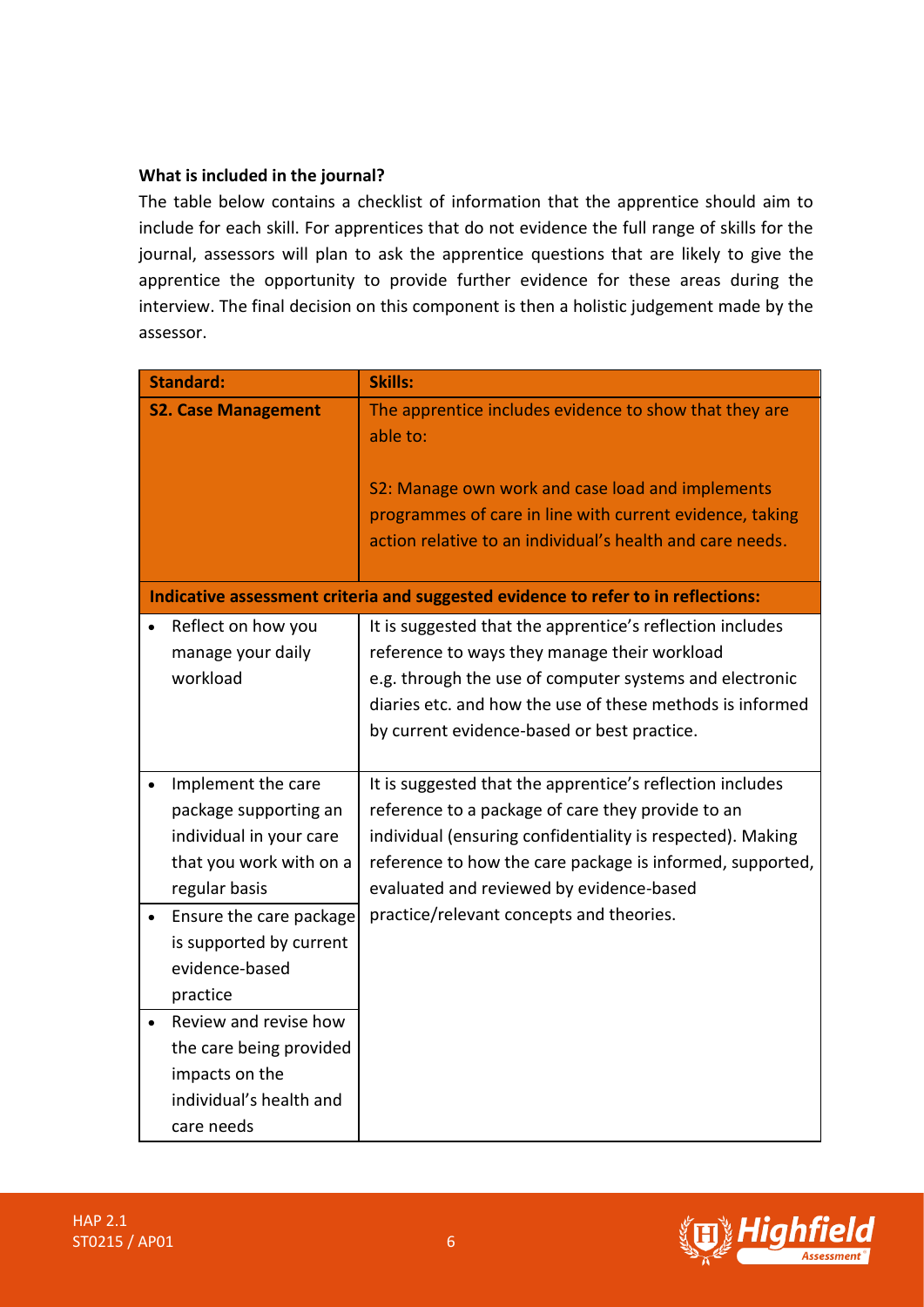**What is included in the journal?**

The table below contains a checklist of information that the apprentice should aim to include for each skill. For apprentices that do not evidence the full range of skills for the journal, assessors will plan to ask the apprentice questions that are likely to give the apprentice the opportunity to provide further evidence for these areas during the interview. The final decision on this component is then a holistic judgement made by the assessor.

| **Standard:** | **Skills:** |
|---|---|
| **S2. Case Management** | The apprentice includes evidence to show that they are able to:<br><br>S2: Manage own work and case load and implements programmes of care in line with current evidence, taking action relative to an individual's health and care needs. |
| **Indicative assessment criteria and suggested evidence to refer to in reflections:** | |
| • Reflect on how you manage your daily workload | It is suggested that the apprentice's reflection includes reference to ways they manage their workload e.g. through the use of computer systems and electronic diaries etc. and how the use of these methods is informed by current evidence-based or best practice. |
| • Implement the care package supporting an individual in your care that you work with on a regular basis<br>• Ensure the care package is supported by current evidence-based practice<br>• Review and revise how the care being provided impacts on the individual's health and care needs | It is suggested that the apprentice's reflection includes reference to a package of care they provide to an individual (ensuring confidentiality is respected). Making reference to how the care package is informed, supported, evaluated and reviewed by evidence-based practice/relevant concepts and theories. |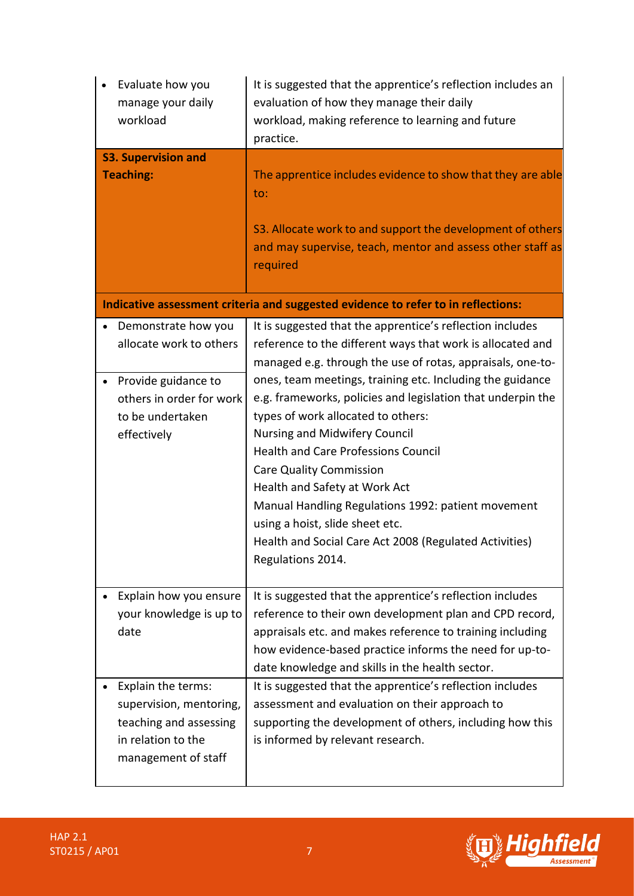| | |
|---|---|
| • Evaluate how you manage your daily workload | It is suggested that the apprentice's reflection includes an evaluation of how they manage their daily workload, making reference to learning and future practice. |
| **S3. Supervision and Teaching:** | The apprentice includes evidence to show that they are able to:<br><br>S3. Allocate work to and support the development of others and may supervise, teach, mentor and assess other staff as required |
| **Indicative assessment criteria and suggested evidence to refer to in reflections:** | |
| • Demonstrate how you allocate work to others<br><br>• Provide guidance to others in order for work to be undertaken effectively | It is suggested that the apprentice's reflection includes reference to the different ways that work is allocated and managed e.g. through the use of rotas, appraisals, one-to-ones, team meetings, training etc. Including the guidance e.g. frameworks, policies and legislation that underpin the types of work allocated to others:<br>Nursing and Midwifery Council<br>Health and Care Professions Council<br>Care Quality Commission<br>Health and Safety at Work Act<br>Manual Handling Regulations 1992: patient movement using a hoist, slide sheet etc.<br>Health and Social Care Act 2008 (Regulated Activities) Regulations 2014. |
| • Explain how you ensure your knowledge is up to date | It is suggested that the apprentice's reflection includes reference to their own development plan and CPD record, appraisals etc. and makes reference to training including how evidence-based practice informs the need for up-to-date knowledge and skills in the health sector. |
| • Explain the terms: supervision, mentoring, teaching and assessing in relation to the management of staff | It is suggested that the apprentice's reflection includes assessment and evaluation on their approach to supporting the development of others, including how this is informed by relevant research. |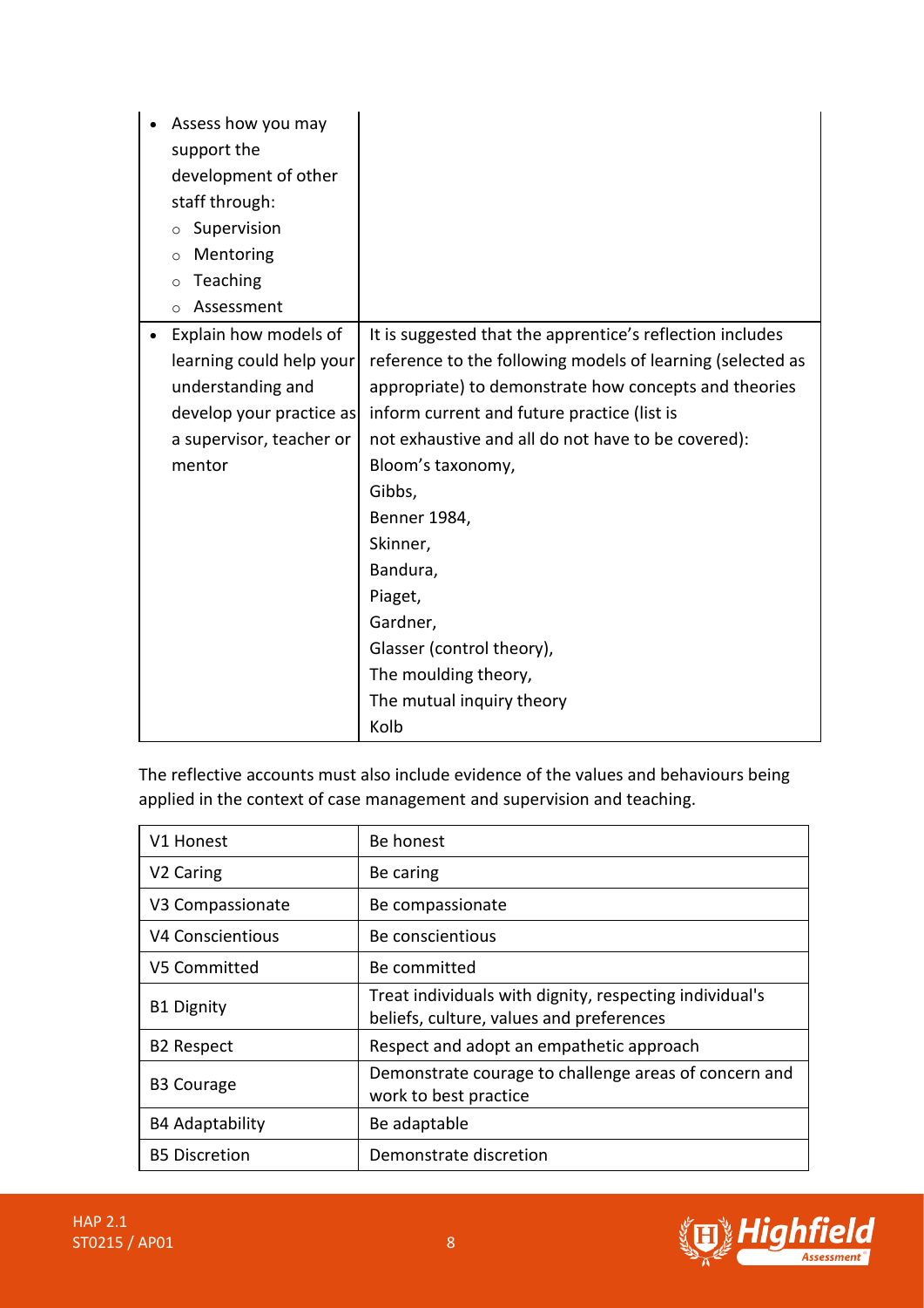| | |
|---|---|
| • Assess how you may support the development of other staff through:<br>○ Supervision<br>○ Mentoring<br>○ Teaching<br>○ Assessment | |
| • Explain how models of learning could help your understanding and develop your practice as a supervisor, teacher or mentor | It is suggested that the apprentice's reflection includes reference to the following models of learning (selected as appropriate) to demonstrate how concepts and theories inform current and future practice (list is not exhaustive and all do not have to be covered):<br>Bloom's taxonomy,<br>Gibbs,<br>Benner 1984,<br>Skinner,<br>Bandura,<br>Piaget,<br>Gardner,<br>Glasser (control theory),<br>The moulding theory,<br>The mutual inquiry theory<br>Kolb |

The reflective accounts must also include evidence of the values and behaviours being applied in the context of case management and supervision and teaching.

| | |
|---|---|
| V1 Honest | Be honest |
| V2 Caring | Be caring |
| V3 Compassionate | Be compassionate |
| V4 Conscientious | Be conscientious |
| V5 Committed | Be committed |
| B1 Dignity | Treat individuals with dignity, respecting individual's beliefs, culture, values and preferences |
| B2 Respect | Respect and adopt an empathetic approach |
| B3 Courage | Demonstrate courage to challenge areas of concern and work to best practice |
| B4 Adaptability | Be adaptable |
| B5 Discretion | Demonstrate discretion |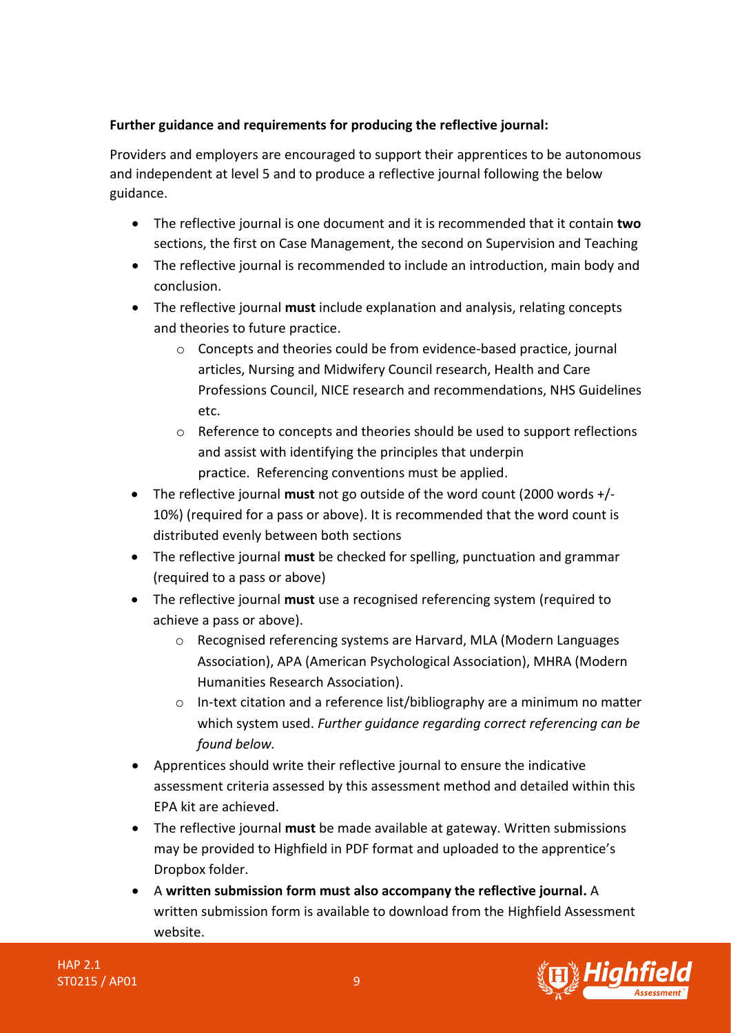**Further guidance and requirements for producing the reflective journal:**

Providers and employers are encouraged to support their apprentices to be autonomous and independent at level 5 and to produce a reflective journal following the below guidance.

- The reflective journal is one document and it is recommended that it contain **two** sections, the first on Case Management, the second on Supervision and Teaching
- The reflective journal is recommended to include an introduction, main body and conclusion.
- The reflective journal **must** include explanation and analysis, relating concepts and theories to future practice.
  - Concepts and theories could be from evidence-based practice, journal articles, Nursing and Midwifery Council research, Health and Care Professions Council, NICE research and recommendations, NHS Guidelines etc.
  - Reference to concepts and theories should be used to support reflections and assist with identifying the principles that underpin practice. Referencing conventions must be applied.
- The reflective journal **must** not go outside of the word count (2000 words +/- 10%) (required for a pass or above). It is recommended that the word count is distributed evenly between both sections
- The reflective journal **must** be checked for spelling, punctuation and grammar (required to a pass or above)
- The reflective journal **must** use a recognised referencing system (required to achieve a pass or above).
  - Recognised referencing systems are Harvard, MLA (Modern Languages Association), APA (American Psychological Association), MHRA (Modern Humanities Research Association).
  - In-text citation and a reference list/bibliography are a minimum no matter which system used. *Further guidance regarding correct referencing can be found below.*
- Apprentices should write their reflective journal to ensure the indicative assessment criteria assessed by this assessment method and detailed within this EPA kit are achieved.
- The reflective journal **must** be made available at gateway. Written submissions may be provided to Highfield in PDF format and uploaded to the apprentice's Dropbox folder.
- A **written submission form must also accompany the reflective journal.** A written submission form is available to download from the Highfield Assessment website.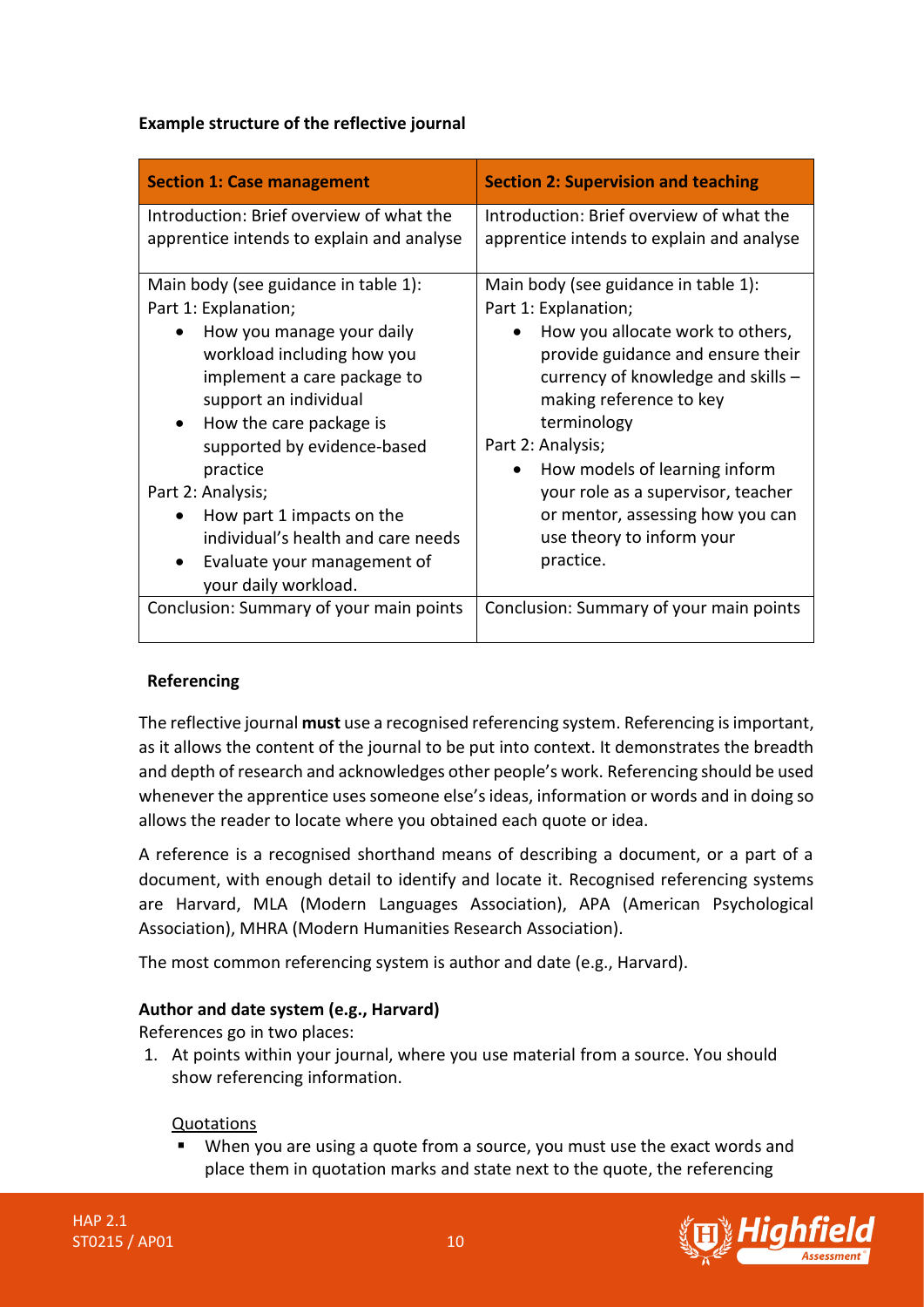**Example structure of the reflective journal**

| **Section 1: Case management** | **Section 2: Supervision and teaching** |
|---|---|
| Introduction: Brief overview of what the apprentice intends to explain and analyse | Introduction: Brief overview of what the apprentice intends to explain and analyse |
| Main body (see guidance in table 1):<br>Part 1: Explanation;<br>• How you manage your daily workload including how you implement a care package to support an individual<br>• How the care package is supported by evidence-based practice<br>Part 2: Analysis;<br>• How part 1 impacts on the individual's health and care needs<br>• Evaluate your management of your daily workload. | Main body (see guidance in table 1):<br>Part 1: Explanation;<br>• How you allocate work to others, provide guidance and ensure their currency of knowledge and skills – making reference to key terminology<br>Part 2: Analysis;<br>• How models of learning inform your role as a supervisor, teacher or mentor, assessing how you can use theory to inform your practice. |
| Conclusion: Summary of your main points | Conclusion: Summary of your main points |

**Referencing**

The reflective journal **must** use a recognised referencing system. Referencing is important, as it allows the content of the journal to be put into context. It demonstrates the breadth and depth of research and acknowledges other people's work. Referencing should be used whenever the apprentice uses someone else's ideas, information or words and in doing so allows the reader to locate where you obtained each quote or idea.

A reference is a recognised shorthand means of describing a document, or a part of a document, with enough detail to identify and locate it. Recognised referencing systems are Harvard, MLA (Modern Languages Association), APA (American Psychological Association), MHRA (Modern Humanities Research Association).

The most common referencing system is author and date (e.g., Harvard).

**Author and date system (e.g., Harvard)**

References go in two places:

1. At points within your journal, where you use material from a source. You should show referencing information.

<u>Quotations</u>

- When you are using a quote from a source, you must use the exact words and place them in quotation marks and state next to the quote, the referencing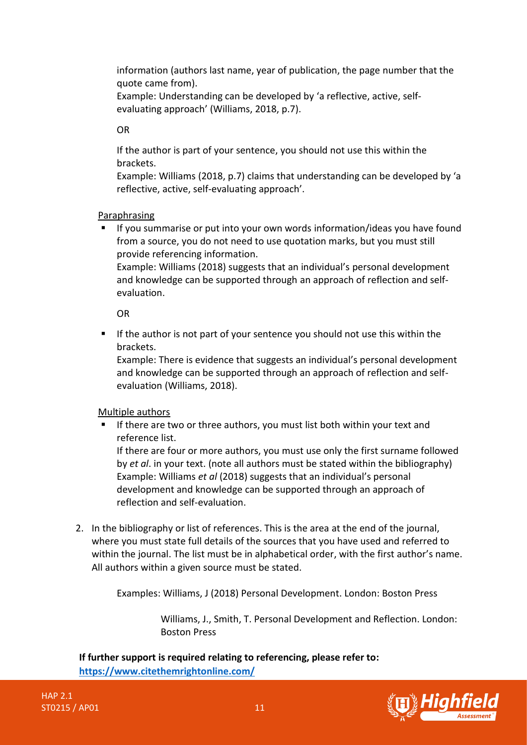information (authors last name, year of publication, the page number that the quote came from).
Example: Understanding can be developed by 'a reflective, active, self-evaluating approach' (Williams, 2018, p.7).

OR

If the author is part of your sentence, you should not use this within the brackets.
Example: Williams (2018, p.7) claims that understanding can be developed by 'a reflective, active, self-evaluating approach'.

Paraphrasing

- If you summarise or put into your own words information/ideas you have found from a source, you do not need to use quotation marks, but you must still provide referencing information.
  Example: Williams (2018) suggests that an individual's personal development and knowledge can be supported through an approach of reflection and self-evaluation.

  OR

- If the author is not part of your sentence you should not use this within the brackets.
  Example: There is evidence that suggests an individual's personal development and knowledge can be supported through an approach of reflection and self-evaluation (Williams, 2018).

Multiple authors

- If there are two or three authors, you must list both within your text and reference list.
  If there are four or more authors, you must use only the first surname followed by *et al*. in your text. (note all authors must be stated within the bibliography)
  Example: Williams *et al* (2018) suggests that an individual's personal development and knowledge can be supported through an approach of reflection and self-evaluation.

2. In the bibliography or list of references. This is the area at the end of the journal, where you must state full details of the sources that you have used and referred to within the journal. The list must be in alphabetical order, with the first author's name. All authors within a given source must be stated.

   Examples: Williams, J (2018) Personal Development. London: Boston Press

   Williams, J., Smith, T. Personal Development and Reflection. London: Boston Press

**If further support is required relating to referencing, please refer to: https://www.citethemrightonline.com/**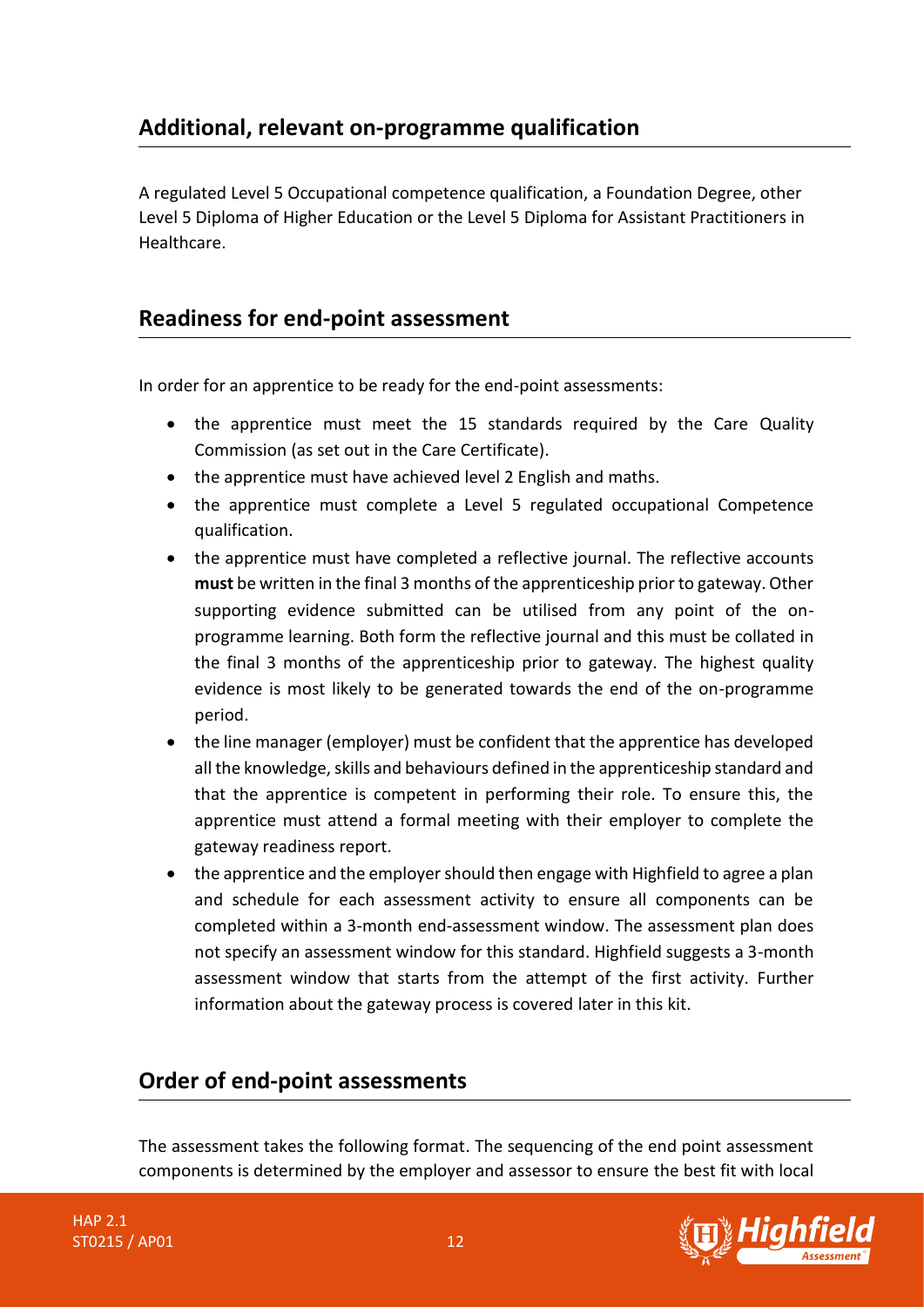## Additional, relevant on-programme qualification

A regulated Level 5 Occupational competence qualification, a Foundation Degree, other Level 5 Diploma of Higher Education or the Level 5 Diploma for Assistant Practitioners in Healthcare.

## Readiness for end-point assessment

In order for an apprentice to be ready for the end-point assessments:

- the apprentice must meet the 15 standards required by the Care Quality Commission (as set out in the Care Certificate).
- the apprentice must have achieved level 2 English and maths.
- the apprentice must complete a Level 5 regulated occupational Competence qualification.
- the apprentice must have completed a reflective journal. The reflective accounts **must** be written in the final 3 months of the apprenticeship prior to gateway. Other supporting evidence submitted can be utilised from any point of the on-programme learning. Both form the reflective journal and this must be collated in the final 3 months of the apprenticeship prior to gateway. The highest quality evidence is most likely to be generated towards the end of the on-programme period.
- the line manager (employer) must be confident that the apprentice has developed all the knowledge, skills and behaviours defined in the apprenticeship standard and that the apprentice is competent in performing their role. To ensure this, the apprentice must attend a formal meeting with their employer to complete the gateway readiness report.
- the apprentice and the employer should then engage with Highfield to agree a plan and schedule for each assessment activity to ensure all components can be completed within a 3-month end-assessment window. The assessment plan does not specify an assessment window for this standard. Highfield suggests a 3-month assessment window that starts from the attempt of the first activity. Further information about the gateway process is covered later in this kit.

## Order of end-point assessments

The assessment takes the following format. The sequencing of the end point assessment components is determined by the employer and assessor to ensure the best fit with local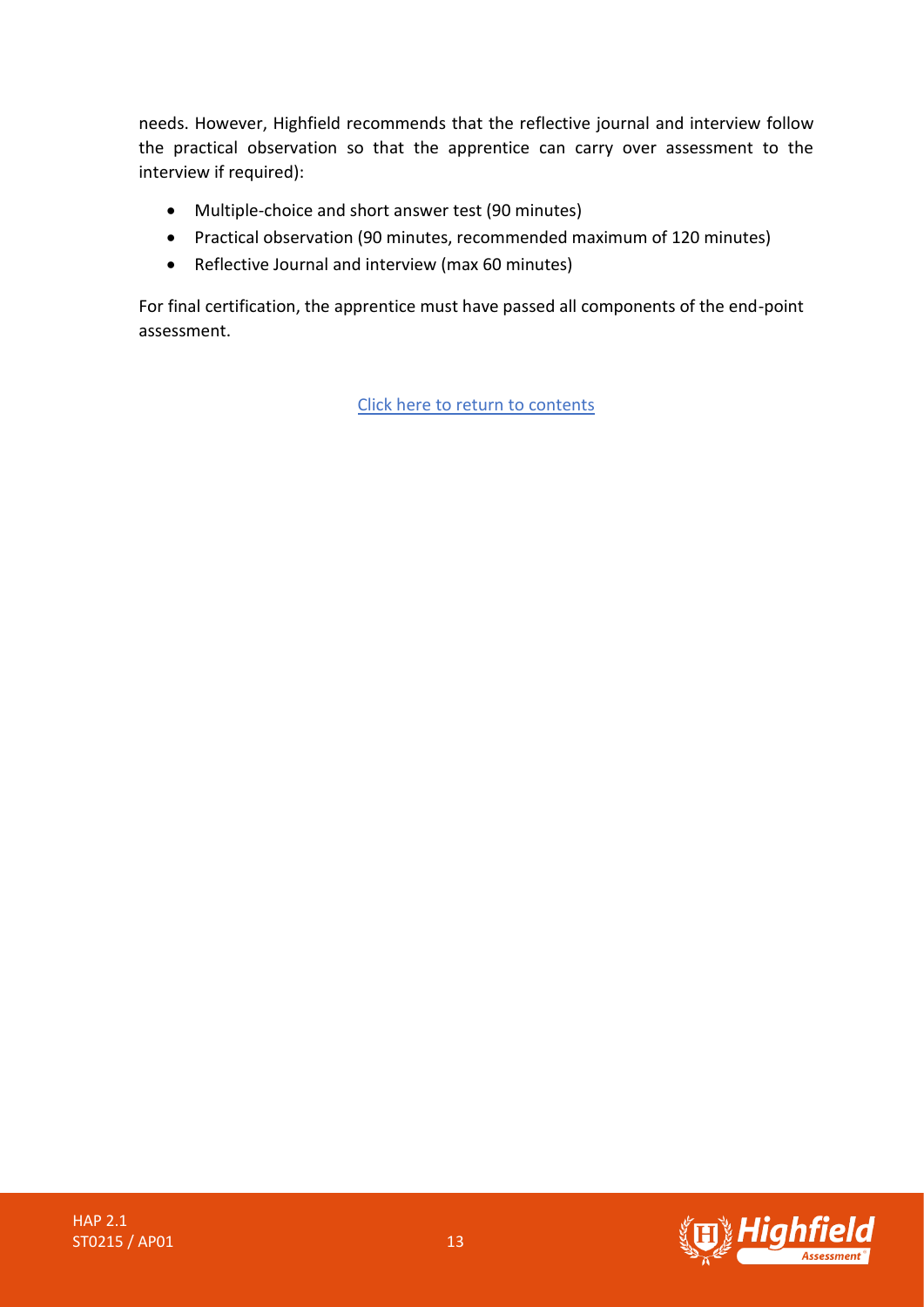needs. However, Highfield recommends that the reflective journal and interview follow the practical observation so that the apprentice can carry over assessment to the interview if required):

- Multiple-choice and short answer test (90 minutes)
- Practical observation (90 minutes, recommended maximum of 120 minutes)
- Reflective Journal and interview (max 60 minutes)

For final certification, the apprentice must have passed all components of the end-point assessment.

[Click here to return to contents]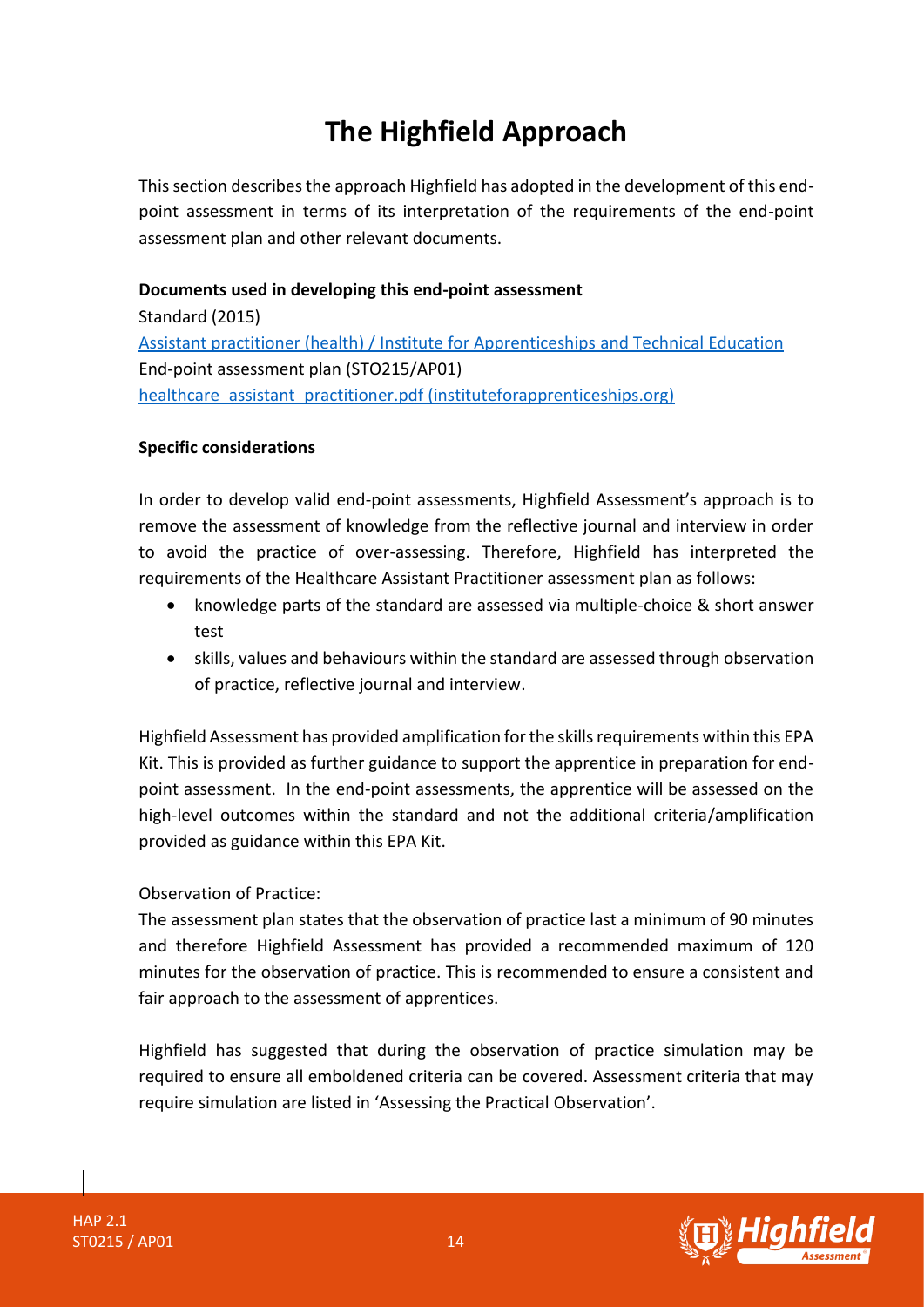# The Highfield Approach

This section describes the approach Highfield has adopted in the development of this end-point assessment in terms of its interpretation of the requirements of the end-point assessment plan and other relevant documents.

**Documents used in developing this end-point assessment**

Standard (2015)

[Assistant practitioner (health) / Institute for Apprenticeships and Technical Education]()

End-point assessment plan (STO215/AP01)

[healthcare_assistant_practitioner.pdf (instituteforapprenticeships.org)]()

**Specific considerations**

In order to develop valid end-point assessments, Highfield Assessment's approach is to remove the assessment of knowledge from the reflective journal and interview in order to avoid the practice of over-assessing. Therefore, Highfield has interpreted the requirements of the Healthcare Assistant Practitioner assessment plan as follows:

- knowledge parts of the standard are assessed via multiple-choice & short answer test
- skills, values and behaviours within the standard are assessed through observation of practice, reflective journal and interview.

Highfield Assessment has provided amplification for the skills requirements within this EPA Kit. This is provided as further guidance to support the apprentice in preparation for end-point assessment. In the end-point assessments, the apprentice will be assessed on the high-level outcomes within the standard and not the additional criteria/amplification provided as guidance within this EPA Kit.

Observation of Practice:

The assessment plan states that the observation of practice last a minimum of 90 minutes and therefore Highfield Assessment has provided a recommended maximum of 120 minutes for the observation of practice. This is recommended to ensure a consistent and fair approach to the assessment of apprentices.

Highfield has suggested that during the observation of practice simulation may be required to ensure all emboldened criteria can be covered. Assessment criteria that may require simulation are listed in 'Assessing the Practical Observation'.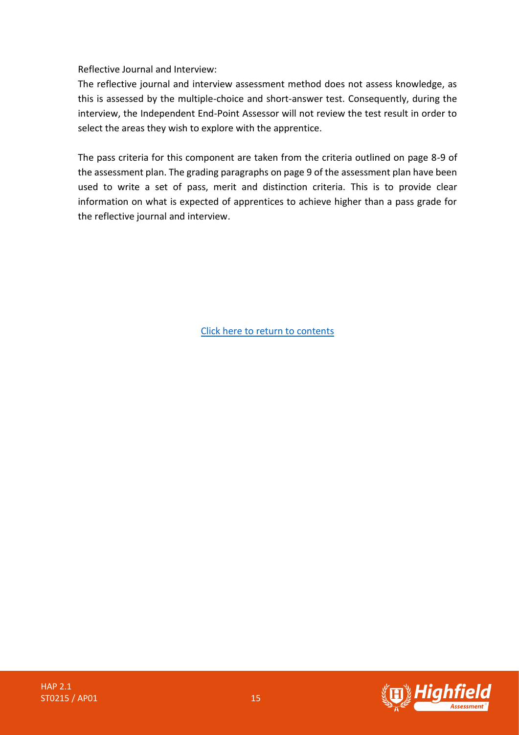Reflective Journal and Interview:

The reflective journal and interview assessment method does not assess knowledge, as this is assessed by the multiple-choice and short-answer test. Consequently, during the interview, the Independent End-Point Assessor will not review the test result in order to select the areas they wish to explore with the apprentice.

The pass criteria for this component are taken from the criteria outlined on page 8-9 of the assessment plan. The grading paragraphs on page 9 of the assessment plan have been used to write a set of pass, merit and distinction criteria. This is to provide clear information on what is expected of apprentices to achieve higher than a pass grade for the reflective journal and interview.

Click here to return to contents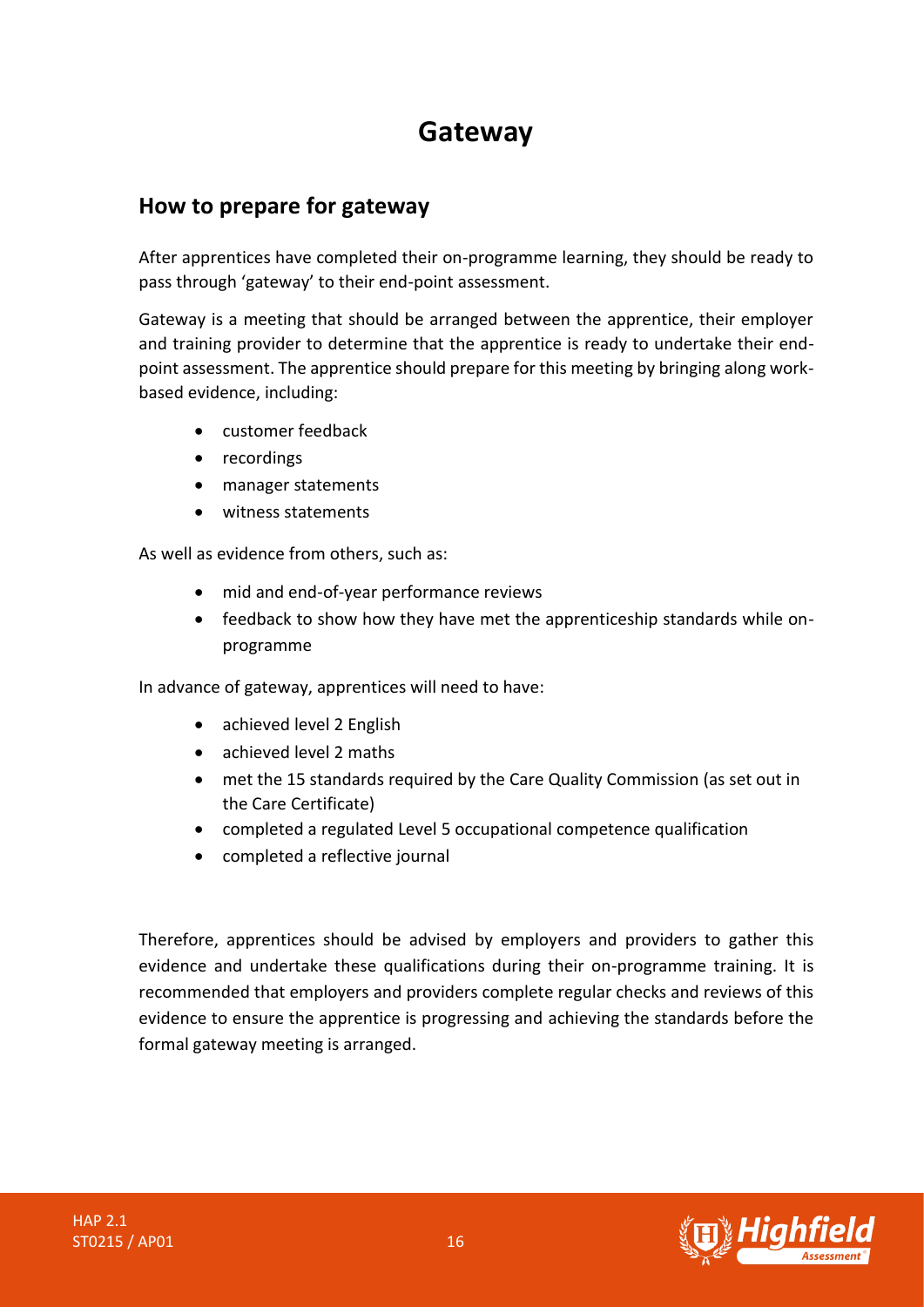# Gateway

## How to prepare for gateway

After apprentices have completed their on-programme learning, they should be ready to pass through 'gateway' to their end-point assessment.

Gateway is a meeting that should be arranged between the apprentice, their employer and training provider to determine that the apprentice is ready to undertake their end-point assessment. The apprentice should prepare for this meeting by bringing along work-based evidence, including:

- customer feedback
- recordings
- manager statements
- witness statements

As well as evidence from others, such as:

- mid and end-of-year performance reviews
- feedback to show how they have met the apprenticeship standards while on-programme

In advance of gateway, apprentices will need to have:

- achieved level 2 English
- achieved level 2 maths
- met the 15 standards required by the Care Quality Commission (as set out in the Care Certificate)
- completed a regulated Level 5 occupational competence qualification
- completed a reflective journal

Therefore, apprentices should be advised by employers and providers to gather this evidence and undertake these qualifications during their on-programme training. It is recommended that employers and providers complete regular checks and reviews of this evidence to ensure the apprentice is progressing and achieving the standards before the formal gateway meeting is arranged.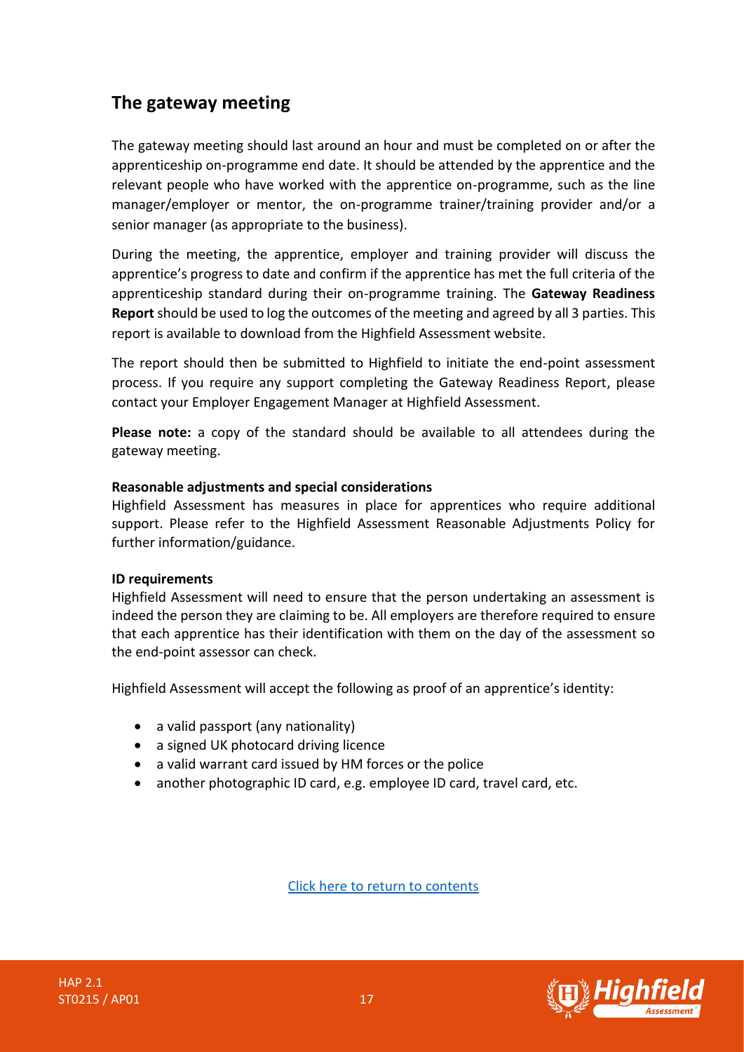## The gateway meeting

The gateway meeting should last around an hour and must be completed on or after the apprenticeship on-programme end date. It should be attended by the apprentice and the relevant people who have worked with the apprentice on-programme, such as the line manager/employer or mentor, the on-programme trainer/training provider and/or a senior manager (as appropriate to the business).

During the meeting, the apprentice, employer and training provider will discuss the apprentice's progress to date and confirm if the apprentice has met the full criteria of the apprenticeship standard during their on-programme training. The **Gateway Readiness Report** should be used to log the outcomes of the meeting and agreed by all 3 parties. This report is available to download from the Highfield Assessment website.

The report should then be submitted to Highfield to initiate the end-point assessment process. If you require any support completing the Gateway Readiness Report, please contact your Employer Engagement Manager at Highfield Assessment.

**Please note:** a copy of the standard should be available to all attendees during the gateway meeting.

**Reasonable adjustments and special considerations**

Highfield Assessment has measures in place for apprentices who require additional support. Please refer to the Highfield Assessment Reasonable Adjustments Policy for further information/guidance.

**ID requirements**

Highfield Assessment will need to ensure that the person undertaking an assessment is indeed the person they are claiming to be. All employers are therefore required to ensure that each apprentice has their identification with them on the day of the assessment so the end-point assessor can check.

Highfield Assessment will accept the following as proof of an apprentice's identity:

- a valid passport (any nationality)
- a signed UK photocard driving licence
- a valid warrant card issued by HM forces or the police
- another photographic ID card, e.g. employee ID card, travel card, etc.

Click here to return to contents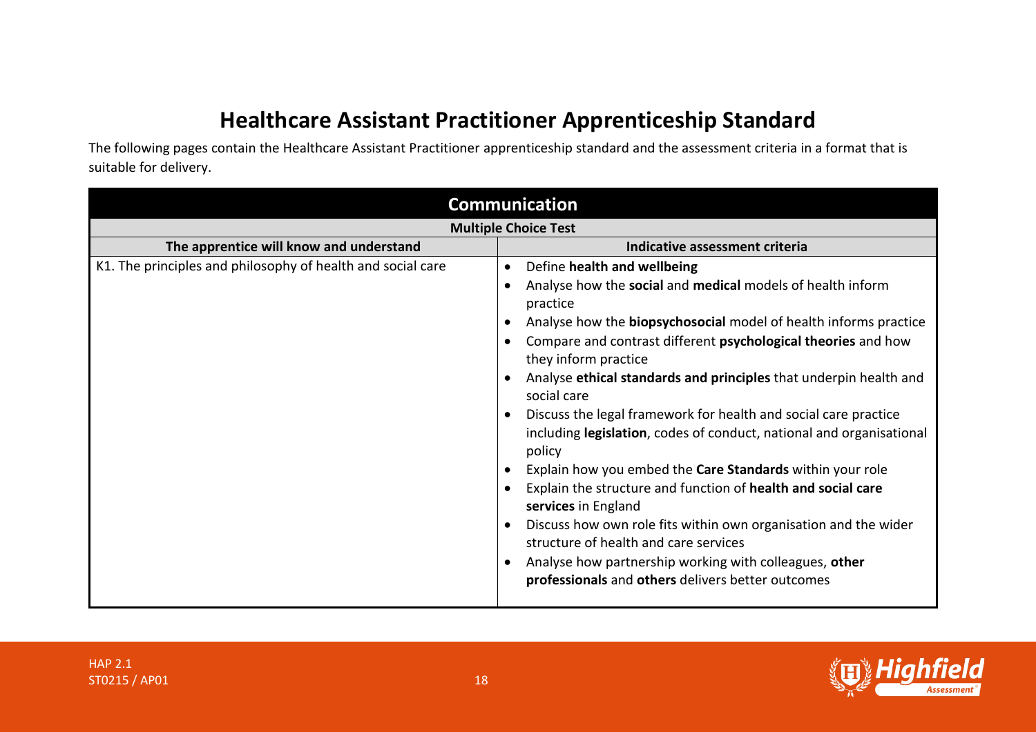# Healthcare Assistant Practitioner Apprenticeship Standard

The following pages contain the Healthcare Assistant Practitioner apprenticeship standard and the assessment criteria in a format that is suitable for delivery.

| Communication | |
|---|---|
| **Multiple Choice Test** | |
| **The apprentice will know and understand** | **Indicative assessment criteria** |
| K1. The principles and philosophy of health and social care | • Define **health and wellbeing**<br>• Analyse how the **social** and **medical** models of health inform practice<br>• Analyse how the **biopsychosocial** model of health informs practice<br>• Compare and contrast different **psychological theories** and how they inform practice<br>• Analyse **ethical standards and principles** that underpin health and social care<br>• Discuss the legal framework for health and social care practice including **legislation**, codes of conduct, national and organisational policy<br>• Explain how you embed the **Care Standards** within your role<br>• Explain the structure and function of **health and social care services** in England<br>• Discuss how own role fits within own organisation and the wider structure of health and care services<br>• Analyse how partnership working with colleagues, **other professionals** and **others** delivers better outcomes |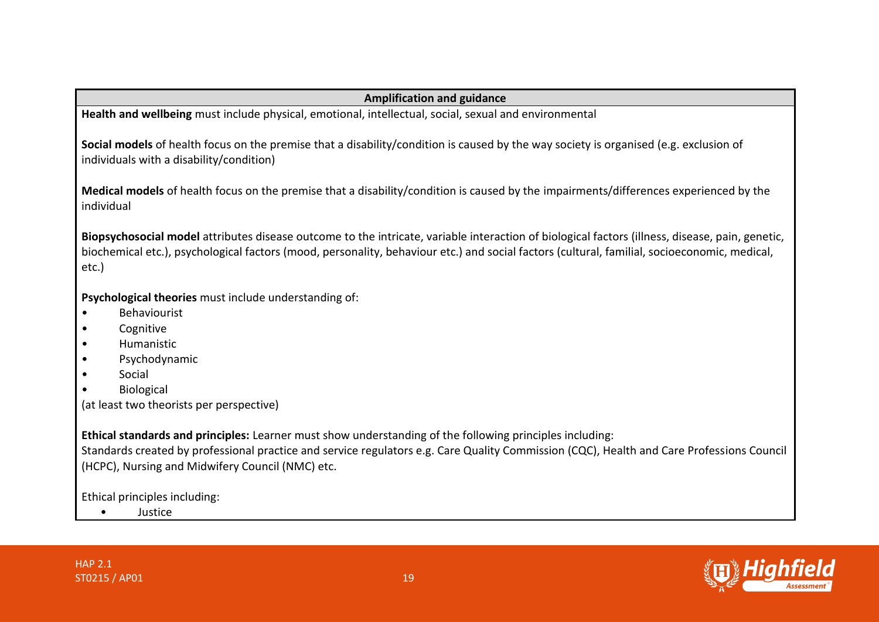| Amplification and guidance |
| --- |
| **Health and wellbeing** must include physical, emotional, intellectual, social, sexual and environmental<br><br>**Social models** of health focus on the premise that a disability/condition is caused by the way society is organised (e.g. exclusion of individuals with a disability/condition)<br><br>**Medical models** of health focus on the premise that a disability/condition is caused by the impairments/differences experienced by the individual<br><br>**Biopsychosocial model** attributes disease outcome to the intricate, variable interaction of biological factors (illness, disease, pain, genetic, biochemical etc.), psychological factors (mood, personality, behaviour etc.) and social factors (cultural, familial, socioeconomic, medical, etc.)<br><br>**Psychological theories** must include understanding of:<br>• Behaviourist<br>• Cognitive<br>• Humanistic<br>• Psychodynamic<br>• Social<br>• Biological<br>(at least two theorists per perspective)<br><br>**Ethical standards and principles:** Learner must show understanding of the following principles including:<br>Standards created by professional practice and service regulators e.g. Care Quality Commission (CQC), Health and Care Professions Council (HCPC), Nursing and Midwifery Council (NMC) etc.<br><br>Ethical principles including:<br>• Justice |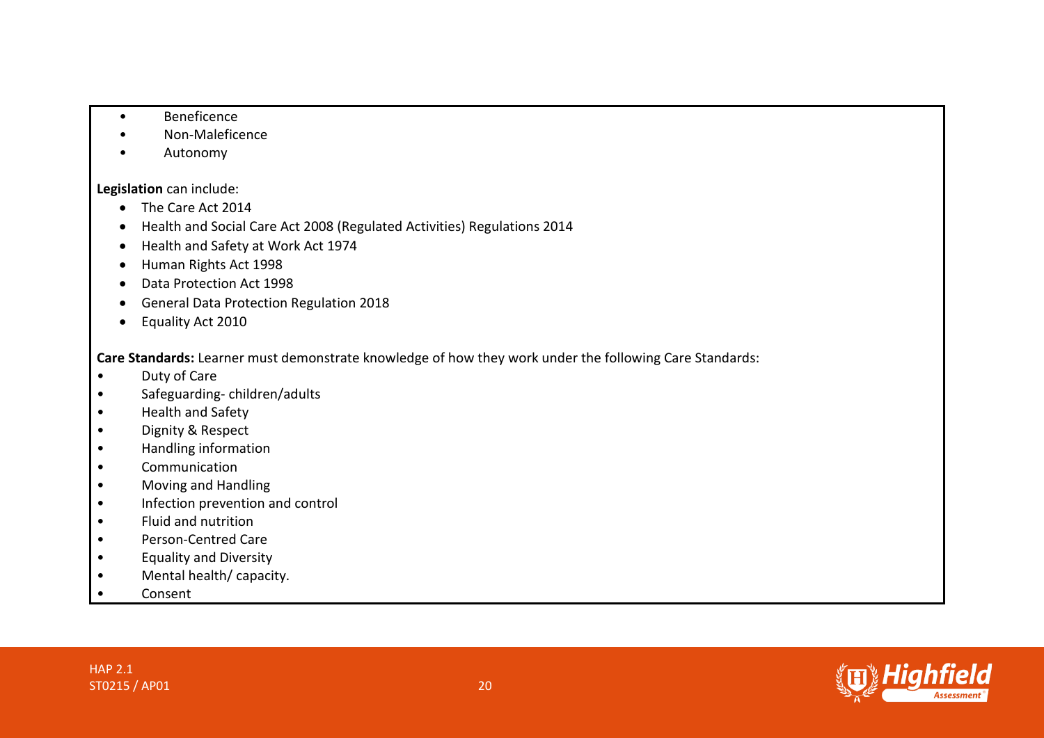- Beneficence
- Non-Maleficence
- Autonomy

**Legislation** can include:

- The Care Act 2014
- Health and Social Care Act 2008 (Regulated Activities) Regulations 2014
- Health and Safety at Work Act 1974
- Human Rights Act 1998
- Data Protection Act 1998
- General Data Protection Regulation 2018
- Equality Act 2010

**Care Standards:** Learner must demonstrate knowledge of how they work under the following Care Standards:

- Duty of Care
- Safeguarding- children/adults
- Health and Safety
- Dignity & Respect
- Handling information
- Communication
- Moving and Handling
- Infection prevention and control
- Fluid and nutrition
- Person-Centred Care
- Equality and Diversity
- Mental health/ capacity.
- Consent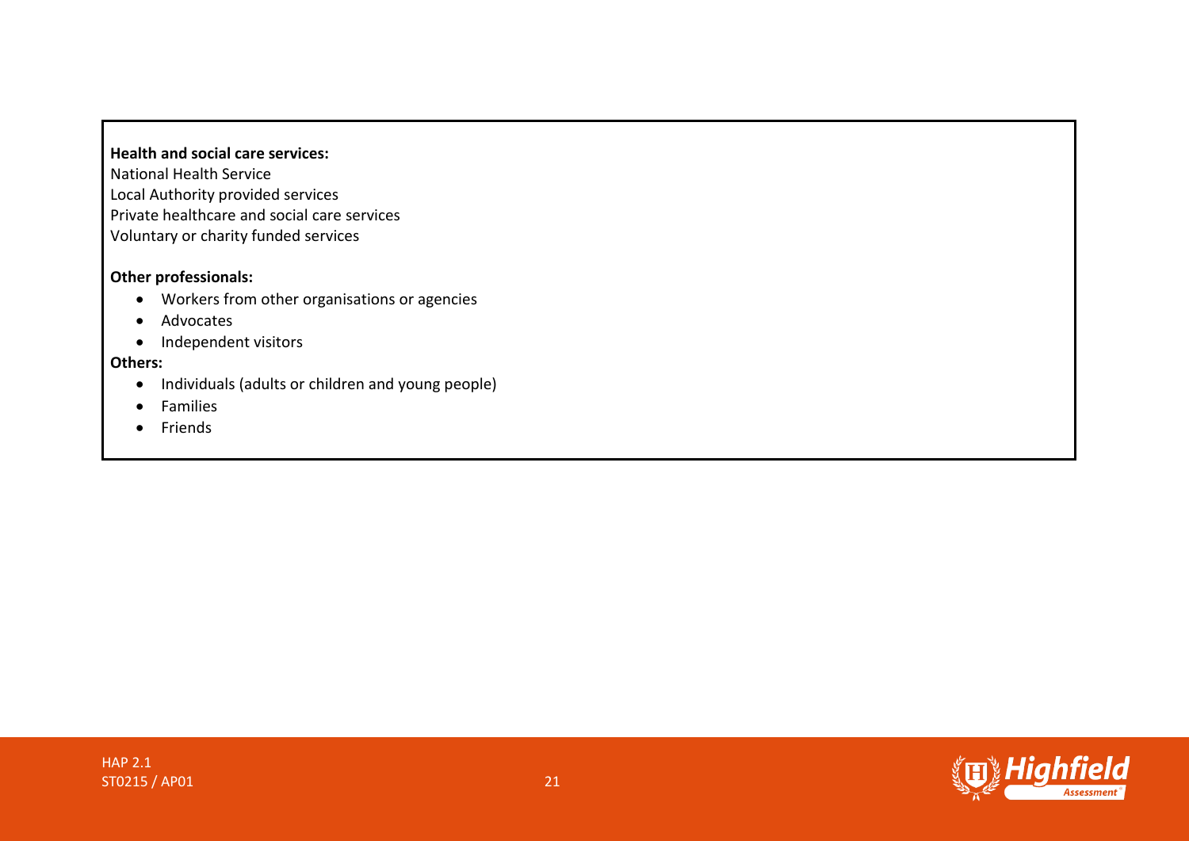**Health and social care services:**
National Health Service
Local Authority provided services
Private healthcare and social care services
Voluntary or charity funded services

**Other professionals:**

- Workers from other organisations or agencies
- Advocates
- Independent visitors

**Others:**

- Individuals (adults or children and young people)
- Families
- Friends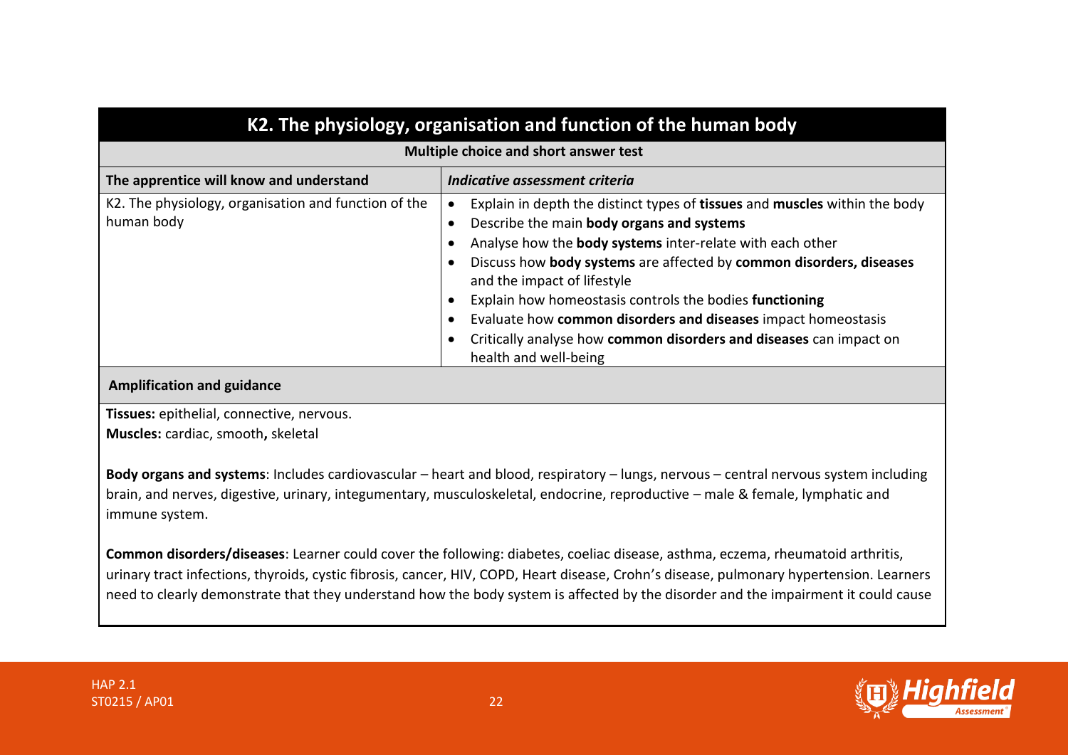## K2. The physiology, organisation and function of the human body

**Multiple choice and short answer test**

| The apprentice will know and understand | *Indicative assessment criteria* |
|---|---|
| K2. The physiology, organisation and function of the human body | • Explain in depth the distinct types of **tissues** and **muscles** within the body<br>• Describe the main **body organs and systems**<br>• Analyse how the **body systems** inter-relate with each other<br>• Discuss how **body systems** are affected by **common disorders, diseases** and the impact of lifestyle<br>• Explain how homeostasis controls the bodies **functioning**<br>• Evaluate how **common disorders and diseases** impact homeostasis<br>• Critically analyse how **common disorders and diseases** can impact on health and well-being |

**Amplification and guidance**

**Tissues:** epithelial, connective, nervous.
**Muscles:** cardiac, smooth**,** skeletal

**Body organs and systems**: Includes cardiovascular – heart and blood, respiratory – lungs, nervous – central nervous system including brain, and nerves, digestive, urinary, integumentary, musculoskeletal, endocrine, reproductive – male & female, lymphatic and immune system.

**Common disorders/diseases**: Learner could cover the following: diabetes, coeliac disease, asthma, eczema, rheumatoid arthritis, urinary tract infections, thyroids, cystic fibrosis, cancer, HIV, COPD, Heart disease, Crohn's disease, pulmonary hypertension. Learners need to clearly demonstrate that they understand how the body system is affected by the disorder and the impairment it could cause

HAP 2.1
ST0215 / AP01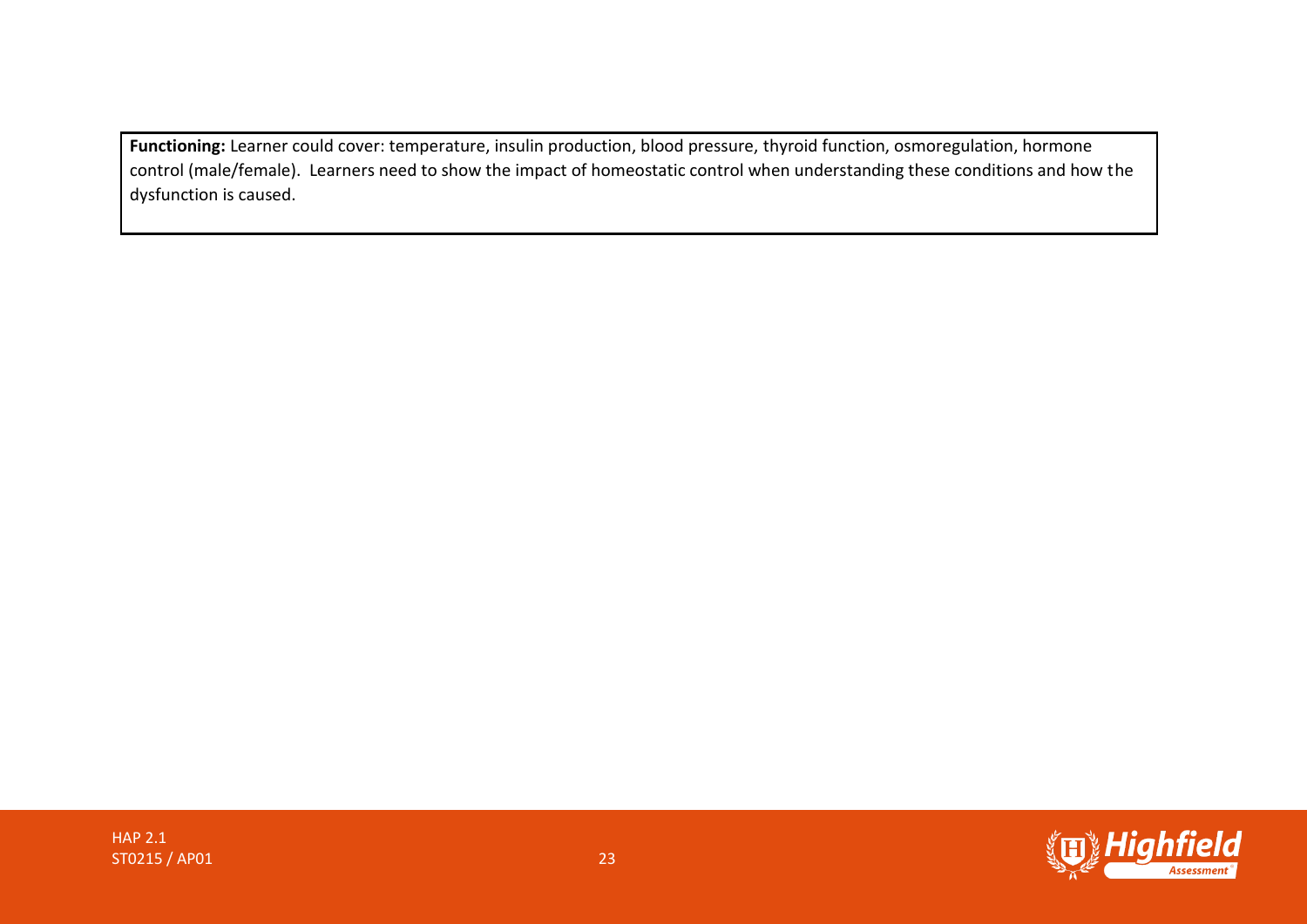**Functioning:** Learner could cover: temperature, insulin production, blood pressure, thyroid function, osmoregulation, hormone control (male/female). Learners need to show the impact of homeostatic control when understanding these conditions and how the dysfunction is caused.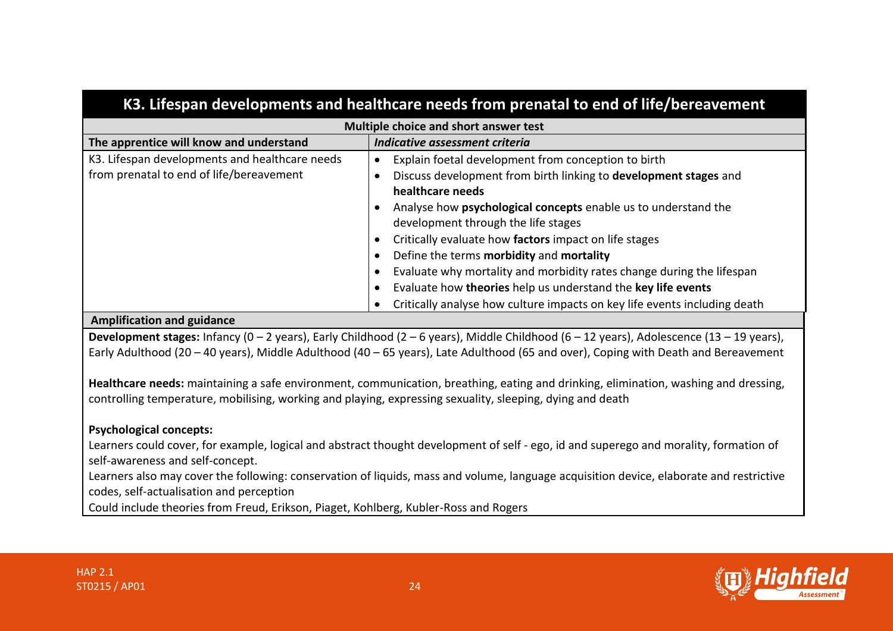## K3. Lifespan developments and healthcare needs from prenatal to end of life/bereavement

**Multiple choice and short answer test**

| The apprentice will know and understand | *Indicative assessment criteria* |
|---|---|
| K3. Lifespan developments and healthcare needs from prenatal to end of life/bereavement | • Explain foetal development from conception to birth<br>• Discuss development from birth linking to **development stages** and **healthcare needs**<br>• Analyse how **psychological concepts** enable us to understand the development through the life stages<br>• Critically evaluate how **factors** impact on life stages<br>• Define the terms **morbidity** and **mortality**<br>• Evaluate why mortality and morbidity rates change during the lifespan<br>• Evaluate how **theories** help us understand the **key life events**<br>• Critically analyse how culture impacts on key life events including death |

**Amplification and guidance**

**Development stages:** Infancy (0 – 2 years), Early Childhood (2 – 6 years), Middle Childhood (6 – 12 years), Adolescence (13 – 19 years), Early Adulthood (20 – 40 years), Middle Adulthood (40 – 65 years), Late Adulthood (65 and over), Coping with Death and Bereavement

**Healthcare needs:** maintaining a safe environment, communication, breathing, eating and drinking, elimination, washing and dressing, controlling temperature, mobilising, working and playing, expressing sexuality, sleeping, dying and death

**Psychological concepts:**

Learners could cover, for example, logical and abstract thought development of self - ego, id and superego and morality, formation of self-awareness and self-concept.

Learners also may cover the following: conservation of liquids, mass and volume, language acquisition device, elaborate and restrictive codes, self-actualisation and perception

Could include theories from Freud, Erikson, Piaget, Kohlberg, Kubler-Ross and Rogers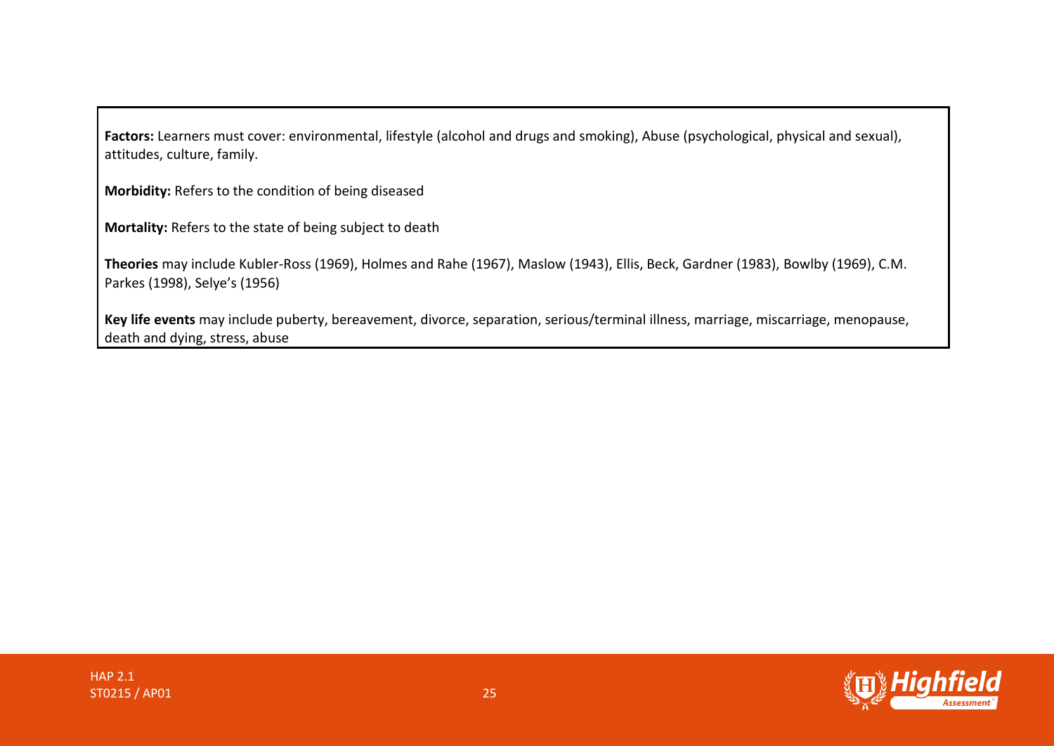**Factors:** Learners must cover: environmental, lifestyle (alcohol and drugs and smoking), Abuse (psychological, physical and sexual), attitudes, culture, family.

**Morbidity:** Refers to the condition of being diseased

**Mortality:** Refers to the state of being subject to death

**Theories** may include Kubler-Ross (1969), Holmes and Rahe (1967), Maslow (1943), Ellis, Beck, Gardner (1983), Bowlby (1969), C.M. Parkes (1998), Selye's (1956)

**Key life events** may include puberty, bereavement, divorce, separation, serious/terminal illness, marriage, miscarriage, menopause, death and dying, stress, abuse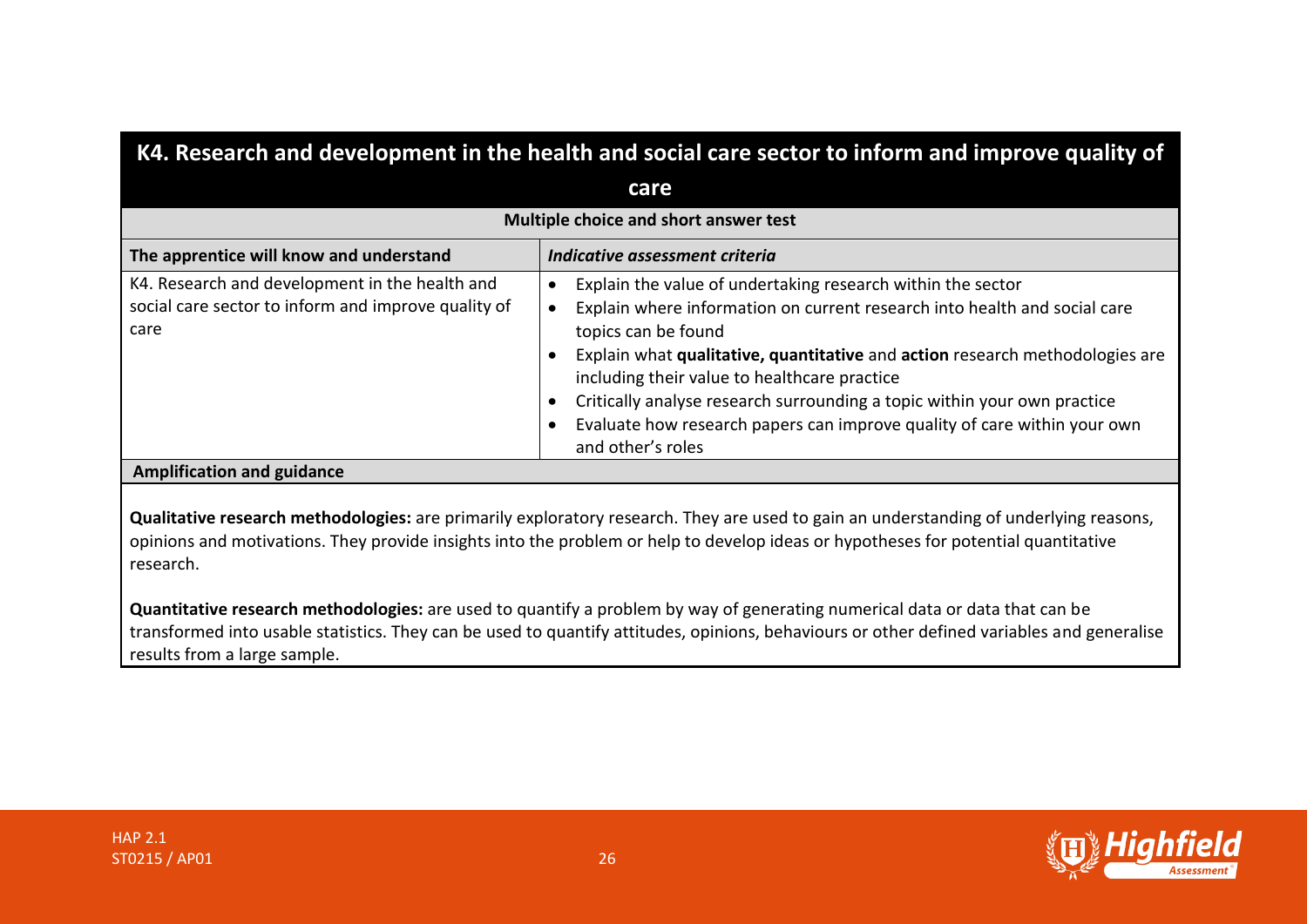## K4. Research and development in the health and social care sector to inform and improve quality of care

**Multiple choice and short answer test**

| The apprentice will know and understand | *Indicative assessment criteria* |
|---|---|
| K4. Research and development in the health and social care sector to inform and improve quality of care | • Explain the value of undertaking research within the sector<br>• Explain where information on current research into health and social care topics can be found<br>• Explain what **qualitative, quantitative** and **action** research methodologies are including their value to healthcare practice<br>• Critically analyse research surrounding a topic within your own practice<br>• Evaluate how research papers can improve quality of care within your own and other's roles |

**Amplification and guidance**

**Qualitative research methodologies:** are primarily exploratory research. They are used to gain an understanding of underlying reasons, opinions and motivations. They provide insights into the problem or help to develop ideas or hypotheses for potential quantitative research.

**Quantitative research methodologies:** are used to quantify a problem by way of generating numerical data or data that can be transformed into usable statistics. They can be used to quantify attitudes, opinions, behaviours or other defined variables and generalise results from a large sample.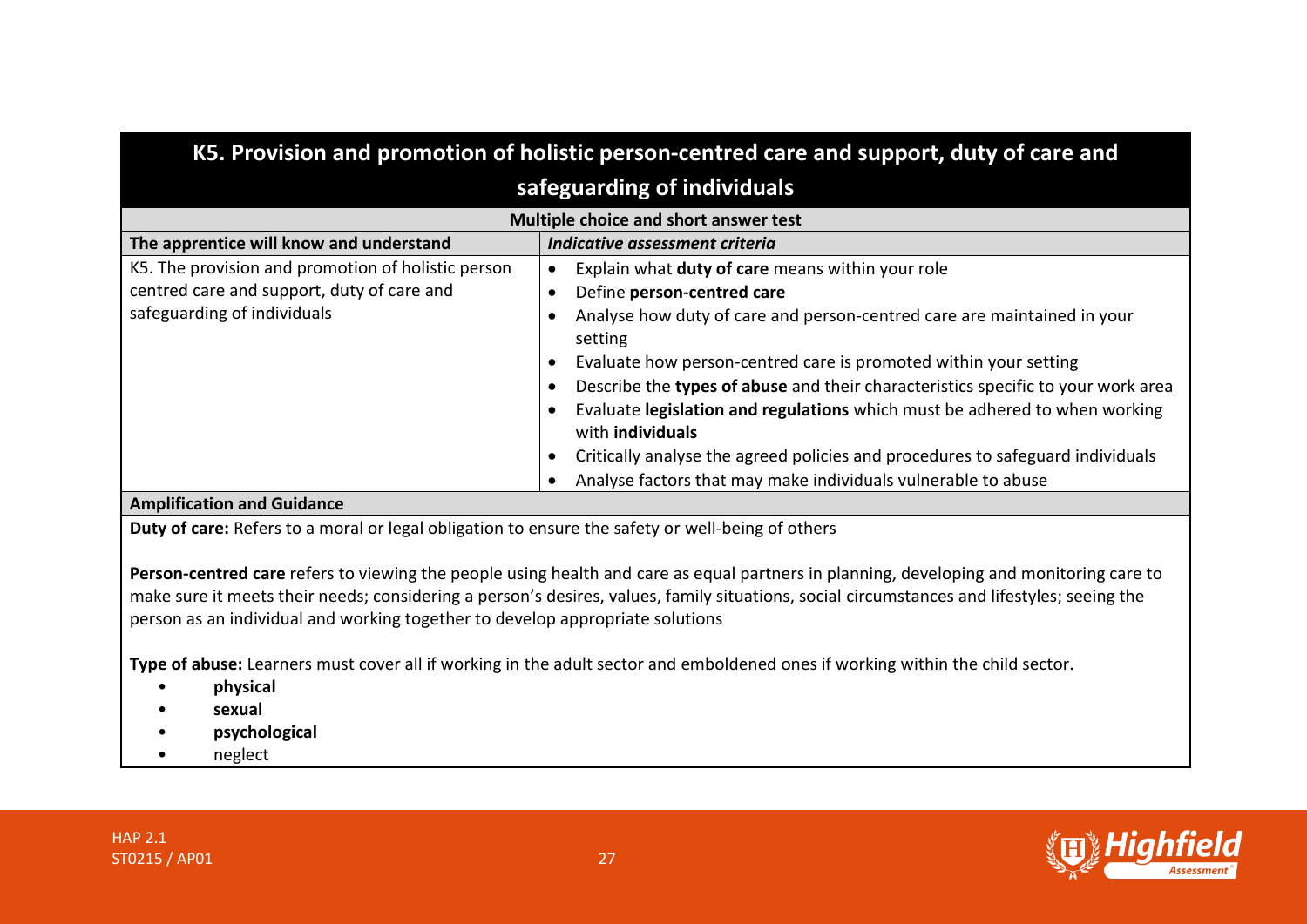## K5. Provision and promotion of holistic person-centred care and support, duty of care and safeguarding of individuals

| Multiple choice and short answer test | |
|---|---|
| **The apprentice will know and understand** | ***Indicative assessment criteria*** |
| K5. The provision and promotion of holistic person centred care and support, duty of care and safeguarding of individuals | • Explain what **duty of care** means within your role<br>• Define **person-centred care**<br>• Analyse how duty of care and person-centred care are maintained in your setting<br>• Evaluate how person-centred care is promoted within your setting<br>• Describe the **types of abuse** and their characteristics specific to your work area<br>• Evaluate **legislation and regulations** which must be adhered to when working with **individuals**<br>• Critically analyse the agreed policies and procedures to safeguard individuals<br>• Analyse factors that may make individuals vulnerable to abuse |

**Amplification and Guidance**

**Duty of care:** Refers to a moral or legal obligation to ensure the safety or well-being of others

**Person-centred care** refers to viewing the people using health and care as equal partners in planning, developing and monitoring care to make sure it meets their needs; considering a person's desires, values, family situations, social circumstances and lifestyles; seeing the person as an individual and working together to develop appropriate solutions

**Type of abuse:** Learners must cover all if working in the adult sector and emboldened ones if working within the child sector.

- **physical**
- **sexual**
- **psychological**
- neglect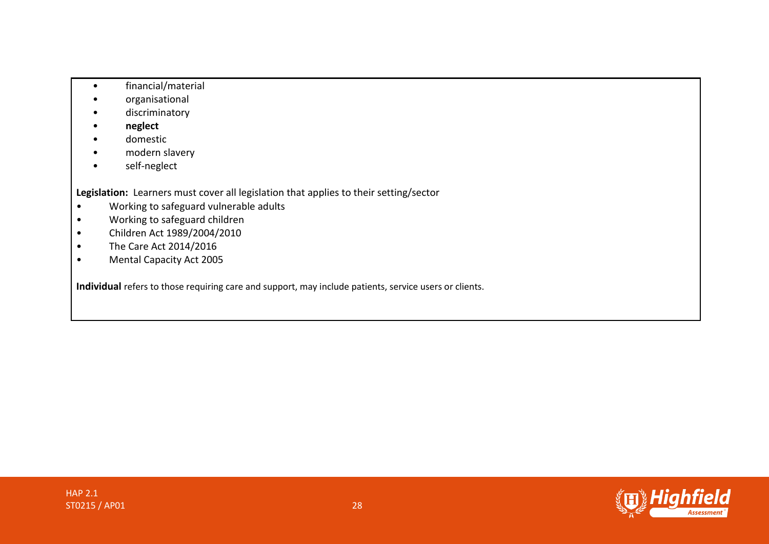- financial/material
- organisational
- discriminatory
- **neglect**
- domestic
- modern slavery
- self-neglect

**Legislation:** Learners must cover all legislation that applies to their setting/sector

- Working to safeguard vulnerable adults
- Working to safeguard children
- Children Act 1989/2004/2010
- The Care Act 2014/2016
- Mental Capacity Act 2005

**Individual** refers to those requiring care and support, may include patients, service users or clients.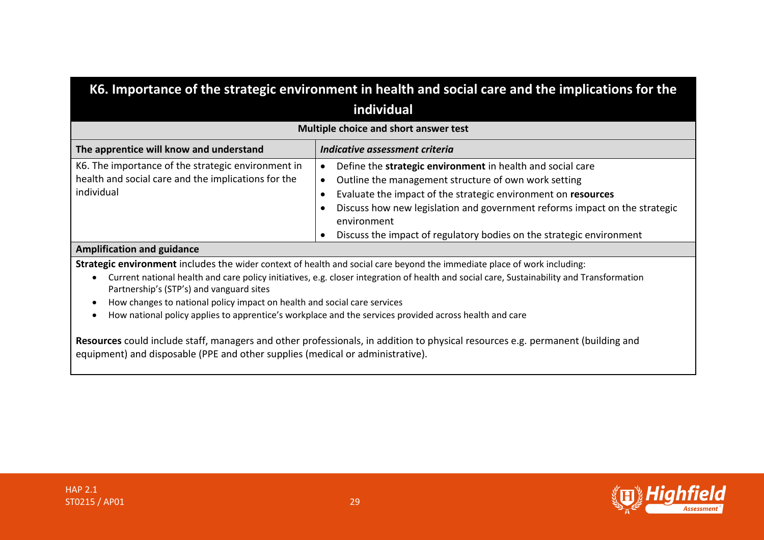## K6. Importance of the strategic environment in health and social care and the implications for the individual

**Multiple choice and short answer test**

| The apprentice will know and understand | *Indicative assessment criteria* |
|---|---|
| K6. The importance of the strategic environment in health and social care and the implications for the individual | • Define the **strategic environment** in health and social care<br>• Outline the management structure of own work setting<br>• Evaluate the impact of the strategic environment on **resources**<br>• Discuss how new legislation and government reforms impact on the strategic environment<br>• Discuss the impact of regulatory bodies on the strategic environment |

**Amplification and guidance**

**Strategic environment** includes the wider context of health and social care beyond the immediate place of work including:

- Current national health and care policy initiatives, e.g. closer integration of health and social care, Sustainability and Transformation Partnership's (STP's) and vanguard sites
- How changes to national policy impact on health and social care services
- How national policy applies to apprentice's workplace and the services provided across health and care

**Resources** could include staff, managers and other professionals, in addition to physical resources e.g. permanent (building and equipment) and disposable (PPE and other supplies (medical or administrative).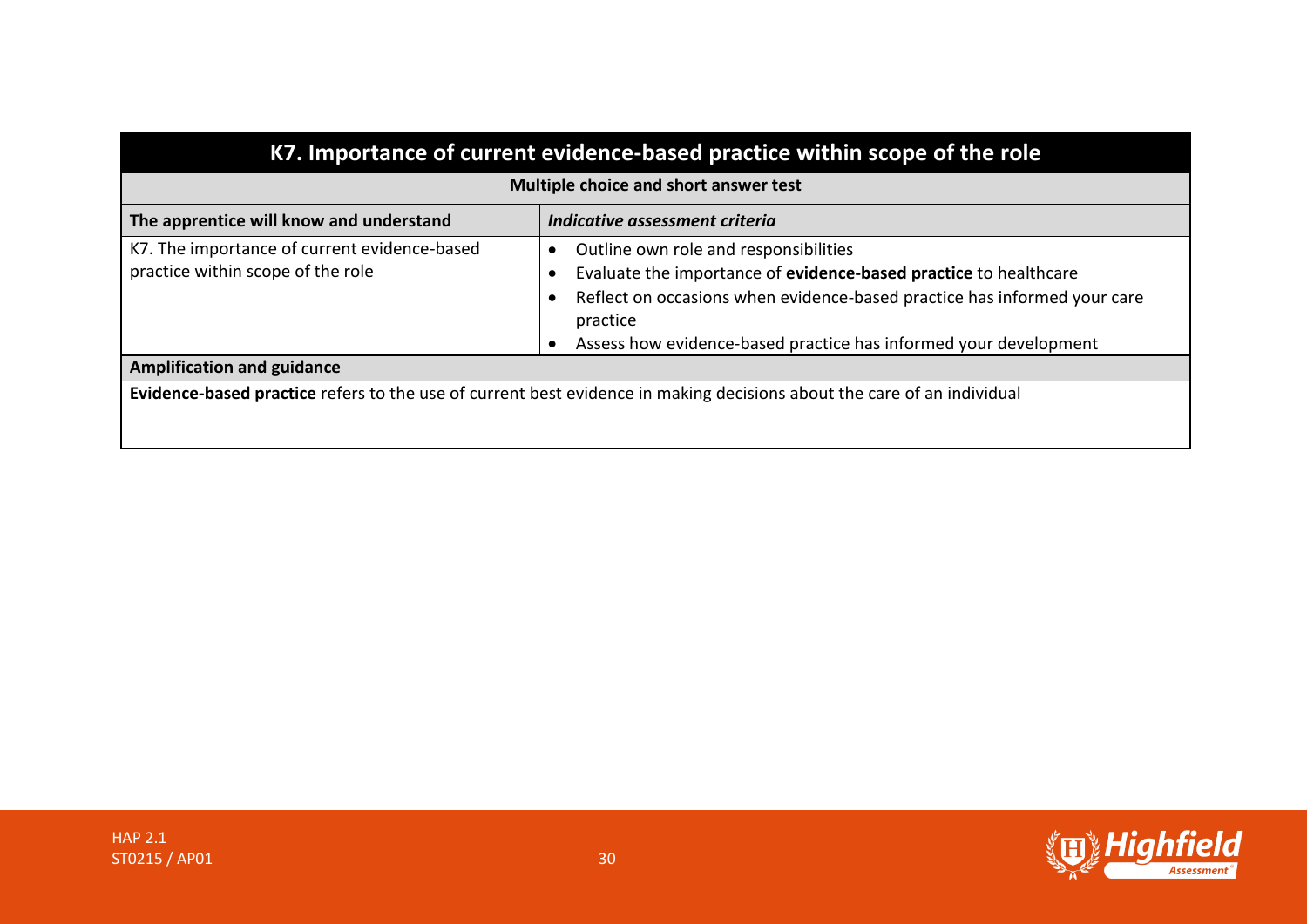## K7. Importance of current evidence-based practice within scope of the role

**Multiple choice and short answer test**

| The apprentice will know and understand | *Indicative assessment criteria* |
| --- | --- |
| K7. The importance of current evidence-based practice within scope of the role | • Outline own role and responsibilities<br>• Evaluate the importance of **evidence-based practice** to healthcare<br>• Reflect on occasions when evidence-based practice has informed your care practice<br>• Assess how evidence-based practice has informed your development |

**Amplification and guidance**

**Evidence-based practice** refers to the use of current best evidence in making decisions about the care of an individual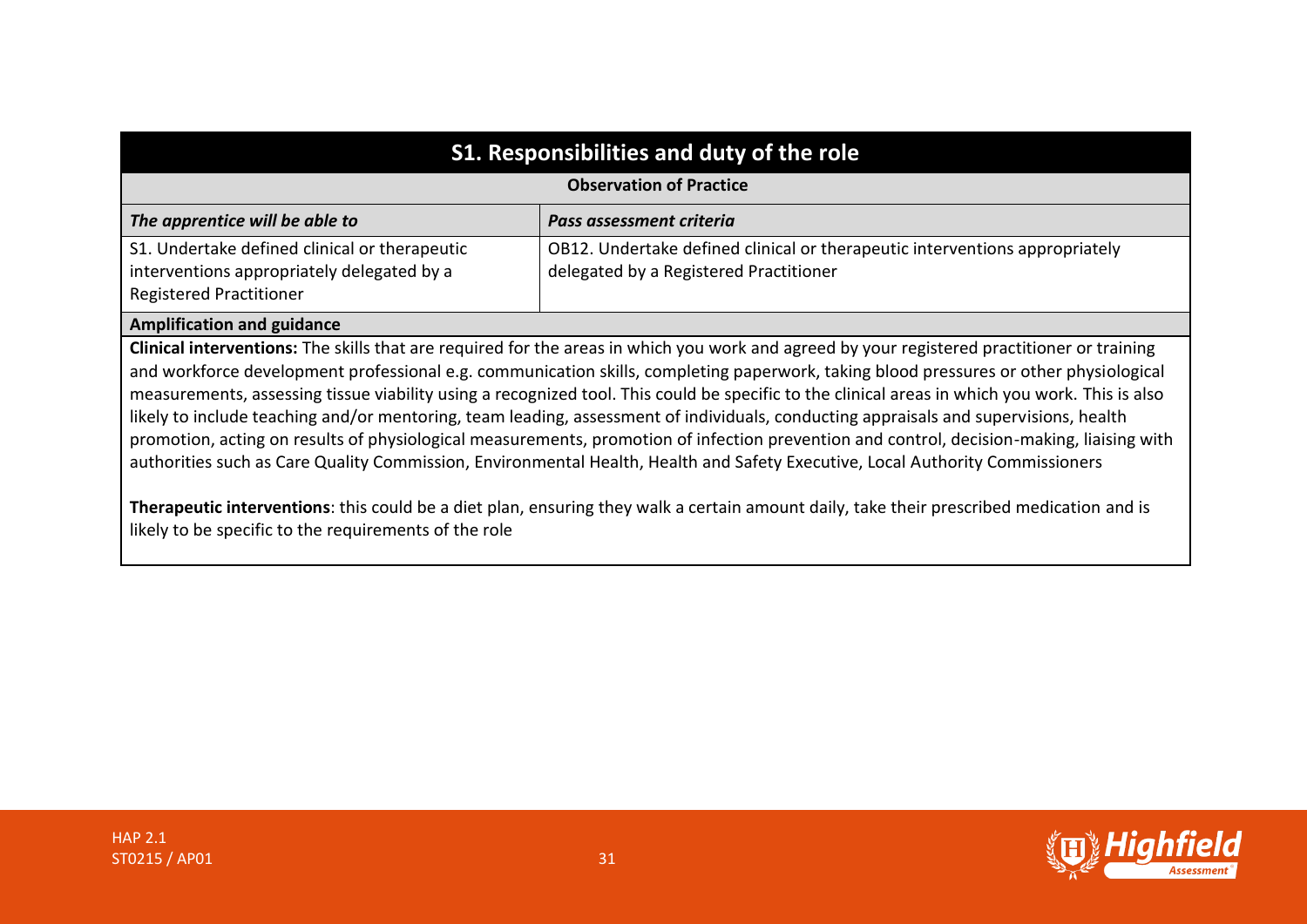## S1. Responsibilities and duty of the role

**Observation of Practice**

| *The apprentice will be able to* | *Pass assessment criteria* |
|---|---|
| S1. Undertake defined clinical or therapeutic interventions appropriately delegated by a Registered Practitioner | OB12. Undertake defined clinical or therapeutic interventions appropriately delegated by a Registered Practitioner |

**Amplification and guidance**

**Clinical interventions:** The skills that are required for the areas in which you work and agreed by your registered practitioner or training and workforce development professional e.g. communication skills, completing paperwork, taking blood pressures or other physiological measurements, assessing tissue viability using a recognized tool. This could be specific to the clinical areas in which you work. This is also likely to include teaching and/or mentoring, team leading, assessment of individuals, conducting appraisals and supervisions, health promotion, acting on results of physiological measurements, promotion of infection prevention and control, decision-making, liaising with authorities such as Care Quality Commission, Environmental Health, Health and Safety Executive, Local Authority Commissioners

**Therapeutic interventions**: this could be a diet plan, ensuring they walk a certain amount daily, take their prescribed medication and is likely to be specific to the requirements of the role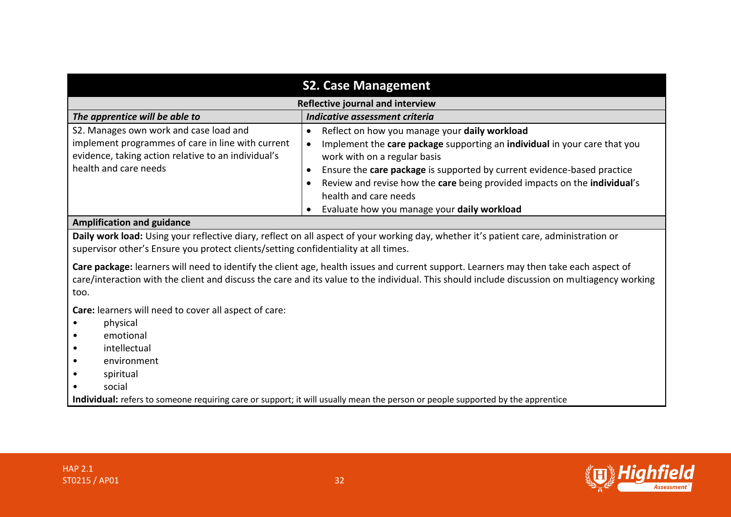## S2. Case Management

**Reflective journal and interview**

| *The apprentice will be able to* | *Indicative assessment criteria* |
| --- | --- |
| S2. Manages own work and case load and implement programmes of care in line with current evidence, taking action relative to an individual's health and care needs | • Reflect on how you manage your **daily workload**<br>• Implement the **care package** supporting an **individual** in your care that you work with on a regular basis<br>• Ensure the **care package** is supported by current evidence-based practice<br>• Review and revise how the **care** being provided impacts on the **individual**'s health and care needs<br>• Evaluate how you manage your **daily workload** |

**Amplification and guidance**

**Daily work load:** Using your reflective diary, reflect on all aspect of your working day, whether it's patient care, administration or supervisor other's Ensure you protect clients/setting confidentiality at all times.

**Care package:** learners will need to identify the client age, health issues and current support. Learners may then take each aspect of care/interaction with the client and discuss the care and its value to the individual. This should include discussion on multiagency working too.

**Care:** learners will need to cover all aspect of care:

- physical
- emotional
- intellectual
- environment
- spiritual
- social

**Individual:** refers to someone requiring care or support; it will usually mean the person or people supported by the apprentice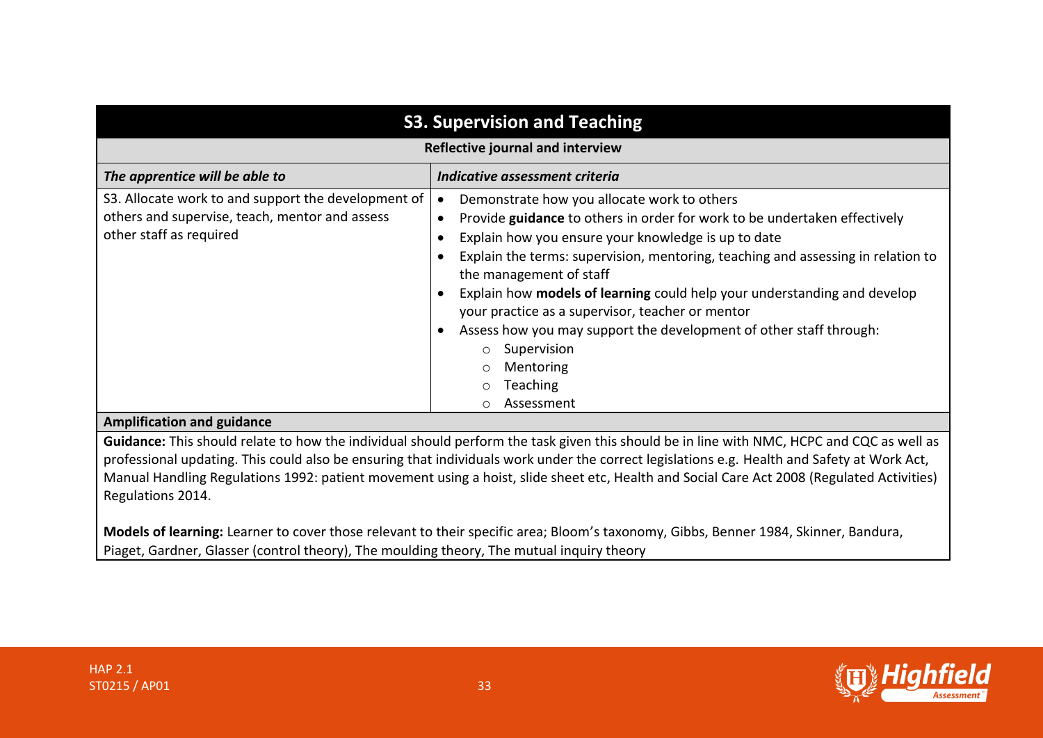## S3. Supervision and Teaching

**Reflective journal and interview**

| ***The apprentice will be able to*** | ***Indicative assessment criteria*** |
|---|---|
| S3. Allocate work to and support the development of others and supervise, teach, mentor and assess other staff as required | • Demonstrate how you allocate work to others<br>• Provide **guidance** to others in order for work to be undertaken effectively<br>• Explain how you ensure your knowledge is up to date<br>• Explain the terms: supervision, mentoring, teaching and assessing in relation to the management of staff<br>• Explain how **models of learning** could help your understanding and develop your practice as a supervisor, teacher or mentor<br>• Assess how you may support the development of other staff through:<br>  ○ Supervision<br>  ○ Mentoring<br>  ○ Teaching<br>  ○ Assessment |

**Amplification and guidance**

**Guidance:** This should relate to how the individual should perform the task given this should be in line with NMC, HCPC and CQC as well as professional updating. This could also be ensuring that individuals work under the correct legislations e.g. Health and Safety at Work Act, Manual Handling Regulations 1992: patient movement using a hoist, slide sheet etc, Health and Social Care Act 2008 (Regulated Activities) Regulations 2014.

**Models of learning:** Learner to cover those relevant to their specific area; Bloom's taxonomy, Gibbs, Benner 1984, Skinner, Bandura, Piaget, Gardner, Glasser (control theory), The moulding theory, The mutual inquiry theory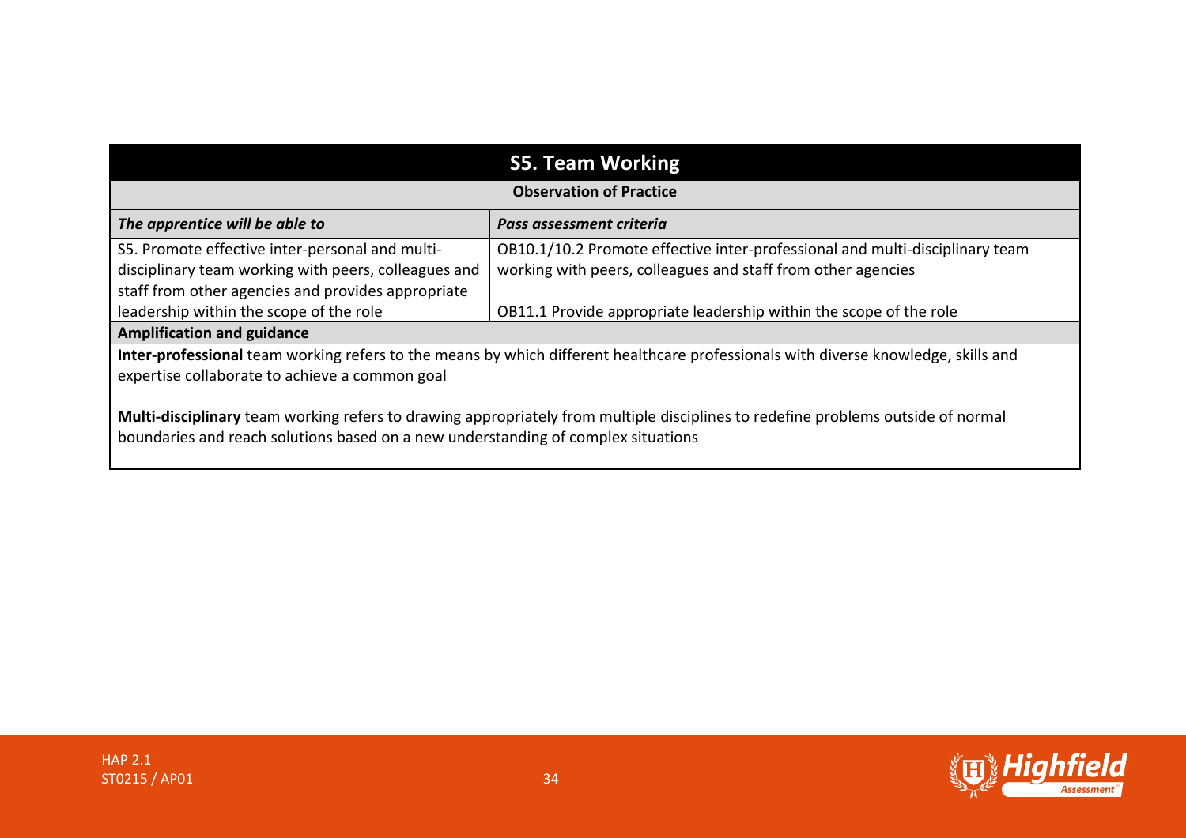| S5. Team Working | |
|---|---|
| **Observation of Practice** | |
| ***The apprentice will be able to*** | ***Pass assessment criteria*** |
| S5. Promote effective inter-personal and multi-disciplinary team working with peers, colleagues and staff from other agencies and provides appropriate leadership within the scope of the role | OB10.1/10.2 Promote effective inter-professional and multi-disciplinary team working with peers, colleagues and staff from other agencies<br><br>OB11.1 Provide appropriate leadership within the scope of the role |
| **Amplification and guidance** | |
| **Inter-professional** team working refers to the means by which different healthcare professionals with diverse knowledge, skills and expertise collaborate to achieve a common goal<br><br>**Multi-disciplinary** team working refers to drawing appropriately from multiple disciplines to redefine problems outside of normal boundaries and reach solutions based on a new understanding of complex situations | |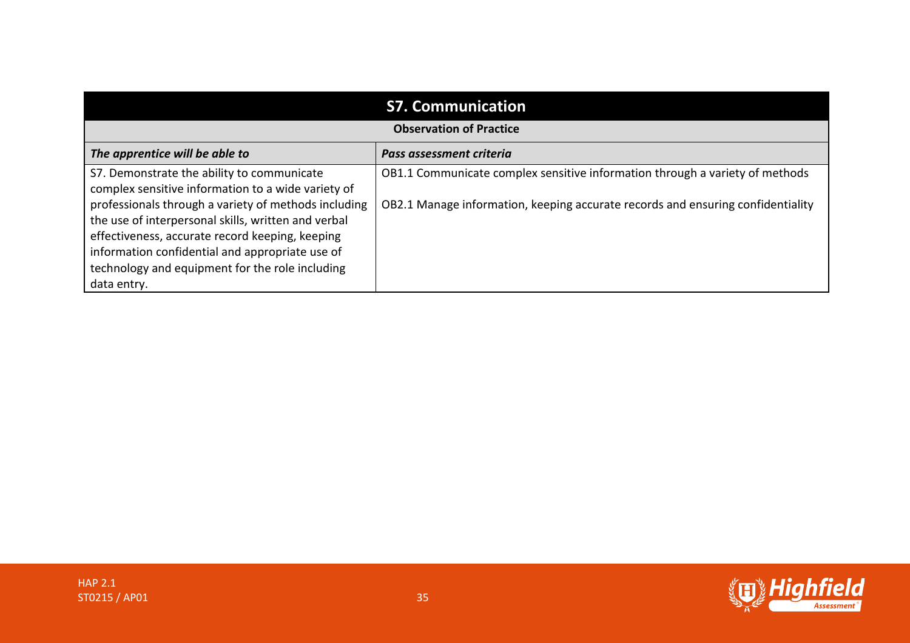| S7. Communication | |
|---|---|
| **Observation of Practice** | |
| ***The apprentice will be able to*** | ***Pass assessment criteria*** |
| S7. Demonstrate the ability to communicate complex sensitive information to a wide variety of professionals through a variety of methods including the use of interpersonal skills, written and verbal effectiveness, accurate record keeping, keeping information confidential and appropriate use of technology and equipment for the role including data entry. | OB1.1 Communicate complex sensitive information through a variety of methods<br><br>OB2.1 Manage information, keeping accurate records and ensuring confidentiality |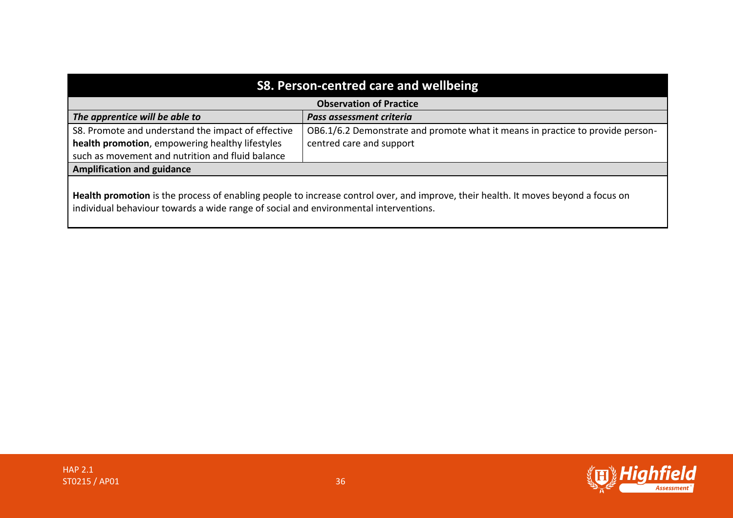## S8. Person-centred care and wellbeing

| Observation of Practice | |
|---|---|
| ***The apprentice will be able to*** | ***Pass assessment criteria*** |
| S8. Promote and understand the impact of effective **health promotion**, empowering healthy lifestyles such as movement and nutrition and fluid balance | OB6.1/6.2 Demonstrate and promote what it means in practice to provide person-centred care and support |

**Amplification and guidance**

**Health promotion** is the process of enabling people to increase control over, and improve, their health. It moves beyond a focus on individual behaviour towards a wide range of social and environmental interventions.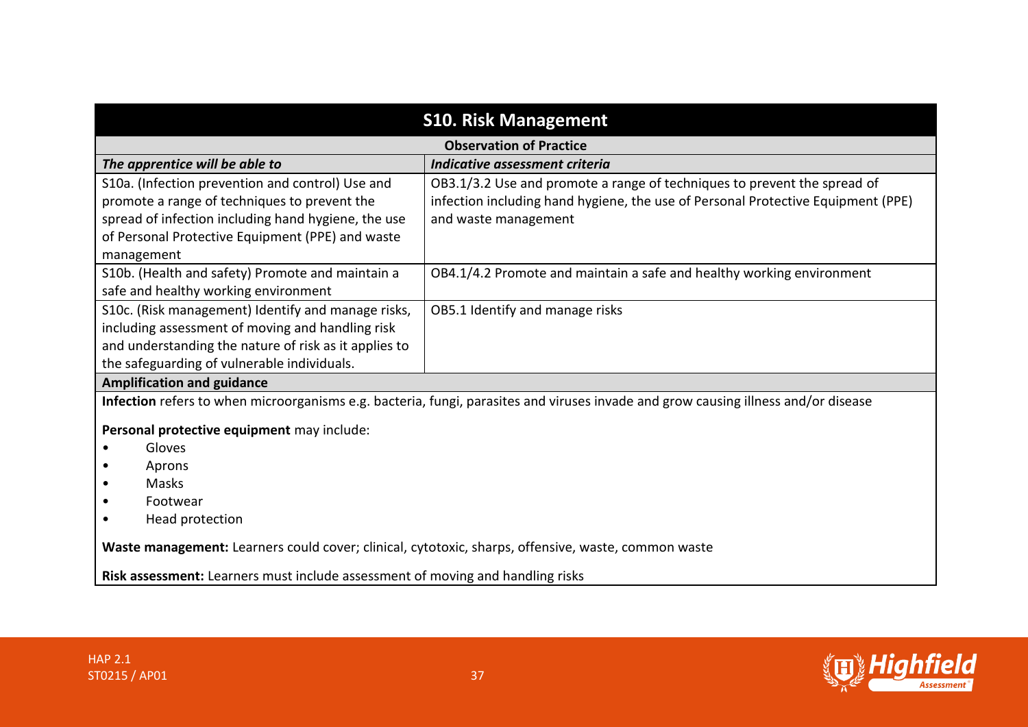## S10. Risk Management

| Observation of Practice | |
|---|---|
| ***The apprentice will be able to*** | ***Indicative assessment criteria*** |
| S10a. (Infection prevention and control) Use and promote a range of techniques to prevent the spread of infection including hand hygiene, the use of Personal Protective Equipment (PPE) and waste management | OB3.1/3.2 Use and promote a range of techniques to prevent the spread of infection including hand hygiene, the use of Personal Protective Equipment (PPE) and waste management |
| S10b. (Health and safety) Promote and maintain a safe and healthy working environment | OB4.1/4.2 Promote and maintain a safe and healthy working environment |
| S10c. (Risk management) Identify and manage risks, including assessment of moving and handling risk and understanding the nature of risk as it applies to the safeguarding of vulnerable individuals. | OB5.1 Identify and manage risks |

**Amplification and guidance**

**Infection** refers to when microorganisms e.g. bacteria, fungi, parasites and viruses invade and grow causing illness and/or disease

**Personal protective equipment** may include:

- Gloves
- Aprons
- Masks
- Footwear
- Head protection

**Waste management:** Learners could cover; clinical, cytotoxic, sharps, offensive, waste, common waste

**Risk assessment:** Learners must include assessment of moving and handling risks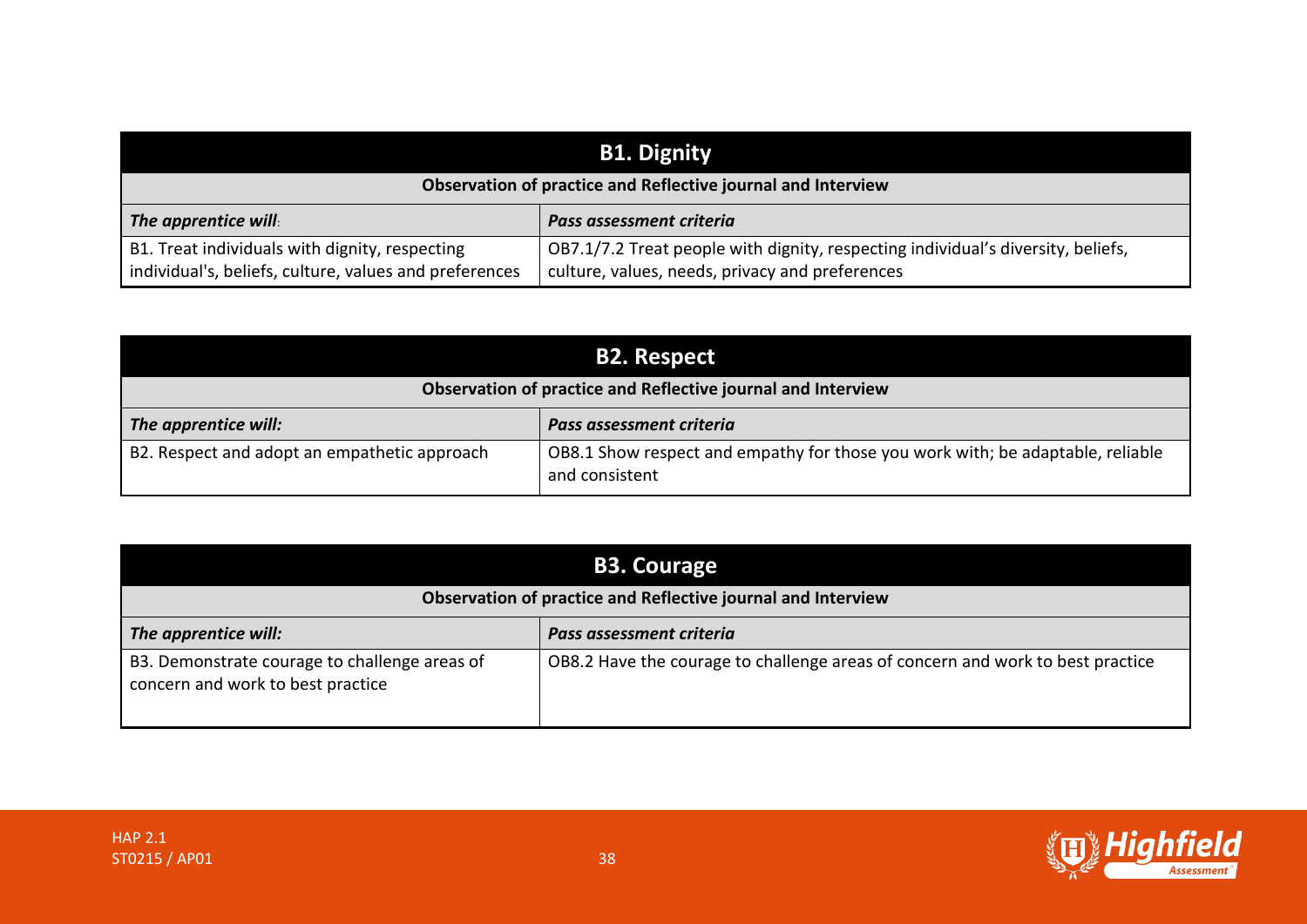| B1. Dignity | |
|---|---|
| **Observation of practice and Reflective journal and Interview** | |
| ***The apprentice will*:** | ***Pass assessment criteria*** |
| B1. Treat individuals with dignity, respecting individual's, beliefs, culture, values and preferences | OB7.1/7.2 Treat people with dignity, respecting individual's diversity, beliefs, culture, values, needs, privacy and preferences |

| B2. Respect | |
|---|---|
| **Observation of practice and Reflective journal and Interview** | |
| ***The apprentice will:*** | ***Pass assessment criteria*** |
| B2. Respect and adopt an empathetic approach | OB8.1 Show respect and empathy for those you work with; be adaptable, reliable and consistent |

| B3. Courage | |
|---|---|
| **Observation of practice and Reflective journal and Interview** | |
| ***The apprentice will:*** | ***Pass assessment criteria*** |
| B3. Demonstrate courage to challenge areas of concern and work to best practice | OB8.2 Have the courage to challenge areas of concern and work to best practice |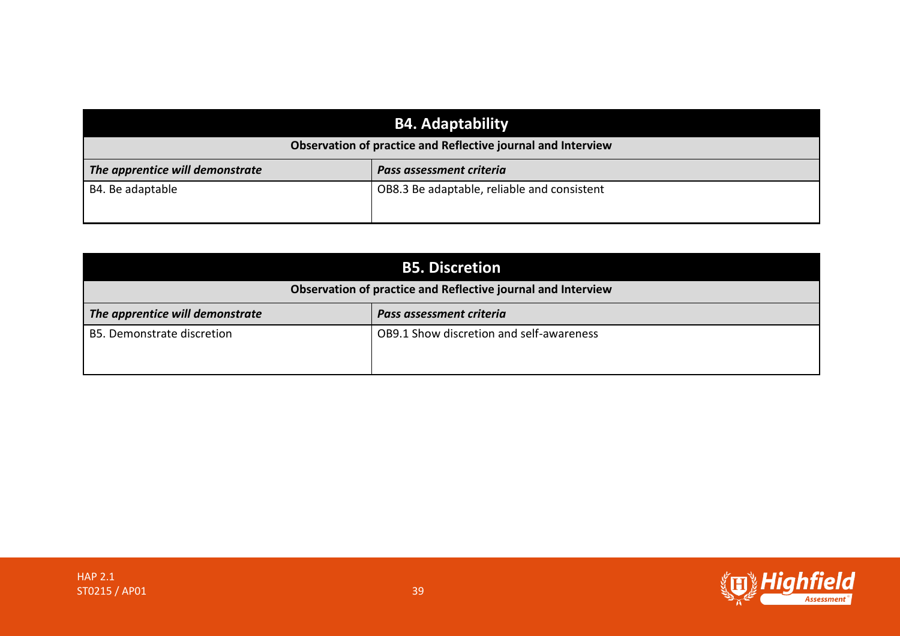| B4. Adaptability | |
|---|---|
| **Observation of practice and Reflective journal and Interview** | |
| ***The apprentice will demonstrate*** | ***Pass assessment criteria*** |
| B4. Be adaptable | OB8.3 Be adaptable, reliable and consistent |

| B5. Discretion | |
|---|---|
| **Observation of practice and Reflective journal and Interview** | |
| ***The apprentice will demonstrate*** | ***Pass assessment criteria*** |
| B5. Demonstrate discretion | OB9.1 Show discretion and self-awareness |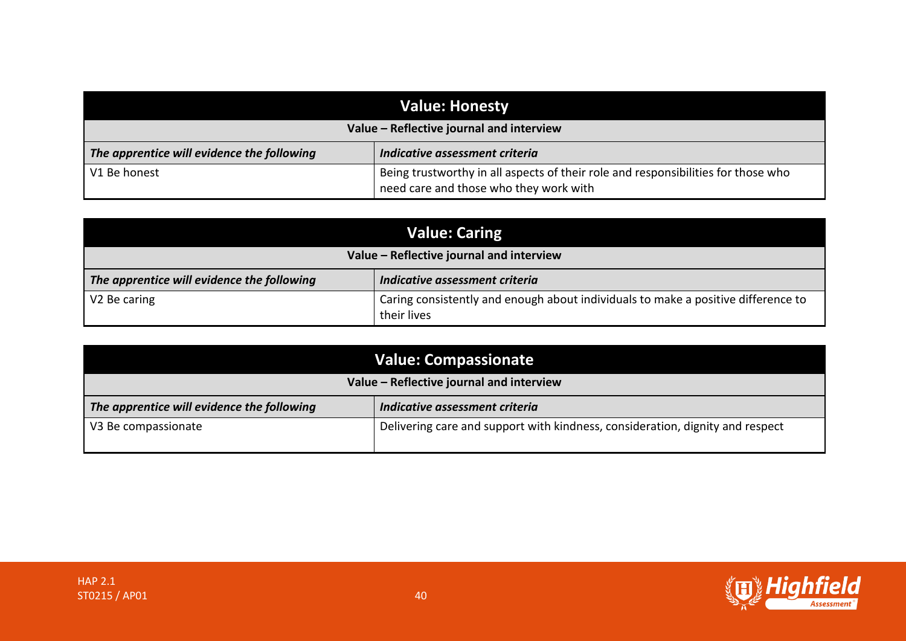| Value: Honesty | |
|---|---|
| **Value – Reflective journal and interview** | |
| ***The apprentice will evidence the following*** | ***Indicative assessment criteria*** |
| V1 Be honest | Being trustworthy in all aspects of their role and responsibilities for those who need care and those who they work with |

| Value: Caring | |
|---|---|
| **Value – Reflective journal and interview** | |
| ***The apprentice will evidence the following*** | ***Indicative assessment criteria*** |
| V2 Be caring | Caring consistently and enough about individuals to make a positive difference to their lives |

| Value: Compassionate | |
|---|---|
| **Value – Reflective journal and interview** | |
| ***The apprentice will evidence the following*** | ***Indicative assessment criteria*** |
| V3 Be compassionate | Delivering care and support with kindness, consideration, dignity and respect |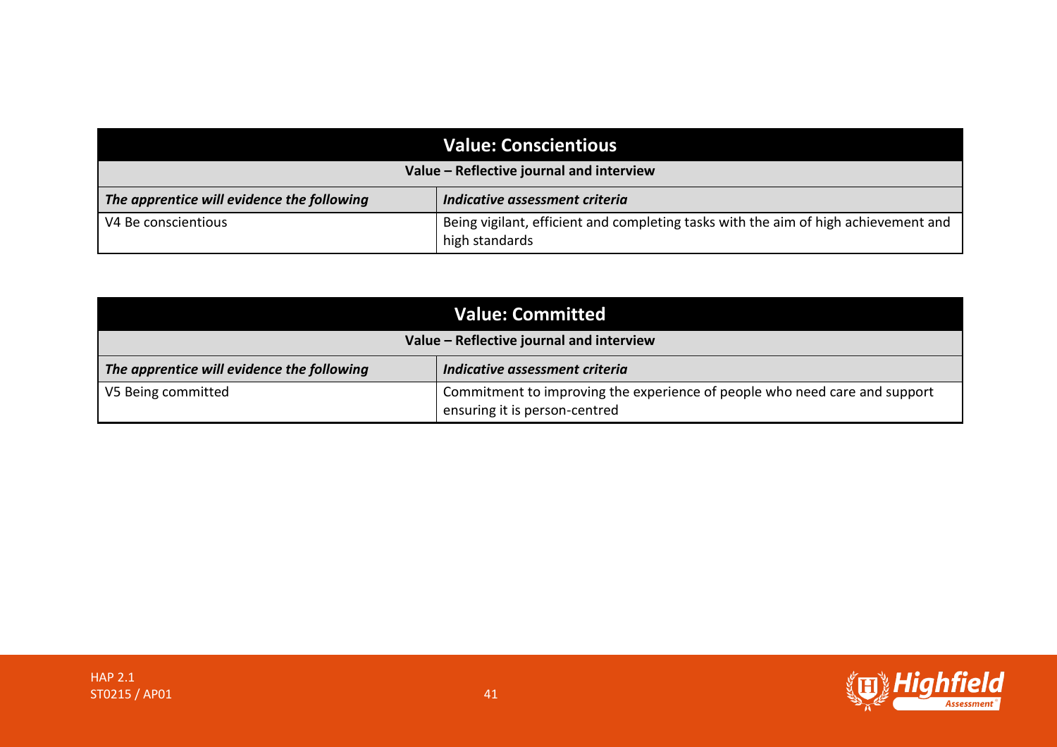| Value: Conscientious | |
|---|---|
| **Value – Reflective journal and interview** | |
| ***The apprentice will evidence the following*** | ***Indicative assessment criteria*** |
| V4 Be conscientious | Being vigilant, efficient and completing tasks with the aim of high achievement and high standards |

| Value: Committed | |
|---|---|
| **Value – Reflective journal and interview** | |
| ***The apprentice will evidence the following*** | ***Indicative assessment criteria*** |
| V5 Being committed | Commitment to improving the experience of people who need care and support ensuring it is person-centred |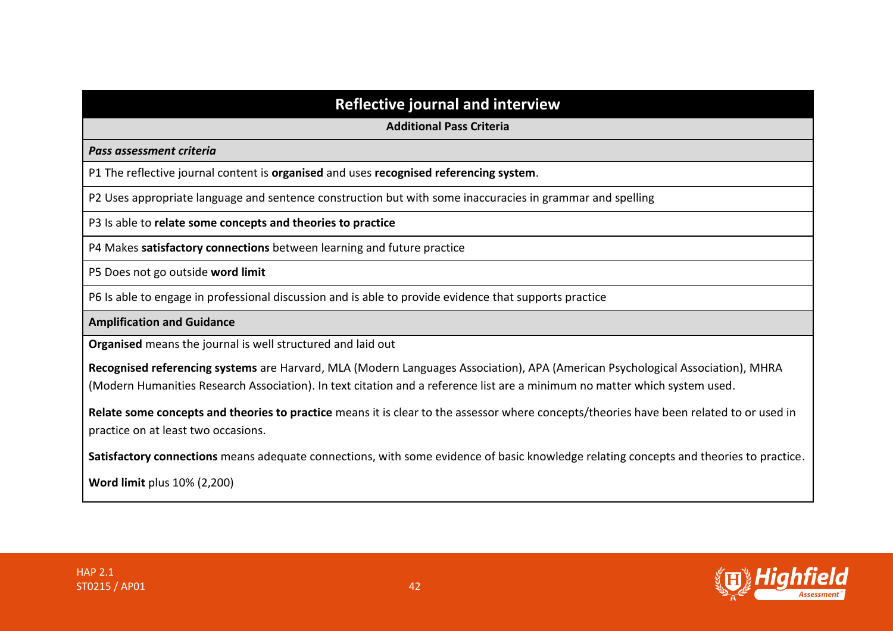| Reflective journal and interview |
|---|
| **Additional Pass Criteria** |
| ***Pass assessment criteria*** |
| P1 The reflective journal content is **organised** and uses **recognised referencing system**. |
| P2 Uses appropriate language and sentence construction but with some inaccuracies in grammar and spelling |
| P3 Is able to **relate some concepts and theories to practice** |
| P4 Makes **satisfactory connections** between learning and future practice |
| P5 Does not go outside **word limit** |
| P6 Is able to engage in professional discussion and is able to provide evidence that supports practice |
| **Amplification and Guidance** |
| **Organised** means the journal is well structured and laid out<br><br>**Recognised referencing systems** are Harvard, MLA (Modern Languages Association), APA (American Psychological Association), MHRA (Modern Humanities Research Association). In text citation and a reference list are a minimum no matter which system used.<br><br>**Relate some concepts and theories to practice** means it is clear to the assessor where concepts/theories have been related to or used in practice on at least two occasions.<br><br>**Satisfactory connections** means adequate connections, with some evidence of basic knowledge relating concepts and theories to practice.<br><br>**Word limit** plus 10% (2,200) |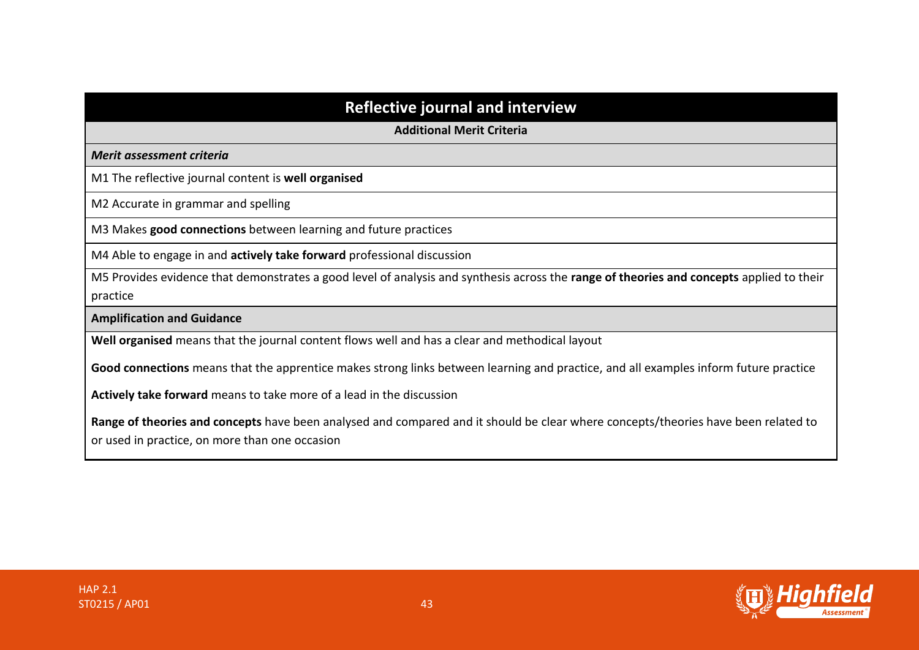| Reflective journal and interview |
| --- |
| **Additional Merit Criteria** |
| ***Merit assessment criteria*** |
| M1 The reflective journal content is **well organised** |
| M2 Accurate in grammar and spelling |
| M3 Makes **good connections** between learning and future practices |
| M4 Able to engage in and **actively take forward** professional discussion |
| M5 Provides evidence that demonstrates a good level of analysis and synthesis across the **range of theories and concepts** applied to their practice |
| **Amplification and Guidance** |
| **Well organised** means that the journal content flows well and has a clear and methodical layout<br><br>**Good connections** means that the apprentice makes strong links between learning and practice, and all examples inform future practice<br><br>**Actively take forward** means to take more of a lead in the discussion<br><br>**Range of theories and concepts** have been analysed and compared and it should be clear where concepts/theories have been related to or used in practice, on more than one occasion |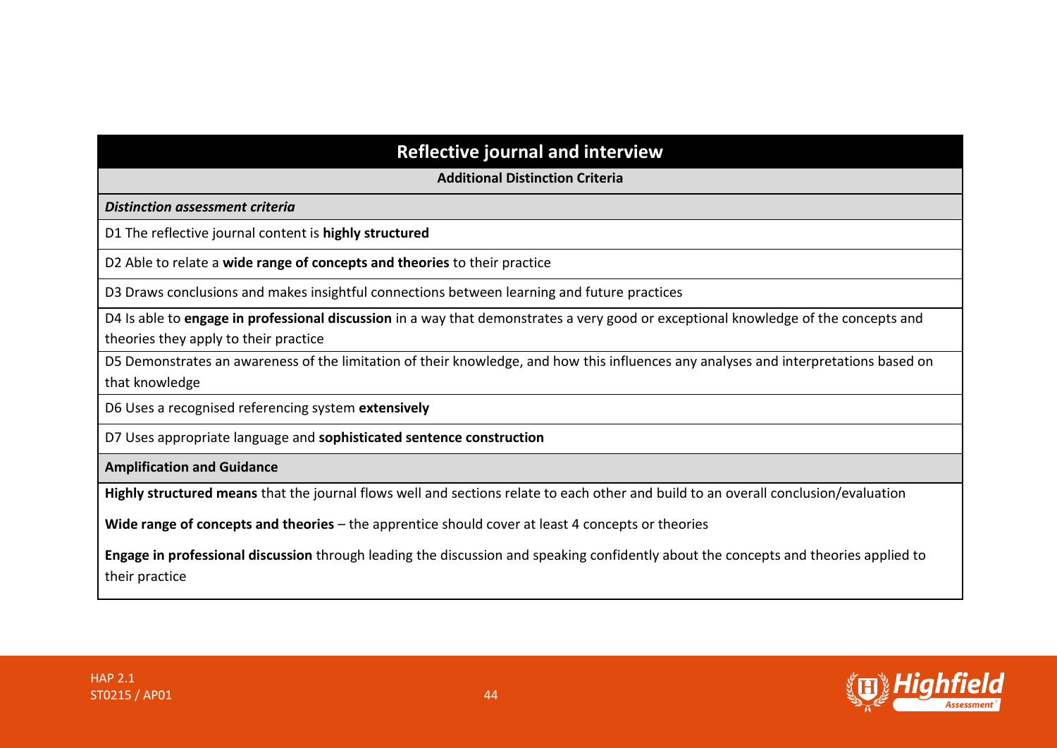| Reflective journal and interview |
| --- |
| **Additional Distinction Criteria** |
| ***Distinction assessment criteria*** |
| D1 The reflective journal content is **highly structured** |
| D2 Able to relate a **wide range of concepts and theories** to their practice |
| D3 Draws conclusions and makes insightful connections between learning and future practices |
| D4 Is able to **engage in professional discussion** in a way that demonstrates a very good or exceptional knowledge of the concepts and theories they apply to their practice |
| D5 Demonstrates an awareness of the limitation of their knowledge, and how this influences any analyses and interpretations based on that knowledge |
| D6 Uses a recognised referencing system **extensively** |
| D7 Uses appropriate language and **sophisticated sentence construction** |
| **Amplification and Guidance** |
| **Highly structured means** that the journal flows well and sections relate to each other and build to an overall conclusion/evaluation<br><br>**Wide range of concepts and theories** – the apprentice should cover at least 4 concepts or theories<br><br>**Engage in professional discussion** through leading the discussion and speaking confidently about the concepts and theories applied to their practice |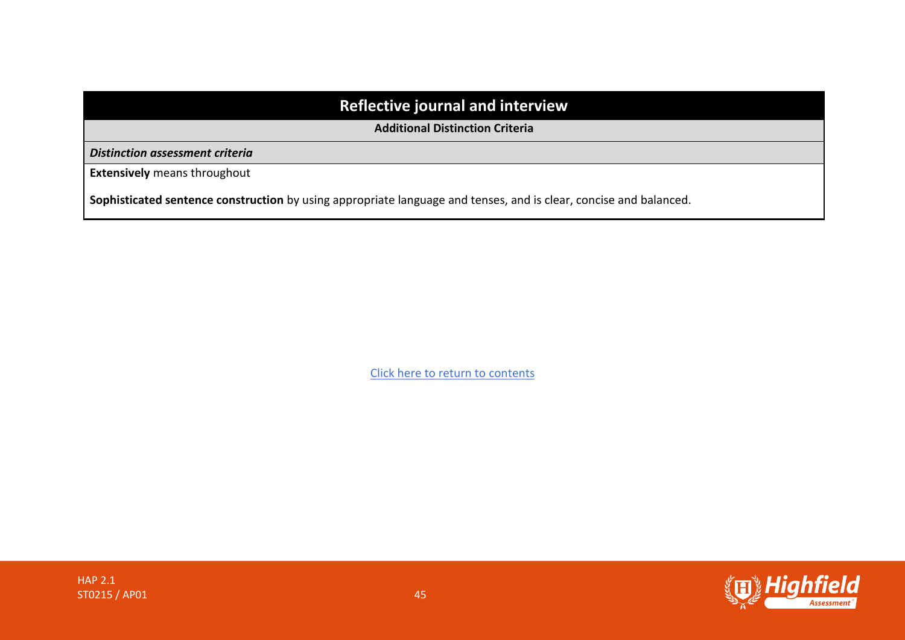| Reflective journal and interview |
| --- |
| **Additional Distinction Criteria** |
| ***Distinction assessment criteria*** |
| **Extensively** means throughout<br><br>**Sophisticated sentence construction** by using appropriate language and tenses, and is clear, concise and balanced. |

Click here to return to contents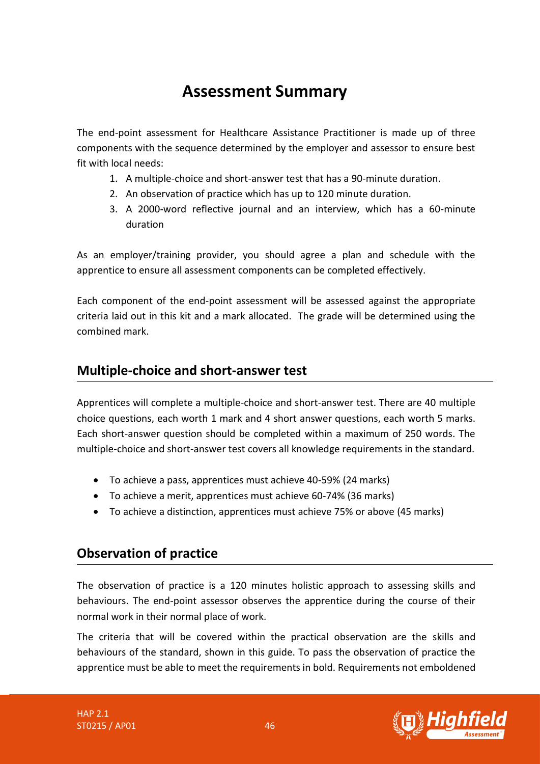# Assessment Summary

The end-point assessment for Healthcare Assistance Practitioner is made up of three components with the sequence determined by the employer and assessor to ensure best fit with local needs:

1. A multiple-choice and short-answer test that has a 90-minute duration.
2. An observation of practice which has up to 120 minute duration.
3. A 2000-word reflective journal and an interview, which has a 60-minute duration

As an employer/training provider, you should agree a plan and schedule with the apprentice to ensure all assessment components can be completed effectively.

Each component of the end-point assessment will be assessed against the appropriate criteria laid out in this kit and a mark allocated. The grade will be determined using the combined mark.

## Multiple-choice and short-answer test

Apprentices will complete a multiple-choice and short-answer test. There are 40 multiple choice questions, each worth 1 mark and 4 short answer questions, each worth 5 marks. Each short-answer question should be completed within a maximum of 250 words. The multiple-choice and short-answer test covers all knowledge requirements in the standard.

- To achieve a pass, apprentices must achieve 40-59% (24 marks)
- To achieve a merit, apprentices must achieve 60-74% (36 marks)
- To achieve a distinction, apprentices must achieve 75% or above (45 marks)

## Observation of practice

The observation of practice is a 120 minutes holistic approach to assessing skills and behaviours. The end-point assessor observes the apprentice during the course of their normal work in their normal place of work.

The criteria that will be covered within the practical observation are the skills and behaviours of the standard, shown in this guide. To pass the observation of practice the apprentice must be able to meet the requirements in bold. Requirements not emboldened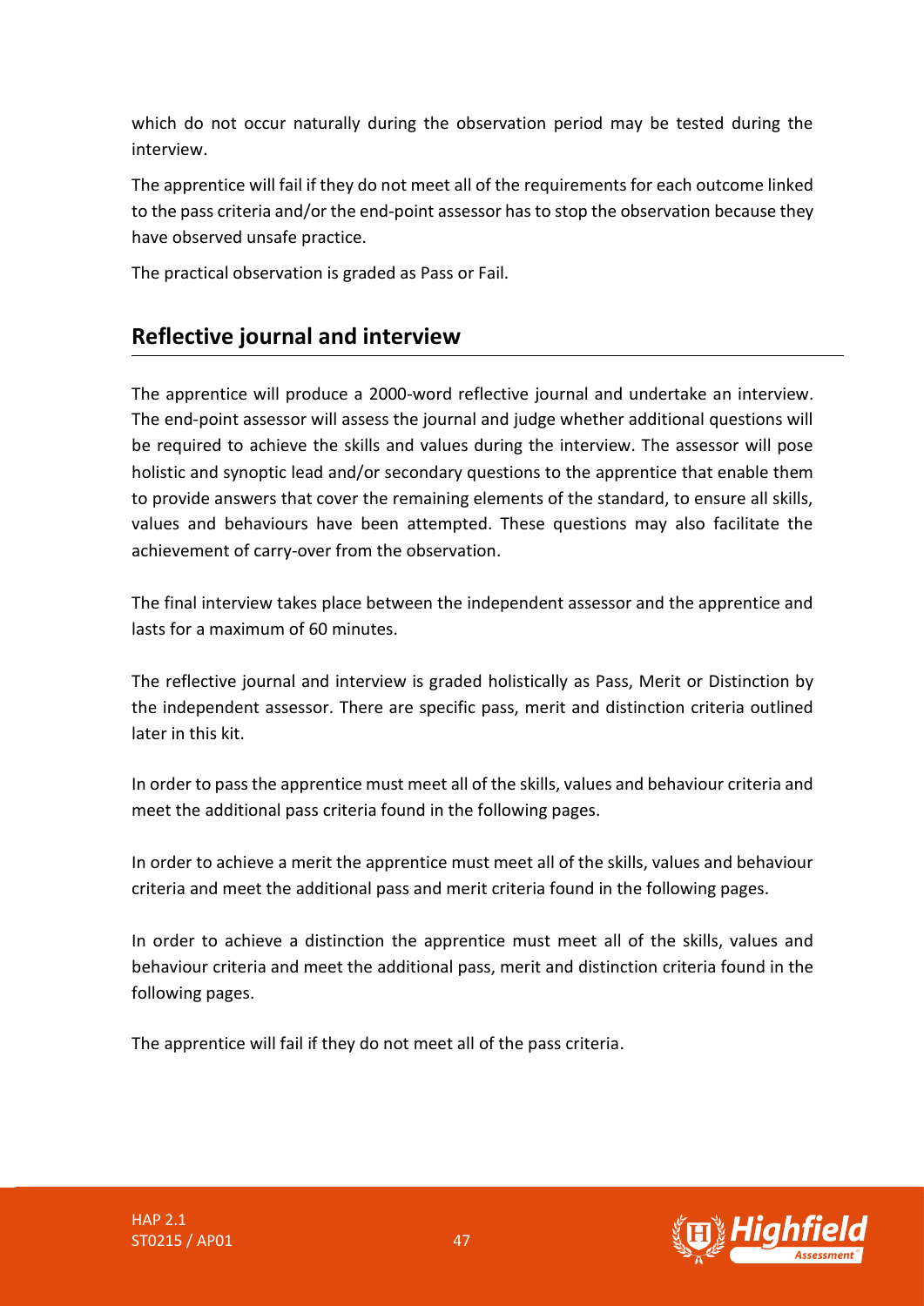which do not occur naturally during the observation period may be tested during the interview.

The apprentice will fail if they do not meet all of the requirements for each outcome linked to the pass criteria and/or the end-point assessor has to stop the observation because they have observed unsafe practice.

The practical observation is graded as Pass or Fail.

## Reflective journal and interview

The apprentice will produce a 2000-word reflective journal and undertake an interview. The end-point assessor will assess the journal and judge whether additional questions will be required to achieve the skills and values during the interview. The assessor will pose holistic and synoptic lead and/or secondary questions to the apprentice that enable them to provide answers that cover the remaining elements of the standard, to ensure all skills, values and behaviours have been attempted. These questions may also facilitate the achievement of carry-over from the observation.

The final interview takes place between the independent assessor and the apprentice and lasts for a maximum of 60 minutes.

The reflective journal and interview is graded holistically as Pass, Merit or Distinction by the independent assessor. There are specific pass, merit and distinction criteria outlined later in this kit.

In order to pass the apprentice must meet all of the skills, values and behaviour criteria and meet the additional pass criteria found in the following pages.

In order to achieve a merit the apprentice must meet all of the skills, values and behaviour criteria and meet the additional pass and merit criteria found in the following pages.

In order to achieve a distinction the apprentice must meet all of the skills, values and behaviour criteria and meet the additional pass, merit and distinction criteria found in the following pages.

The apprentice will fail if they do not meet all of the pass criteria.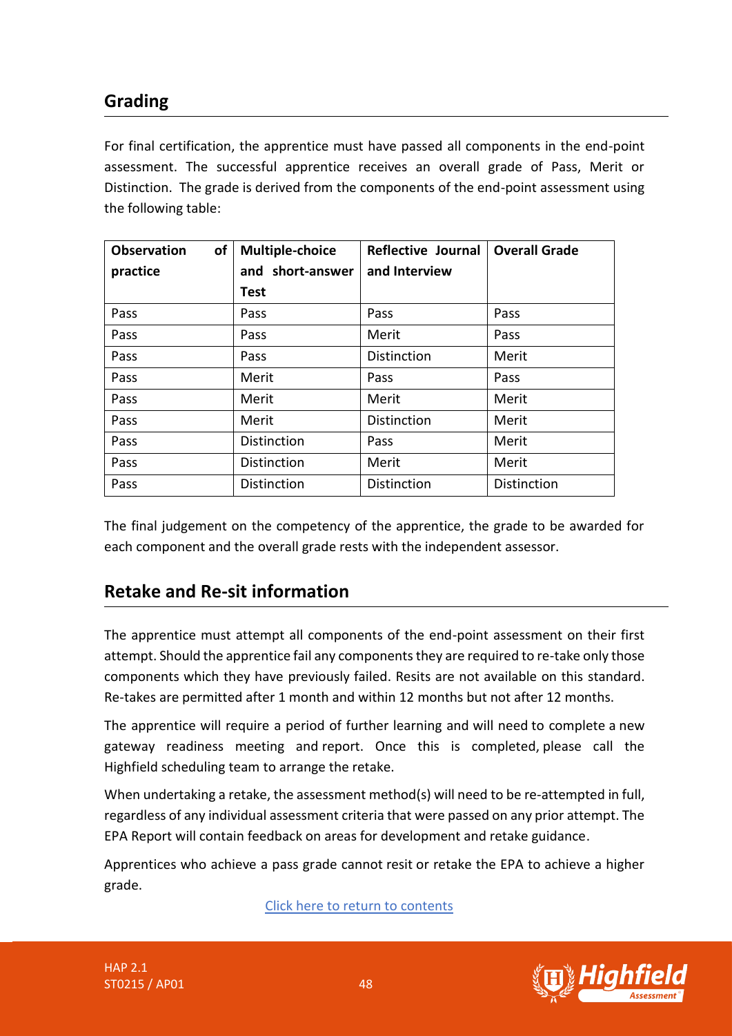## Grading

For final certification, the apprentice must have passed all components in the end-point assessment. The successful apprentice receives an overall grade of Pass, Merit or Distinction. The grade is derived from the components of the end-point assessment using the following table:

| Observation of practice | Multiple-choice and short-answer Test | Reflective Journal and Interview | Overall Grade |
|---|---|---|---|
| Pass | Pass | Pass | Pass |
| Pass | Pass | Merit | Pass |
| Pass | Pass | Distinction | Merit |
| Pass | Merit | Pass | Pass |
| Pass | Merit | Merit | Merit |
| Pass | Merit | Distinction | Merit |
| Pass | Distinction | Pass | Merit |
| Pass | Distinction | Merit | Merit |
| Pass | Distinction | Distinction | Distinction |

The final judgement on the competency of the apprentice, the grade to be awarded for each component and the overall grade rests with the independent assessor.

## Retake and Re-sit information

The apprentice must attempt all components of the end-point assessment on their first attempt. Should the apprentice fail any components they are required to re-take only those components which they have previously failed. Resits are not available on this standard. Re-takes are permitted after 1 month and within 12 months but not after 12 months.

The apprentice will require a period of further learning and will need to complete a new gateway readiness meeting and report. Once this is completed, please call the Highfield scheduling team to arrange the retake.

When undertaking a retake, the assessment method(s) will need to be re-attempted in full, regardless of any individual assessment criteria that were passed on any prior attempt. The EPA Report will contain feedback on areas for development and retake guidance.

Apprentices who achieve a pass grade cannot resit or retake the EPA to achieve a higher grade.

Click here to return to contents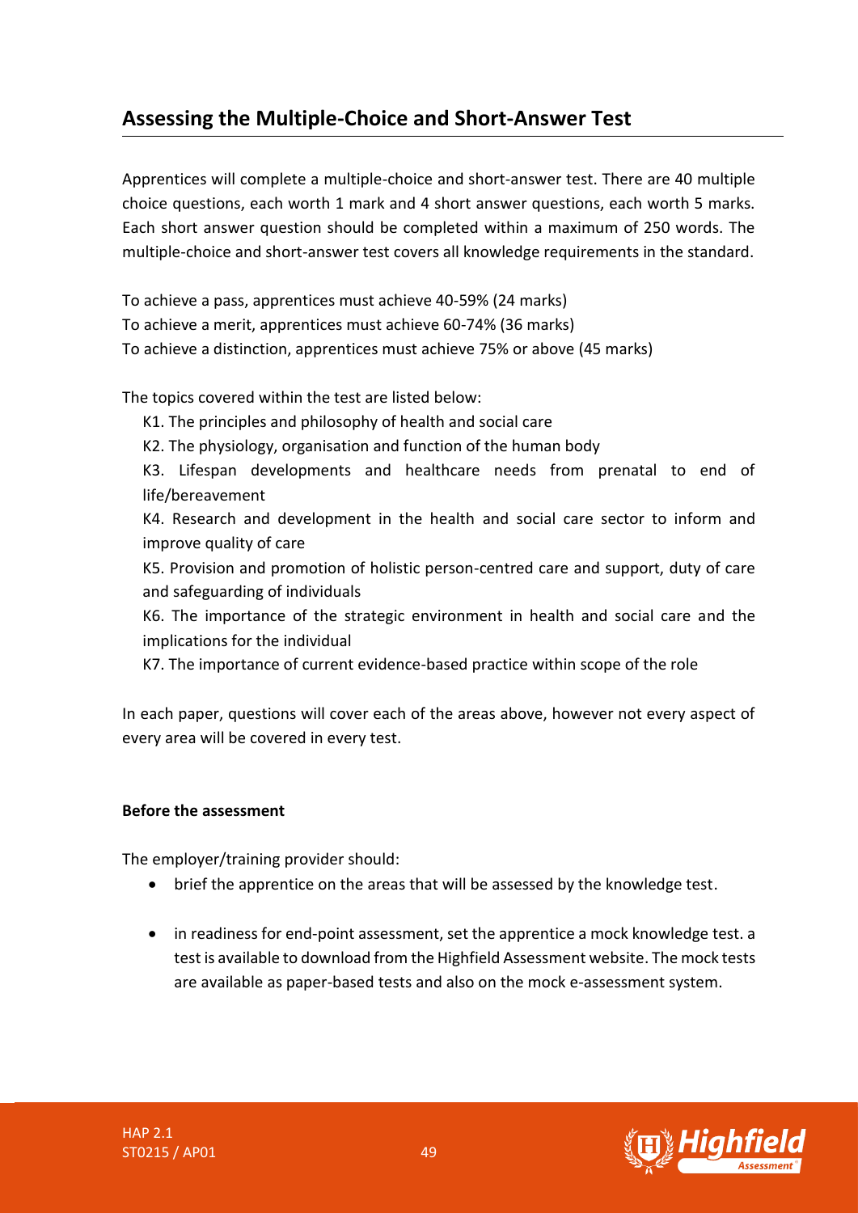## Assessing the Multiple-Choice and Short-Answer Test

Apprentices will complete a multiple-choice and short-answer test. There are 40 multiple choice questions, each worth 1 mark and 4 short answer questions, each worth 5 marks. Each short answer question should be completed within a maximum of 250 words. The multiple-choice and short-answer test covers all knowledge requirements in the standard.

To achieve a pass, apprentices must achieve 40-59% (24 marks)
To achieve a merit, apprentices must achieve 60-74% (36 marks)
To achieve a distinction, apprentices must achieve 75% or above (45 marks)

The topics covered within the test are listed below:

K1. The principles and philosophy of health and social care

K2. The physiology, organisation and function of the human body

K3. Lifespan developments and healthcare needs from prenatal to end of life/bereavement

K4. Research and development in the health and social care sector to inform and improve quality of care

K5. Provision and promotion of holistic person-centred care and support, duty of care and safeguarding of individuals

K6. The importance of the strategic environment in health and social care and the implications for the individual

K7. The importance of current evidence-based practice within scope of the role

In each paper, questions will cover each of the areas above, however not every aspect of every area will be covered in every test.

**Before the assessment**

The employer/training provider should:

- brief the apprentice on the areas that will be assessed by the knowledge test.
- in readiness for end-point assessment, set the apprentice a mock knowledge test. a test is available to download from the Highfield Assessment website. The mock tests are available as paper-based tests and also on the mock e-assessment system.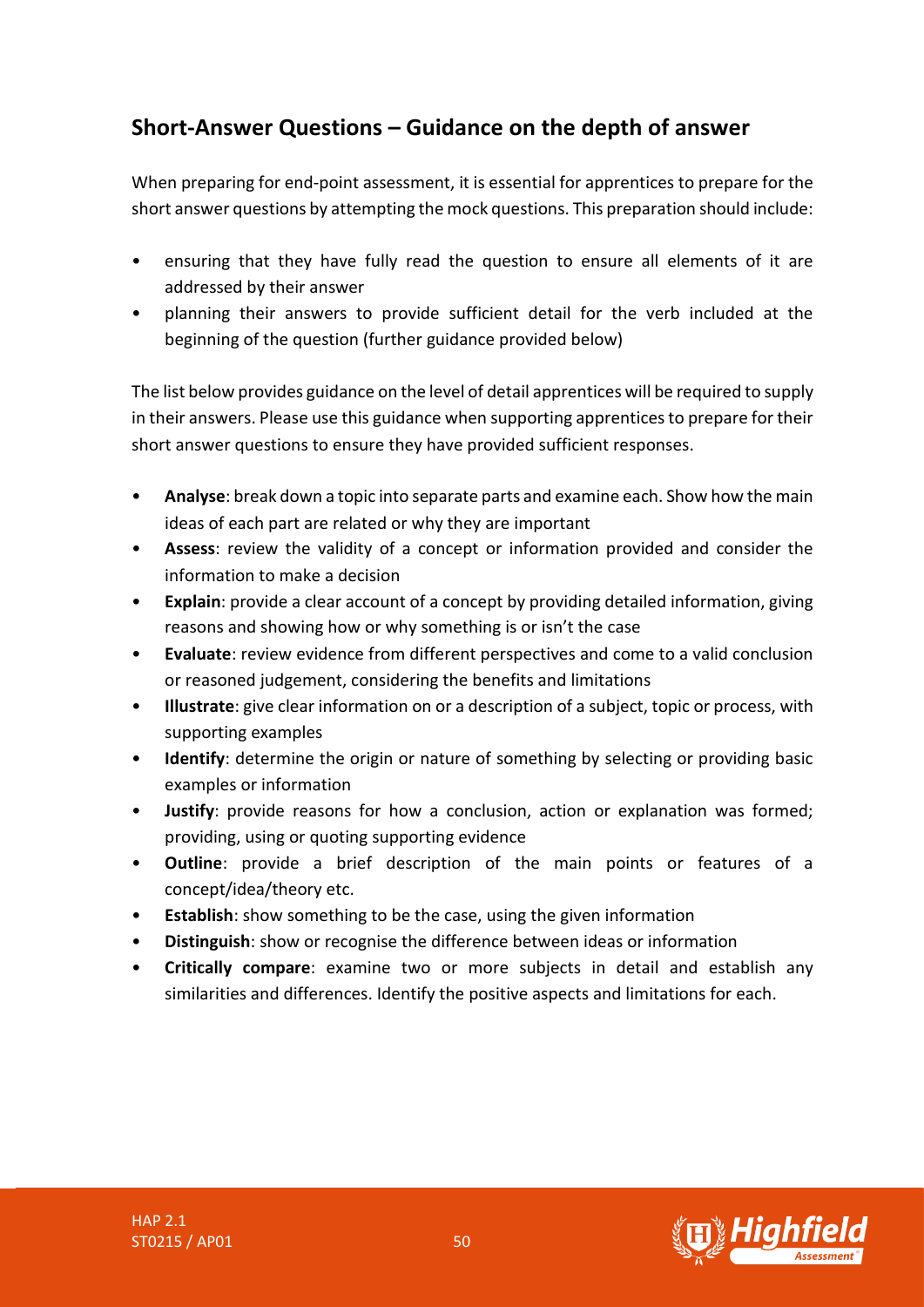## Short-Answer Questions – Guidance on the depth of answer

When preparing for end-point assessment, it is essential for apprentices to prepare for the short answer questions by attempting the mock questions. This preparation should include:

- ensuring that they have fully read the question to ensure all elements of it are addressed by their answer
- planning their answers to provide sufficient detail for the verb included at the beginning of the question (further guidance provided below)

The list below provides guidance on the level of detail apprentices will be required to supply in their answers. Please use this guidance when supporting apprentices to prepare for their short answer questions to ensure they have provided sufficient responses.

- **Analyse**: break down a topic into separate parts and examine each. Show how the main ideas of each part are related or why they are important
- **Assess**: review the validity of a concept or information provided and consider the information to make a decision
- **Explain**: provide a clear account of a concept by providing detailed information, giving reasons and showing how or why something is or isn't the case
- **Evaluate**: review evidence from different perspectives and come to a valid conclusion or reasoned judgement, considering the benefits and limitations
- **Illustrate**: give clear information on or a description of a subject, topic or process, with supporting examples
- **Identify**: determine the origin or nature of something by selecting or providing basic examples or information
- **Justify**: provide reasons for how a conclusion, action or explanation was formed; providing, using or quoting supporting evidence
- **Outline**: provide a brief description of the main points or features of a concept/idea/theory etc.
- **Establish**: show something to be the case, using the given information
- **Distinguish**: show or recognise the difference between ideas or information
- **Critically compare**: examine two or more subjects in detail and establish any similarities and differences. Identify the positive aspects and limitations for each.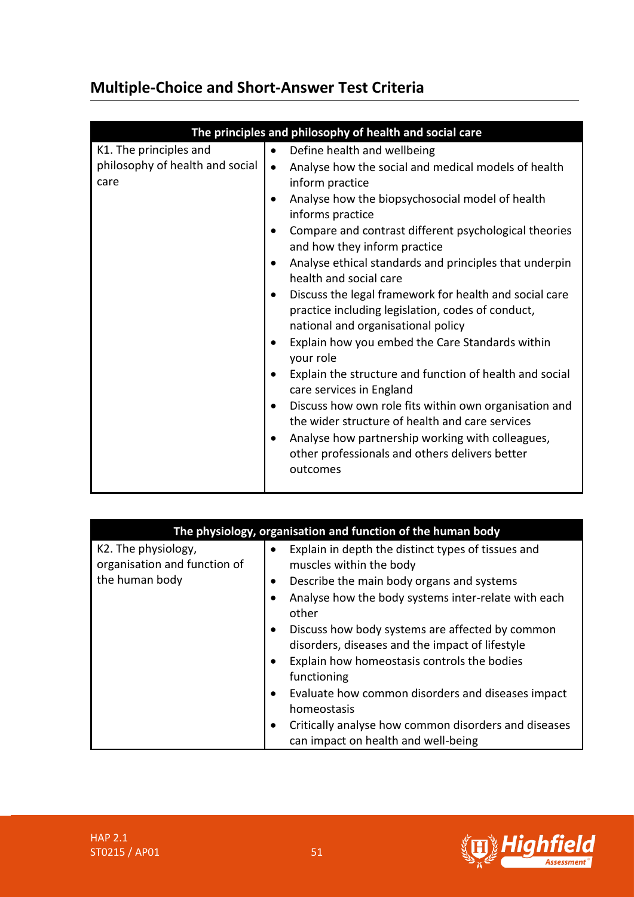## Multiple-Choice and Short-Answer Test Criteria

| The principles and philosophy of health and social care | |
|---|---|
| K1. The principles and philosophy of health and social care | • Define health and wellbeing<br>• Analyse how the social and medical models of health inform practice<br>• Analyse how the biopsychosocial model of health informs practice<br>• Compare and contrast different psychological theories and how they inform practice<br>• Analyse ethical standards and principles that underpin health and social care<br>• Discuss the legal framework for health and social care practice including legislation, codes of conduct, national and organisational policy<br>• Explain how you embed the Care Standards within your role<br>• Explain the structure and function of health and social care services in England<br>• Discuss how own role fits within own organisation and the wider structure of health and care services<br>• Analyse how partnership working with colleagues, other professionals and others delivers better outcomes |

| The physiology, organisation and function of the human body | |
|---|---|
| K2. The physiology, organisation and function of the human body | • Explain in depth the distinct types of tissues and muscles within the body<br>• Describe the main body organs and systems<br>• Analyse how the body systems inter-relate with each other<br>• Discuss how body systems are affected by common disorders, diseases and the impact of lifestyle<br>• Explain how homeostasis controls the bodies functioning<br>• Evaluate how common disorders and diseases impact homeostasis<br>• Critically analyse how common disorders and diseases can impact on health and well-being |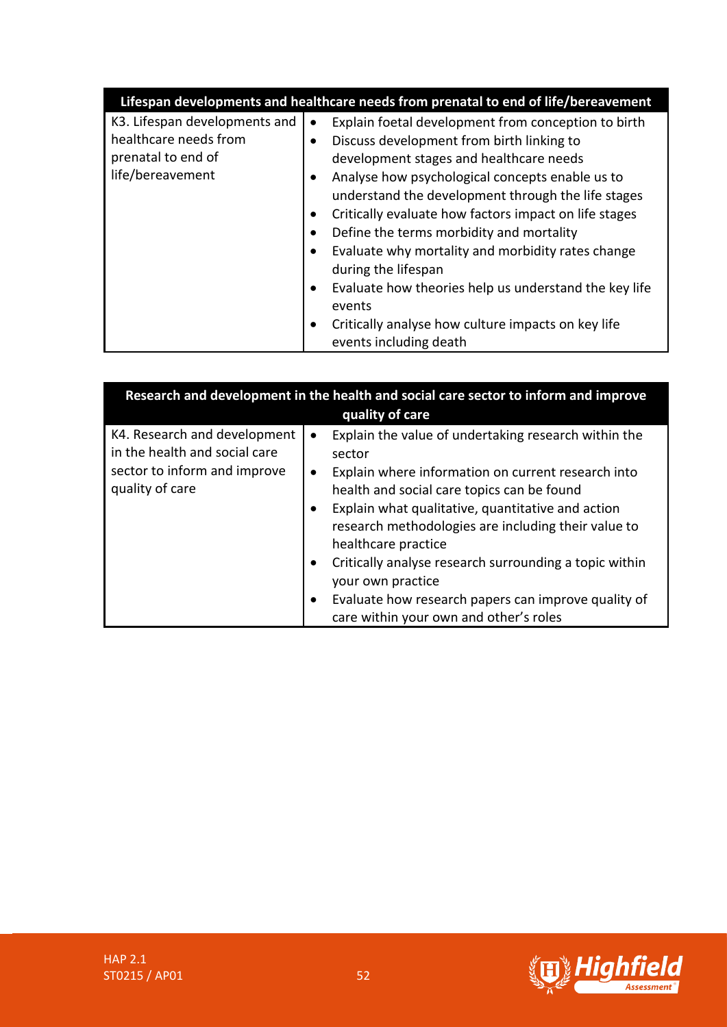| Lifespan developments and healthcare needs from prenatal to end of life/bereavement | |
|---|---|
| K3. Lifespan developments and healthcare needs from prenatal to end of life/bereavement | • Explain foetal development from conception to birth<br>• Discuss development from birth linking to development stages and healthcare needs<br>• Analyse how psychological concepts enable us to understand the development through the life stages<br>• Critically evaluate how factors impact on life stages<br>• Define the terms morbidity and mortality<br>• Evaluate why mortality and morbidity rates change during the lifespan<br>• Evaluate how theories help us understand the key life events<br>• Critically analyse how culture impacts on key life events including death |

| Research and development in the health and social care sector to inform and improve quality of care | |
|---|---|
| K4. Research and development in the health and social care sector to inform and improve quality of care | • Explain the value of undertaking research within the sector<br>• Explain where information on current research into health and social care topics can be found<br>• Explain what qualitative, quantitative and action research methodologies are including their value to healthcare practice<br>• Critically analyse research surrounding a topic within your own practice<br>• Evaluate how research papers can improve quality of care within your own and other's roles |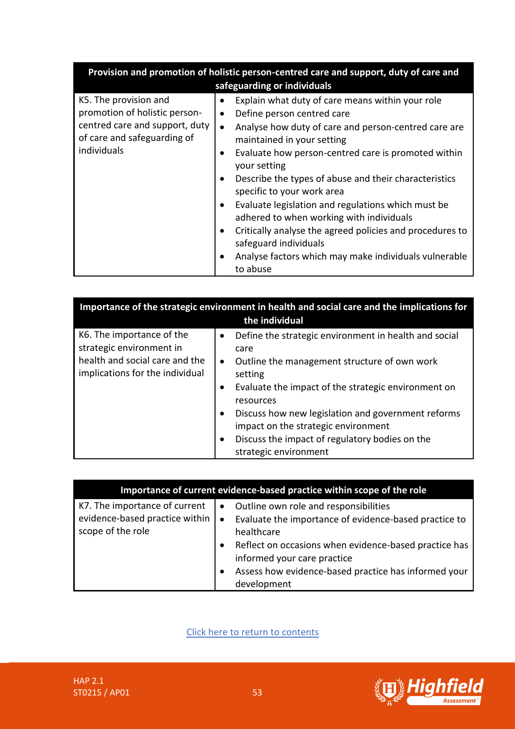| Provision and promotion of holistic person-centred care and support, duty of care and safeguarding or individuals | |
|---|---|
| K5. The provision and promotion of holistic person-centred care and support, duty of care and safeguarding of individuals | • Explain what duty of care means within your role<br>• Define person centred care<br>• Analyse how duty of care and person-centred care are maintained in your setting<br>• Evaluate how person-centred care is promoted within your setting<br>• Describe the types of abuse and their characteristics specific to your work area<br>• Evaluate legislation and regulations which must be adhered to when working with individuals<br>• Critically analyse the agreed policies and procedures to safeguard individuals<br>• Analyse factors which may make individuals vulnerable to abuse |

| Importance of the strategic environment in health and social care and the implications for the individual | |
|---|---|
| K6. The importance of the strategic environment in health and social care and the implications for the individual | • Define the strategic environment in health and social care<br>• Outline the management structure of own work setting<br>• Evaluate the impact of the strategic environment on resources<br>• Discuss how new legislation and government reforms impact on the strategic environment<br>• Discuss the impact of regulatory bodies on the strategic environment |

| Importance of current evidence-based practice within scope of the role | |
|---|---|
| K7. The importance of current evidence-based practice within scope of the role | • Outline own role and responsibilities<br>• Evaluate the importance of evidence-based practice to healthcare<br>• Reflect on occasions when evidence-based practice has informed your care practice<br>• Assess how evidence-based practice has informed your development |

Click here to return to contents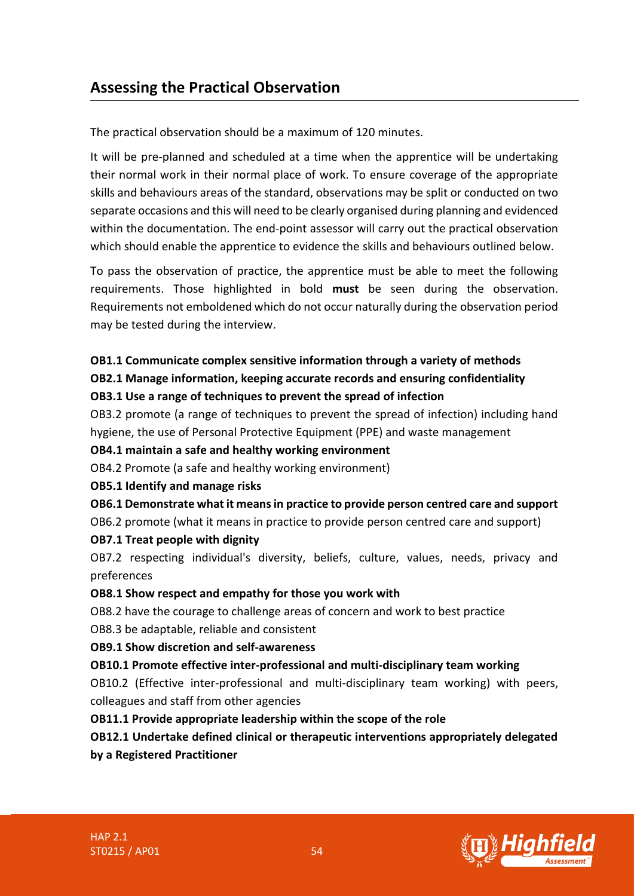## Assessing the Practical Observation

The practical observation should be a maximum of 120 minutes.

It will be pre-planned and scheduled at a time when the apprentice will be undertaking their normal work in their normal place of work. To ensure coverage of the appropriate skills and behaviours areas of the standard, observations may be split or conducted on two separate occasions and this will need to be clearly organised during planning and evidenced within the documentation. The end-point assessor will carry out the practical observation which should enable the apprentice to evidence the skills and behaviours outlined below.

To pass the observation of practice, the apprentice must be able to meet the following requirements. Those highlighted in bold **must** be seen during the observation. Requirements not emboldened which do not occur naturally during the observation period may be tested during the interview.

**OB1.1 Communicate complex sensitive information through a variety of methods**

**OB2.1 Manage information, keeping accurate records and ensuring confidentiality**

**OB3.1 Use a range of techniques to prevent the spread of infection**

OB3.2 promote (a range of techniques to prevent the spread of infection) including hand hygiene, the use of Personal Protective Equipment (PPE) and waste management

**OB4.1 maintain a safe and healthy working environment**

OB4.2 Promote (a safe and healthy working environment)

**OB5.1 Identify and manage risks**

**OB6.1 Demonstrate what it means in practice to provide person centred care and support**

OB6.2 promote (what it means in practice to provide person centred care and support)

**OB7.1 Treat people with dignity**

OB7.2 respecting individual's diversity, beliefs, culture, values, needs, privacy and preferences

**OB8.1 Show respect and empathy for those you work with**

OB8.2 have the courage to challenge areas of concern and work to best practice

OB8.3 be adaptable, reliable and consistent

**OB9.1 Show discretion and self-awareness**

**OB10.1 Promote effective inter-professional and multi-disciplinary team working**

OB10.2 (Effective inter-professional and multi-disciplinary team working) with peers, colleagues and staff from other agencies

**OB11.1 Provide appropriate leadership within the scope of the role**

**OB12.1 Undertake defined clinical or therapeutic interventions appropriately delegated by a Registered Practitioner**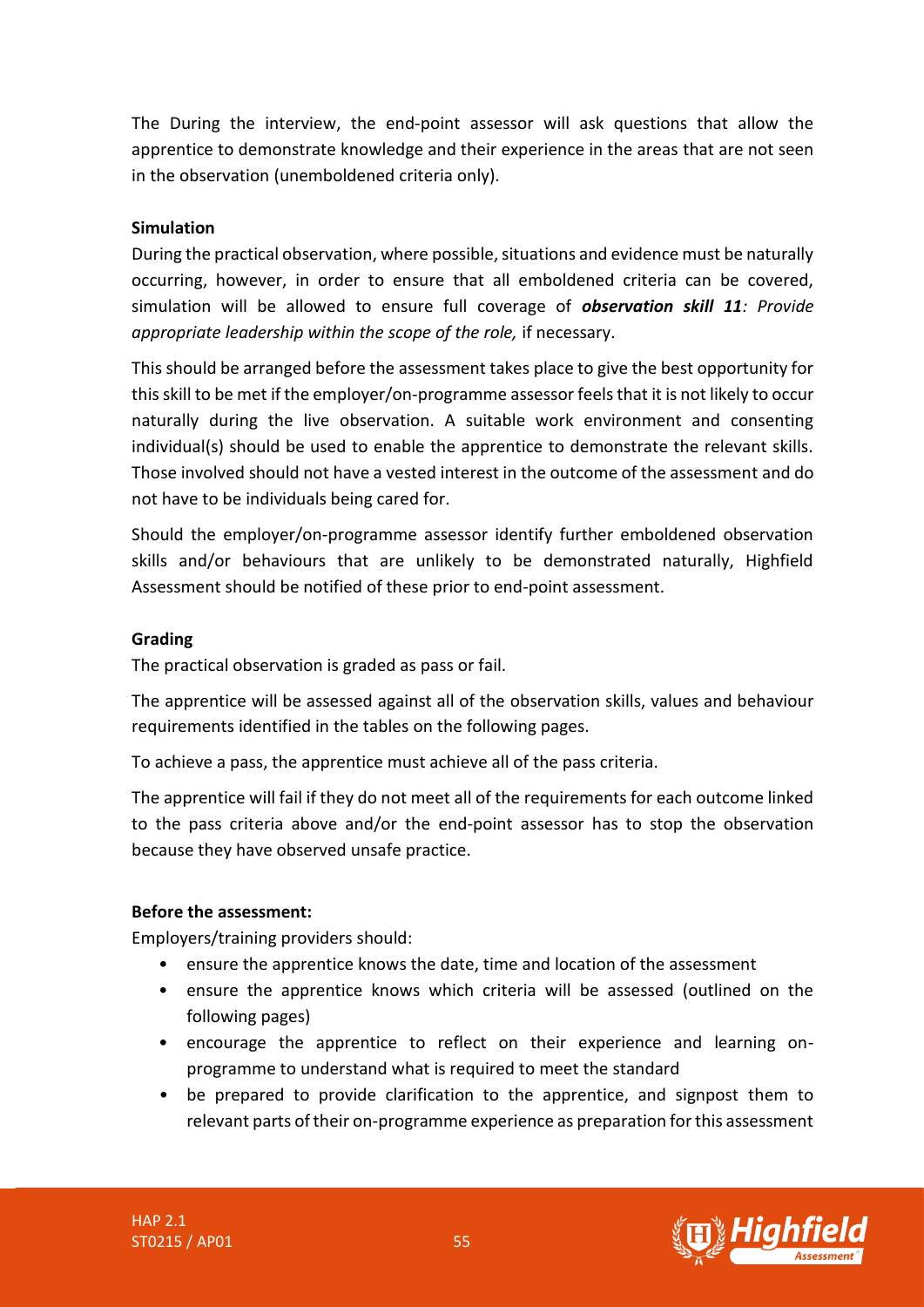The During the interview, the end-point assessor will ask questions that allow the apprentice to demonstrate knowledge and their experience in the areas that are not seen in the observation (unemboldened criteria only).

**Simulation**

During the practical observation, where possible, situations and evidence must be naturally occurring, however, in order to ensure that all emboldened criteria can be covered, simulation will be allowed to ensure full coverage of ***observation skill 11****: Provide appropriate leadership within the scope of the role,* if necessary.

This should be arranged before the assessment takes place to give the best opportunity for this skill to be met if the employer/on-programme assessor feels that it is not likely to occur naturally during the live observation. A suitable work environment and consenting individual(s) should be used to enable the apprentice to demonstrate the relevant skills. Those involved should not have a vested interest in the outcome of the assessment and do not have to be individuals being cared for.

Should the employer/on-programme assessor identify further emboldened observation skills and/or behaviours that are unlikely to be demonstrated naturally, Highfield Assessment should be notified of these prior to end-point assessment.

**Grading**

The practical observation is graded as pass or fail.

The apprentice will be assessed against all of the observation skills, values and behaviour requirements identified in the tables on the following pages.

To achieve a pass, the apprentice must achieve all of the pass criteria.

The apprentice will fail if they do not meet all of the requirements for each outcome linked to the pass criteria above and/or the end-point assessor has to stop the observation because they have observed unsafe practice.

**Before the assessment:**

Employers/training providers should:

- ensure the apprentice knows the date, time and location of the assessment
- ensure the apprentice knows which criteria will be assessed (outlined on the following pages)
- encourage the apprentice to reflect on their experience and learning on-programme to understand what is required to meet the standard
- be prepared to provide clarification to the apprentice, and signpost them to relevant parts of their on-programme experience as preparation for this assessment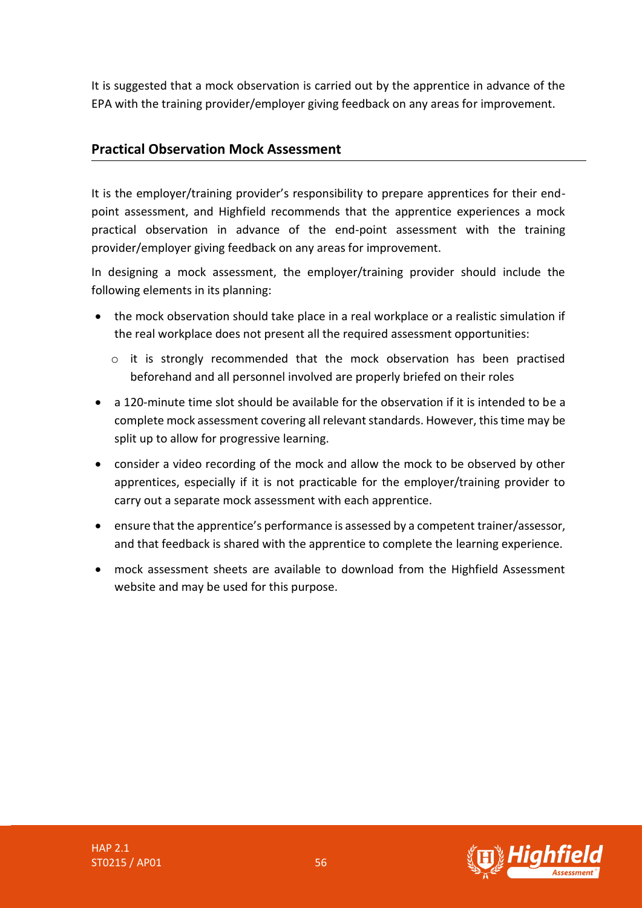It is suggested that a mock observation is carried out by the apprentice in advance of the EPA with the training provider/employer giving feedback on any areas for improvement.

## Practical Observation Mock Assessment

It is the employer/training provider's responsibility to prepare apprentices for their end-point assessment, and Highfield recommends that the apprentice experiences a mock practical observation in advance of the end-point assessment with the training provider/employer giving feedback on any areas for improvement.

In designing a mock assessment, the employer/training provider should include the following elements in its planning:

- the mock observation should take place in a real workplace or a realistic simulation if the real workplace does not present all the required assessment opportunities:
  - it is strongly recommended that the mock observation has been practised beforehand and all personnel involved are properly briefed on their roles
- a 120-minute time slot should be available for the observation if it is intended to be a complete mock assessment covering all relevant standards. However, this time may be split up to allow for progressive learning.
- consider a video recording of the mock and allow the mock to be observed by other apprentices, especially if it is not practicable for the employer/training provider to carry out a separate mock assessment with each apprentice.
- ensure that the apprentice's performance is assessed by a competent trainer/assessor, and that feedback is shared with the apprentice to complete the learning experience.
- mock assessment sheets are available to download from the Highfield Assessment website and may be used for this purpose.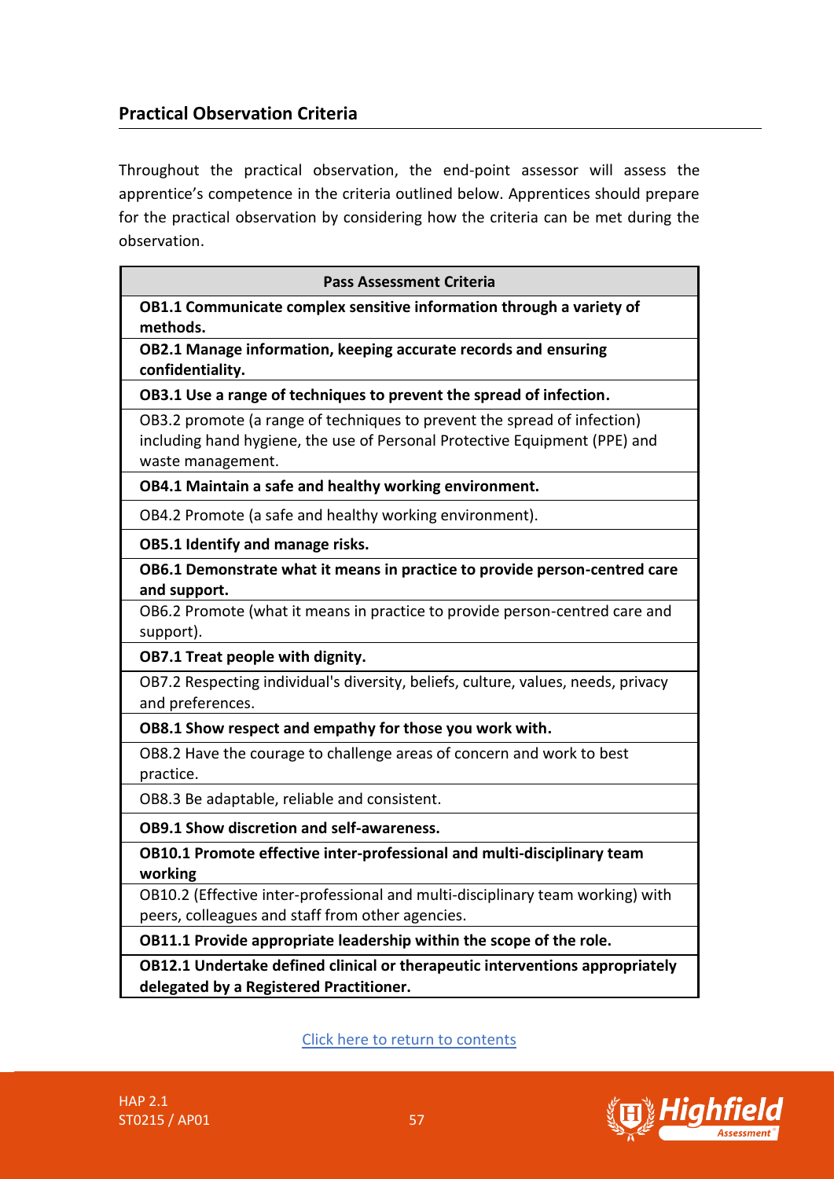## Practical Observation Criteria

Throughout the practical observation, the end-point assessor will assess the apprentice's competence in the criteria outlined below. Apprentices should prepare for the practical observation by considering how the criteria can be met during the observation.

| Pass Assessment Criteria |
| --- |
| **OB1.1 Communicate complex sensitive information through a variety of methods.** |
| **OB2.1 Manage information, keeping accurate records and ensuring confidentiality.** |
| **OB3.1 Use a range of techniques to prevent the spread of infection.** |
| OB3.2 promote (a range of techniques to prevent the spread of infection) including hand hygiene, the use of Personal Protective Equipment (PPE) and waste management. |
| **OB4.1 Maintain a safe and healthy working environment.** |
| OB4.2 Promote (a safe and healthy working environment). |
| **OB5.1 Identify and manage risks.** |
| **OB6.1 Demonstrate what it means in practice to provide person-centred care and support.** |
| OB6.2 Promote (what it means in practice to provide person-centred care and support). |
| **OB7.1 Treat people with dignity.** |
| OB7.2 Respecting individual's diversity, beliefs, culture, values, needs, privacy and preferences. |
| **OB8.1 Show respect and empathy for those you work with.** |
| OB8.2 Have the courage to challenge areas of concern and work to best practice. |
| OB8.3 Be adaptable, reliable and consistent. |
| **OB9.1 Show discretion and self-awareness.** |
| **OB10.1 Promote effective inter-professional and multi-disciplinary team working** |
| OB10.2 (Effective inter-professional and multi-disciplinary team working) with peers, colleagues and staff from other agencies. |
| **OB11.1 Provide appropriate leadership within the scope of the role.** |
| **OB12.1 Undertake defined clinical or therapeutic interventions appropriately delegated by a Registered Practitioner.** |

Click here to return to contents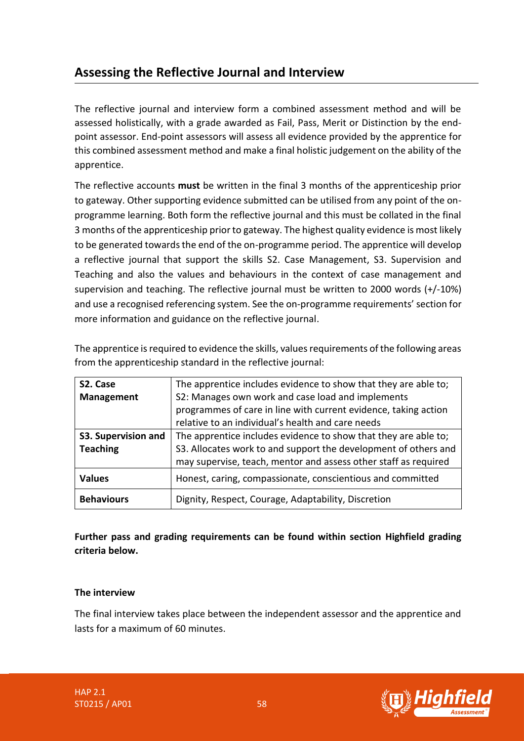## Assessing the Reflective Journal and Interview

The reflective journal and interview form a combined assessment method and will be assessed holistically, with a grade awarded as Fail, Pass, Merit or Distinction by the end-point assessor. End-point assessors will assess all evidence provided by the apprentice for this combined assessment method and make a final holistic judgement on the ability of the apprentice.

The reflective accounts **must** be written in the final 3 months of the apprenticeship prior to gateway. Other supporting evidence submitted can be utilised from any point of the on-programme learning. Both form the reflective journal and this must be collated in the final 3 months of the apprenticeship prior to gateway. The highest quality evidence is most likely to be generated towards the end of the on-programme period. The apprentice will develop a reflective journal that support the skills S2. Case Management, S3. Supervision and Teaching and also the values and behaviours in the context of case management and supervision and teaching. The reflective journal must be written to 2000 words (+/-10%) and use a recognised referencing system. See the on-programme requirements' section for more information and guidance on the reflective journal.

The apprentice is required to evidence the skills, values requirements of the following areas from the apprenticeship standard in the reflective journal:

| | |
|---|---|
| **S2. Case Management** | The apprentice includes evidence to show that they are able to; S2: Manages own work and case load and implements programmes of care in line with current evidence, taking action relative to an individual's health and care needs |
| **S3. Supervision and Teaching** | The apprentice includes evidence to show that they are able to; S3. Allocates work to and support the development of others and may supervise, teach, mentor and assess other staff as required |
| **Values** | Honest, caring, compassionate, conscientious and committed |
| **Behaviours** | Dignity, Respect, Courage, Adaptability, Discretion |

**Further pass and grading requirements can be found within section Highfield grading criteria below.**

**The interview**

The final interview takes place between the independent assessor and the apprentice and lasts for a maximum of 60 minutes.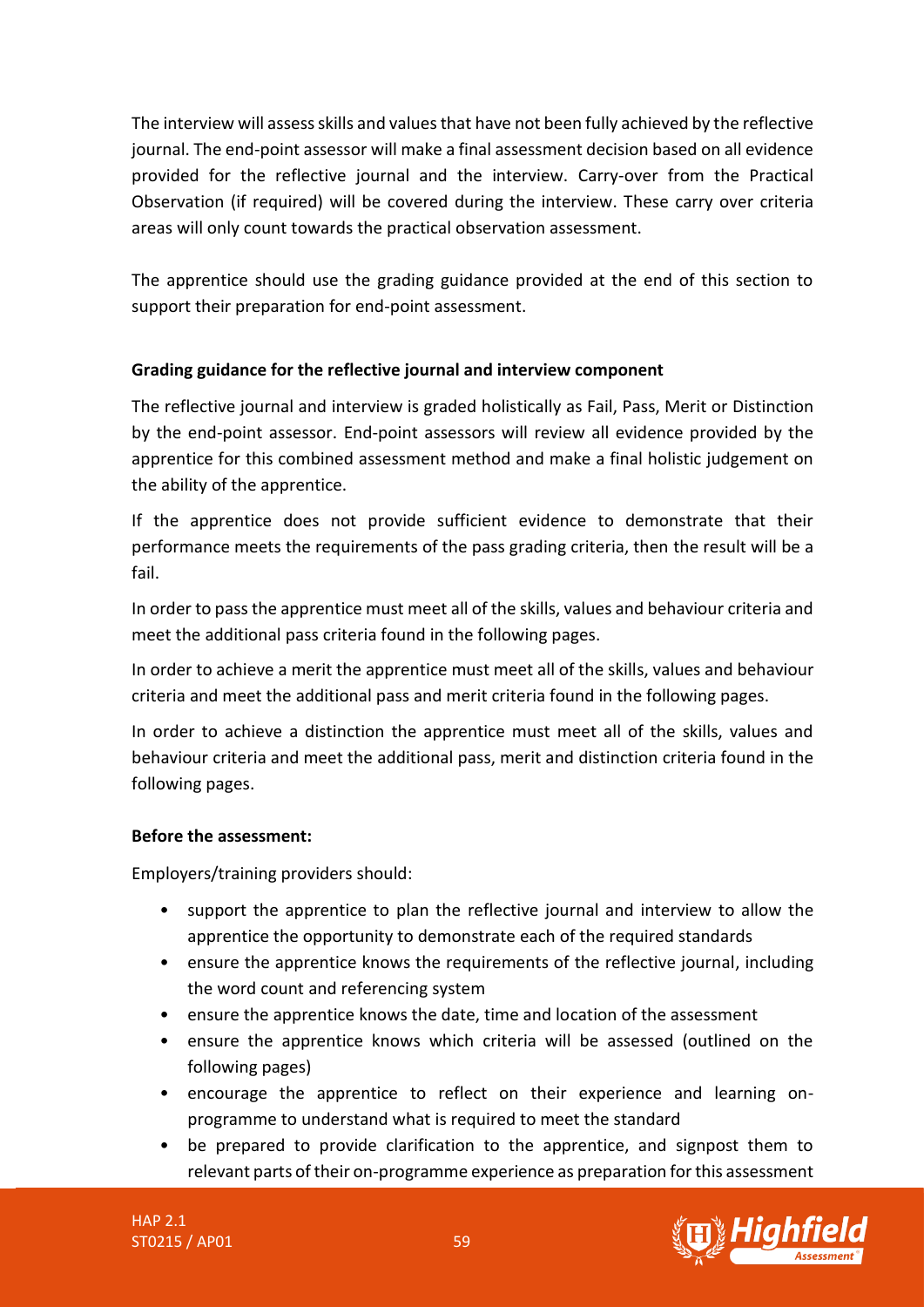The interview will assess skills and values that have not been fully achieved by the reflective journal. The end-point assessor will make a final assessment decision based on all evidence provided for the reflective journal and the interview. Carry-over from the Practical Observation (if required) will be covered during the interview. These carry over criteria areas will only count towards the practical observation assessment.

The apprentice should use the grading guidance provided at the end of this section to support their preparation for end-point assessment.

**Grading guidance for the reflective journal and interview component**

The reflective journal and interview is graded holistically as Fail, Pass, Merit or Distinction by the end-point assessor. End-point assessors will review all evidence provided by the apprentice for this combined assessment method and make a final holistic judgement on the ability of the apprentice.

If the apprentice does not provide sufficient evidence to demonstrate that their performance meets the requirements of the pass grading criteria, then the result will be a fail.

In order to pass the apprentice must meet all of the skills, values and behaviour criteria and meet the additional pass criteria found in the following pages.

In order to achieve a merit the apprentice must meet all of the skills, values and behaviour criteria and meet the additional pass and merit criteria found in the following pages.

In order to achieve a distinction the apprentice must meet all of the skills, values and behaviour criteria and meet the additional pass, merit and distinction criteria found in the following pages.

**Before the assessment:**

Employers/training providers should:

- support the apprentice to plan the reflective journal and interview to allow the apprentice the opportunity to demonstrate each of the required standards
- ensure the apprentice knows the requirements of the reflective journal, including the word count and referencing system
- ensure the apprentice knows the date, time and location of the assessment
- ensure the apprentice knows which criteria will be assessed (outlined on the following pages)
- encourage the apprentice to reflect on their experience and learning on-programme to understand what is required to meet the standard
- be prepared to provide clarification to the apprentice, and signpost them to relevant parts of their on-programme experience as preparation for this assessment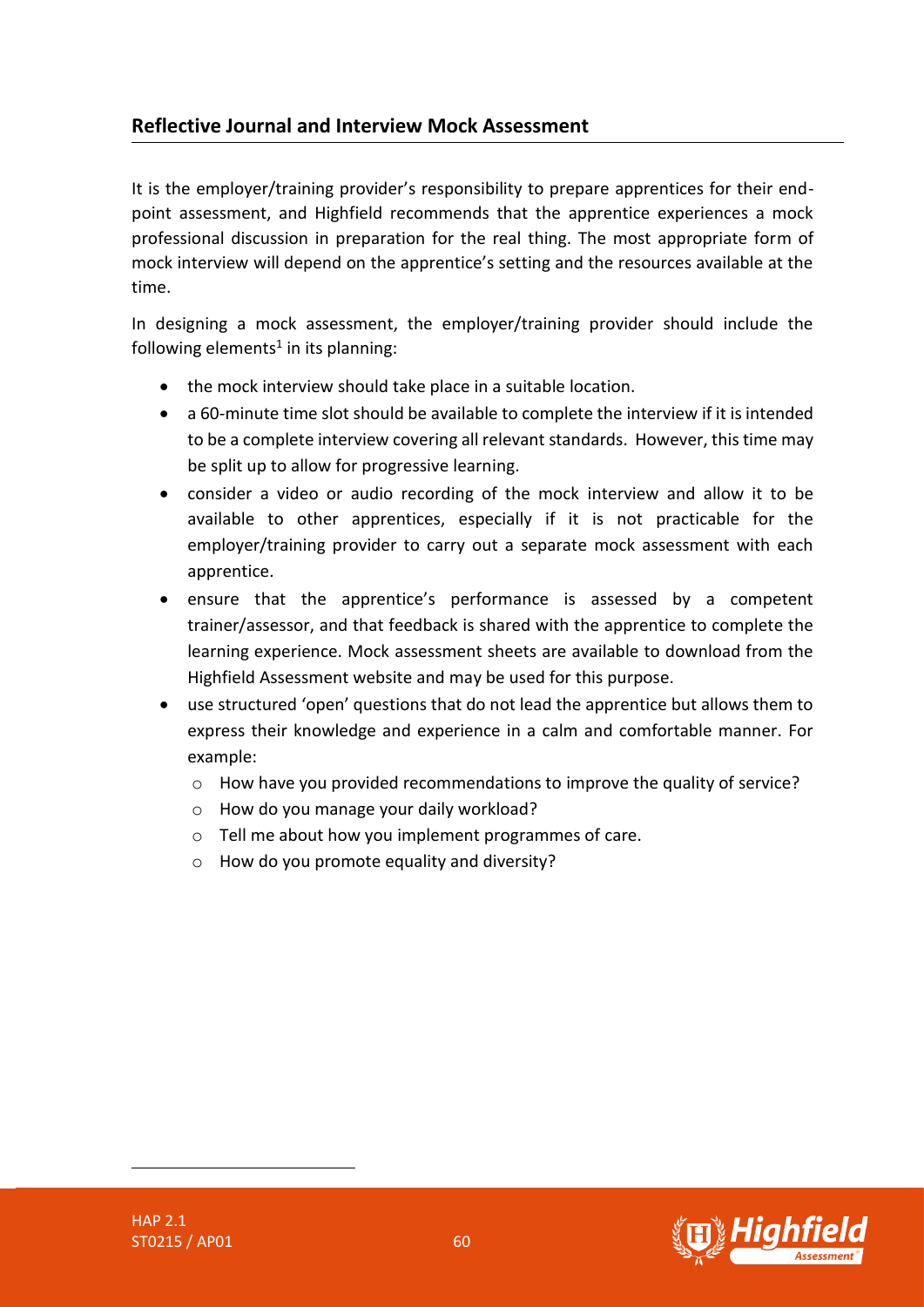## Reflective Journal and Interview Mock Assessment

It is the employer/training provider's responsibility to prepare apprentices for their end-point assessment, and Highfield recommends that the apprentice experiences a mock professional discussion in preparation for the real thing. The most appropriate form of mock interview will depend on the apprentice's setting and the resources available at the time.

In designing a mock assessment, the employer/training provider should include the following elements[1] in its planning:

- the mock interview should take place in a suitable location.
- a 60-minute time slot should be available to complete the interview if it is intended to be a complete interview covering all relevant standards. However, this time may be split up to allow for progressive learning.
- consider a video or audio recording of the mock interview and allow it to be available to other apprentices, especially if it is not practicable for the employer/training provider to carry out a separate mock assessment with each apprentice.
- ensure that the apprentice's performance is assessed by a competent trainer/assessor, and that feedback is shared with the apprentice to complete the learning experience. Mock assessment sheets are available to download from the Highfield Assessment website and may be used for this purpose.
- use structured 'open' questions that do not lead the apprentice but allows them to express their knowledge and experience in a calm and comfortable manner. For example:
  - How have you provided recommendations to improve the quality of service?
  - How do you manage your daily workload?
  - Tell me about how you implement programmes of care.
  - How do you promote equality and diversity?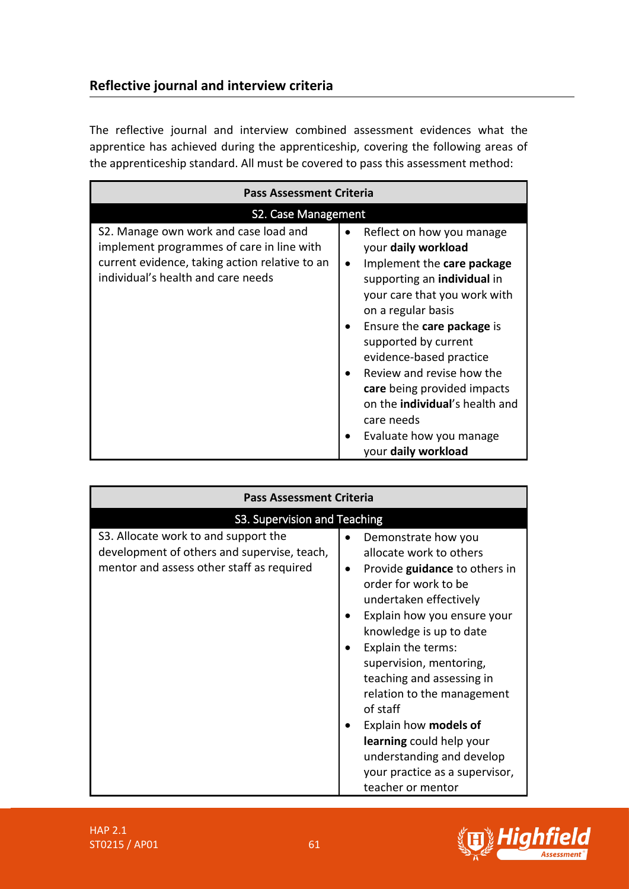## Reflective journal and interview criteria

The reflective journal and interview combined assessment evidences what the apprentice has achieved during the apprenticeship, covering the following areas of the apprenticeship standard. All must be covered to pass this assessment method:

| Pass Assessment Criteria | |
|---|---|
| **S2. Case Management** | |
| S2. Manage own work and case load and implement programmes of care in line with current evidence, taking action relative to an individual's health and care needs | • Reflect on how you manage your **daily workload**<br>• Implement the **care package** supporting an **individual** in your care that you work with on a regular basis<br>• Ensure the **care package** is supported by current evidence-based practice<br>• Review and revise how the **care** being provided impacts on the **individual**'s health and care needs<br>• Evaluate how you manage your **daily workload** |

| Pass Assessment Criteria | |
|---|---|
| **S3. Supervision and Teaching** | |
| S3. Allocate work to and support the development of others and supervise, teach, mentor and assess other staff as required | • Demonstrate how you allocate work to others<br>• Provide **guidance** to others in order for work to be undertaken effectively<br>• Explain how you ensure your knowledge is up to date<br>• Explain the terms: supervision, mentoring, teaching and assessing in relation to the management of staff<br>• Explain how **models of learning** could help your understanding and develop your practice as a supervisor, teacher or mentor |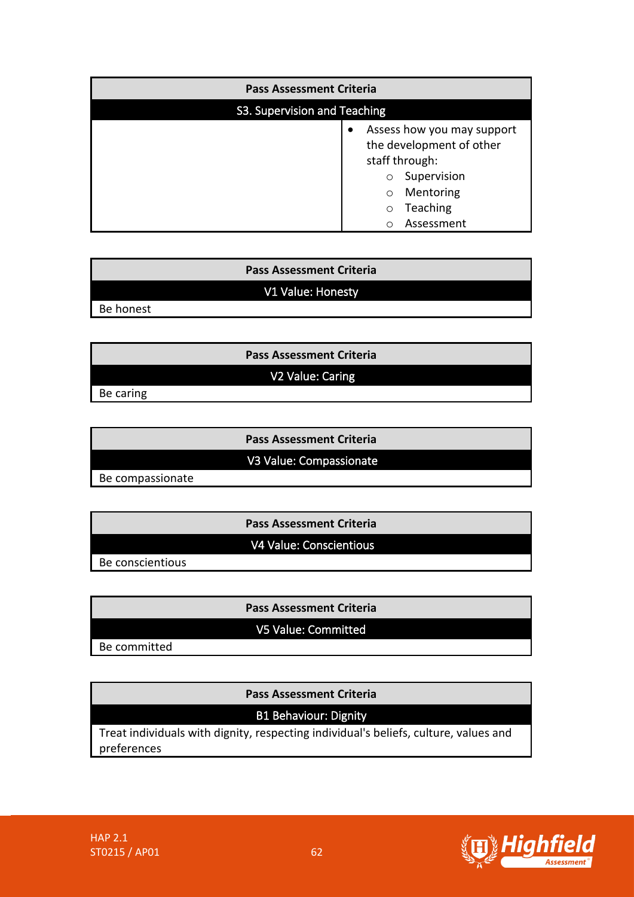| Pass Assessment Criteria | |
|---|---|
| S3. Supervision and Teaching | |
| | • Assess how you may support the development of other staff through:<br>○ Supervision<br>○ Mentoring<br>○ Teaching<br>○ Assessment |

| Pass Assessment Criteria |
|---|
| V1 Value: Honesty |
| Be honest |

| Pass Assessment Criteria |
|---|
| V2 Value: Caring |
| Be caring |

| Pass Assessment Criteria |
|---|
| V3 Value: Compassionate |
| Be compassionate |

| Pass Assessment Criteria |
|---|
| V4 Value: Conscientious |
| Be conscientious |

| Pass Assessment Criteria |
|---|
| V5 Value: Committed |
| Be committed |

| Pass Assessment Criteria |
|---|
| B1 Behaviour: Dignity |
| Treat individuals with dignity, respecting individual's beliefs, culture, values and preferences |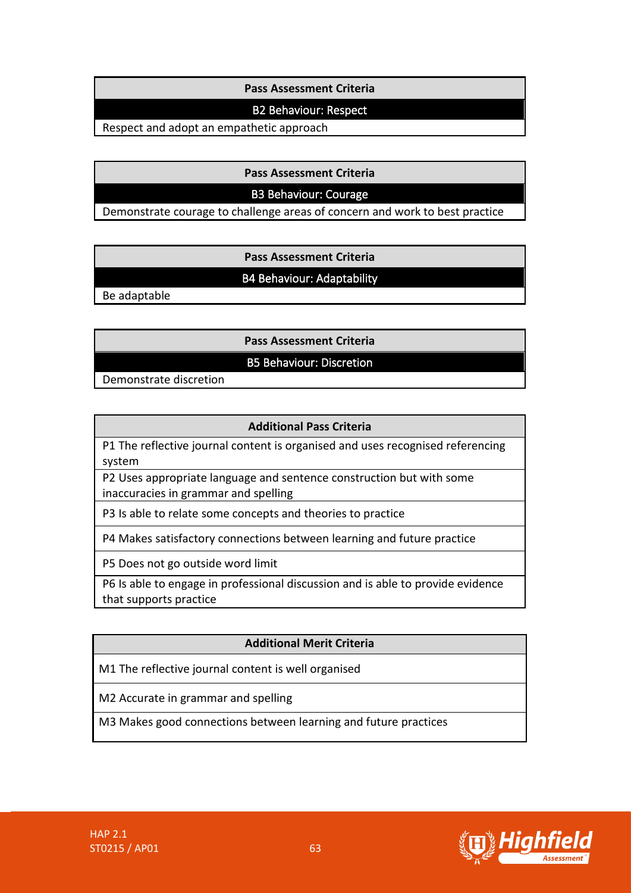| Pass Assessment Criteria |
| --- |
| **B2 Behaviour: Respect** |
| Respect and adopt an empathetic approach |

| Pass Assessment Criteria |
| --- |
| **B3 Behaviour: Courage** |
| Demonstrate courage to challenge areas of concern and work to best practice |

| Pass Assessment Criteria |
| --- |
| **B4 Behaviour: Adaptability** |
| Be adaptable |

| Pass Assessment Criteria |
| --- |
| **B5 Behaviour: Discretion** |
| Demonstrate discretion |

| Additional Pass Criteria |
| --- |
| P1 The reflective journal content is organised and uses recognised referencing system |
| P2 Uses appropriate language and sentence construction but with some inaccuracies in grammar and spelling |
| P3 Is able to relate some concepts and theories to practice |
| P4 Makes satisfactory connections between learning and future practice |
| P5 Does not go outside word limit |
| P6 Is able to engage in professional discussion and is able to provide evidence that supports practice |

| Additional Merit Criteria |
| --- |
| M1 The reflective journal content is well organised |
| M2 Accurate in grammar and spelling |
| M3 Makes good connections between learning and future practices |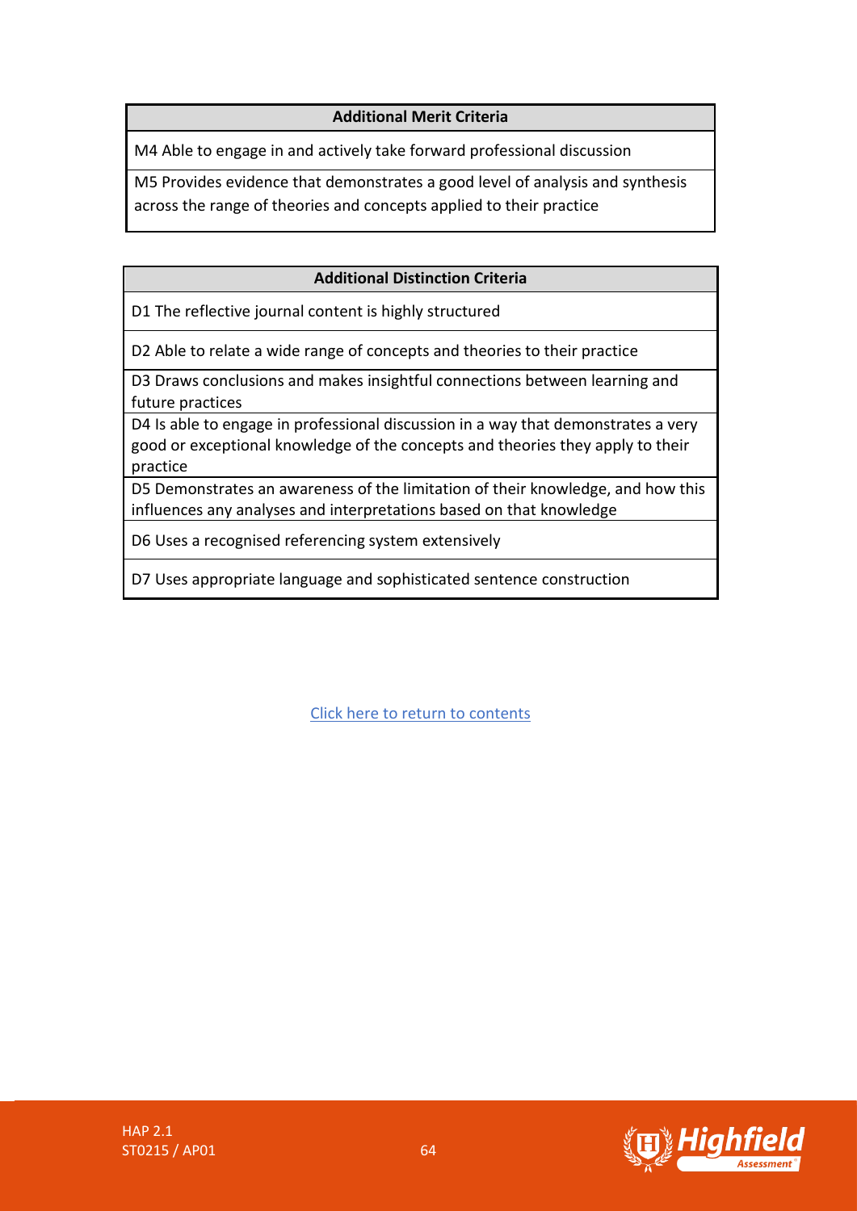| Additional Merit Criteria |
| --- |
| M4 Able to engage in and actively take forward professional discussion |
| M5 Provides evidence that demonstrates a good level of analysis and synthesis across the range of theories and concepts applied to their practice |

| Additional Distinction Criteria |
| --- |
| D1 The reflective journal content is highly structured |
| D2 Able to relate a wide range of concepts and theories to their practice |
| D3 Draws conclusions and makes insightful connections between learning and future practices |
| D4 Is able to engage in professional discussion in a way that demonstrates a very good or exceptional knowledge of the concepts and theories they apply to their practice |
| D5 Demonstrates an awareness of the limitation of their knowledge, and how this influences any analyses and interpretations based on that knowledge |
| D6 Uses a recognised referencing system extensively |
| D7 Uses appropriate language and sophisticated sentence construction |

Click here to return to contents